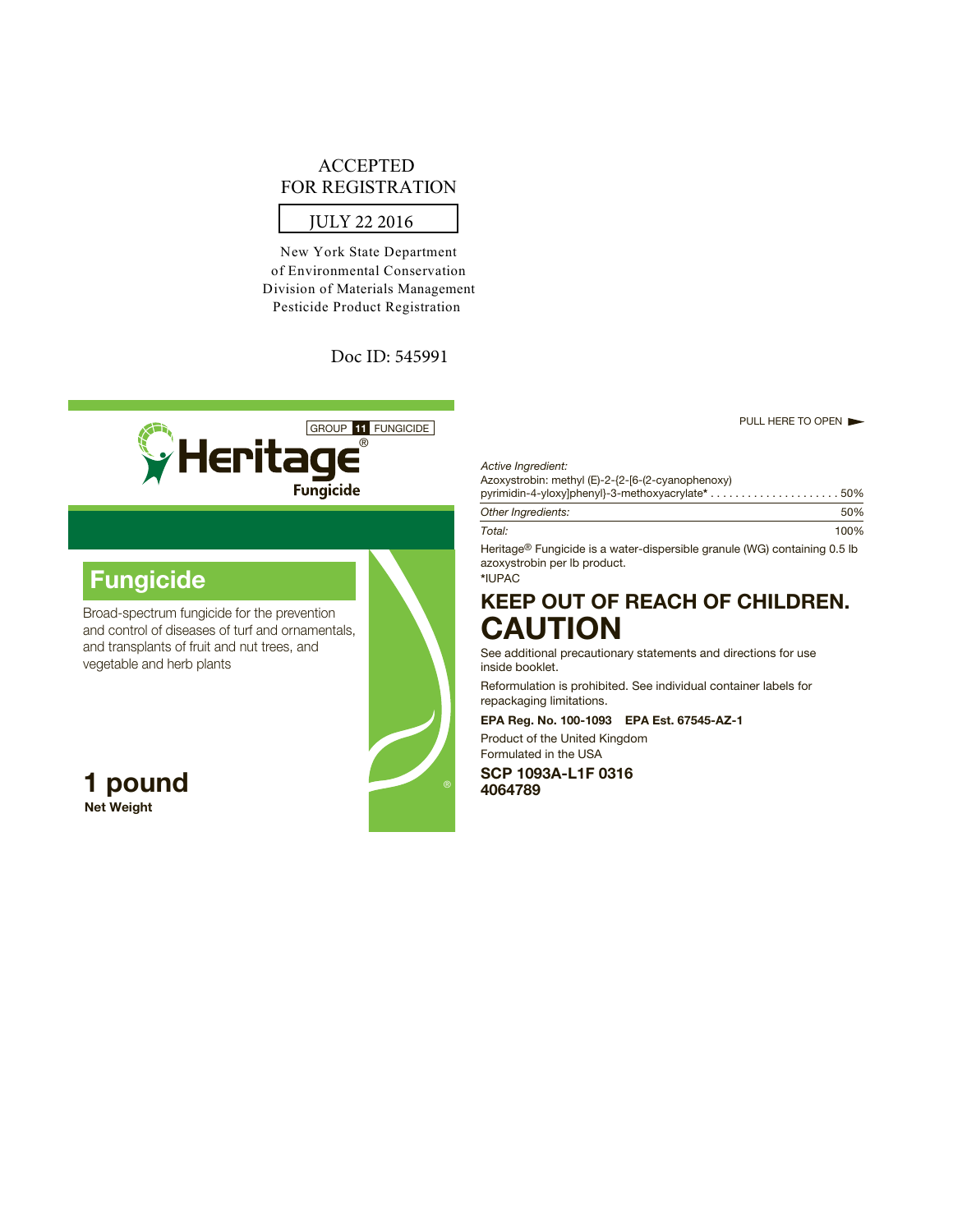ACCEPTED
FOR REGISTRATION

JULY 22 2016

New York State Department
of Environmental Conservation
Division of Materials Management
Pesticide Product Registration

Doc ID: 545991

GROUP **11** FUNGICIDE

# Heritage®
**Fungicide**

## Fungicide

Broad-spectrum fungicide for the prevention and control of diseases of turf and ornamentals, and transplants of fruit and nut trees, and vegetable and herb plants

**1 pound**
**Net Weight**

PULL HERE TO OPEN

| *Active Ingredient:* | |
|---|---|
| Azoxystrobin: methyl (E)-2-{2-[6-(2-cyanophenoxy) pyrimidin-4-yloxy]phenyl}-3-methoxyacrylate* | 50% |
| *Other Ingredients:* | 50% |
| *Total:* | 100% |

Heritage® Fungicide is a water-dispersible granule (WG) containing 0.5 lb azoxystrobin per lb product.

*IUPAC

## KEEP OUT OF REACH OF CHILDREN.
# CAUTION

See additional precautionary statements and directions for use inside booklet.

Reformulation is prohibited. See individual container labels for repackaging limitations.

**EPA Reg. No. 100-1093 EPA Est. 67545-AZ-1**

Product of the United Kingdom
Formulated in the USA

**SCP 1093A-L1F 0316**
**4064789**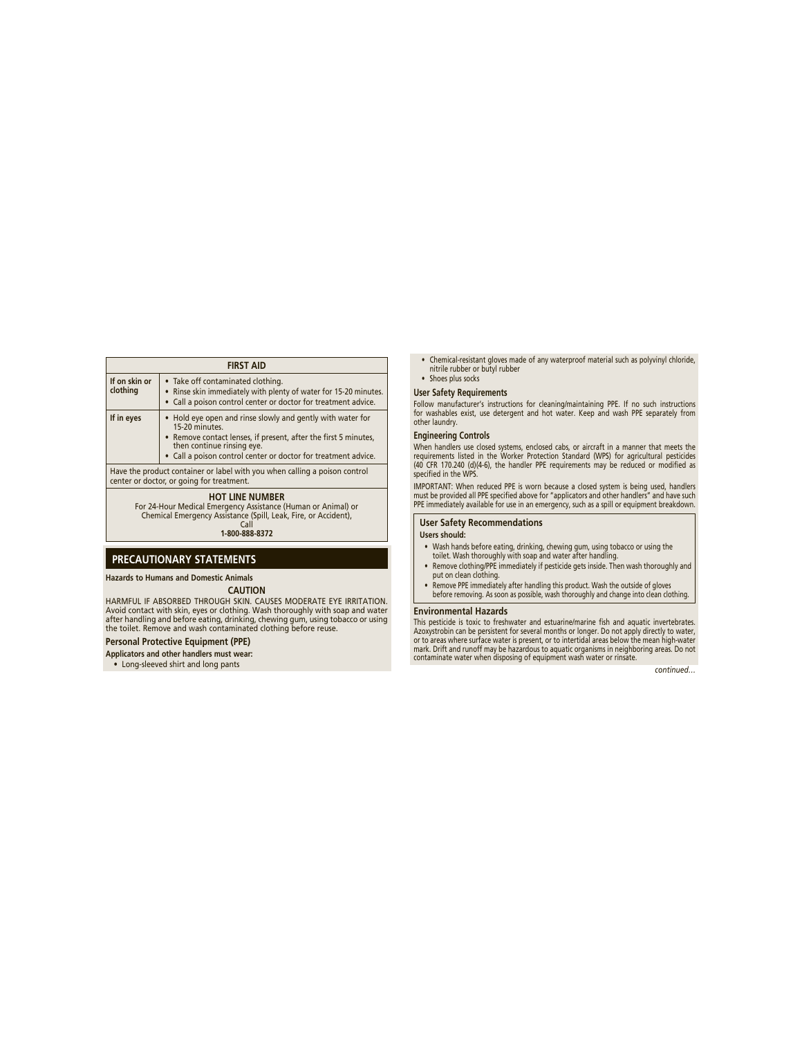| FIRST AID | |
|---|---|
| If on skin or clothing | • Take off contaminated clothing.<br>• Rinse skin immediately with plenty of water for 15-20 minutes.<br>• Call a poison control center or doctor for treatment advice. |
| If in eyes | • Hold eye open and rinse slowly and gently with water for 15-20 minutes.<br>• Remove contact lenses, if present, after the first 5 minutes, then continue rinsing eye.<br>• Call a poison control center or doctor for treatment advice. |
| Have the product container or label with you when calling a poison control center or doctor, or going for treatment. | |
| **HOT LINE NUMBER**<br>For 24-Hour Medical Emergency Assistance (Human or Animal) or Chemical Emergency Assistance (Spill, Leak, Fire, or Accident), Call<br>**1-800-888-8372** | |

## PRECAUTIONARY STATEMENTS

**Hazards to Humans and Domestic Animals**

**CAUTION**

HARMFUL IF ABSORBED THROUGH SKIN. CAUSES MODERATE EYE IRRITATION. Avoid contact with skin, eyes or clothing. Wash thoroughly with soap and water after handling and before eating, drinking, chewing gum, using tobacco or using the toilet. Remove and wash contaminated clothing before reuse.

### Personal Protective Equipment (PPE)

**Applicators and other handlers must wear:**

- Long-sleeved shirt and long pants
- Chemical-resistant gloves made of any waterproof material such as polyvinyl chloride, nitrile rubber or butyl rubber
- Shoes plus socks

### User Safety Requirements

Follow manufacturer's instructions for cleaning/maintaining PPE. If no such instructions for washables exist, use detergent and hot water. Keep and wash PPE separately from other laundry.

### Engineering Controls

When handlers use closed systems, enclosed cabs, or aircraft in a manner that meets the requirements listed in the Worker Protection Standard (WPS) for agricultural pesticides (40 CFR 170.240 (d)(4-6), the handler PPE requirements may be reduced or modified as specified in the WPS.

IMPORTANT: When reduced PPE is worn because a closed system is being used, handlers must be provided all PPE specified above for "applicators and other handlers" and have such PPE immediately available for use in an emergency, such as a spill or equipment breakdown.

### User Safety Recommendations

**Users should:**

- Wash hands before eating, drinking, chewing gum, using tobacco or using the toilet. Wash thoroughly with soap and water after handling.
- Remove clothing/PPE immediately if pesticide gets inside. Then wash thoroughly and put on clean clothing.
- Remove PPE immediately after handling this product. Wash the outside of gloves before removing. As soon as possible, wash thoroughly and change into clean clothing.

### Environmental Hazards

This pesticide is toxic to freshwater and estuarine/marine fish and aquatic invertebrates. Azoxystrobin can be persistent for several months or longer. Do not apply directly to water, or to areas where surface water is present, or to intertidal areas below the mean high-water mark. Drift and runoff may be hazardous to aquatic organisms in neighboring areas. Do not contaminate water when disposing of equipment wash water or rinsate.

*continued…*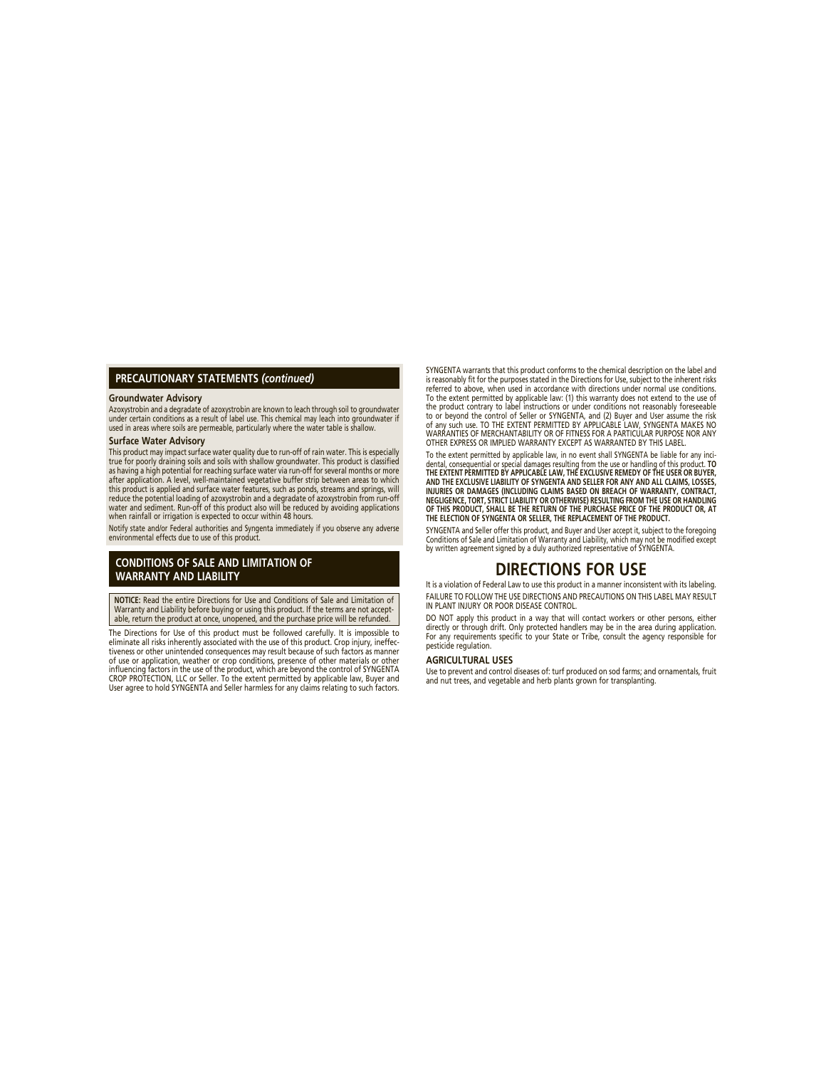## PRECAUTIONARY STATEMENTS *(continued)*

### Groundwater Advisory

Azoxystrobin and a degradate of azoxystrobin are known to leach through soil to groundwater under certain conditions as a result of label use. This chemical may leach into groundwater if used in areas where soils are permeable, particularly where the water table is shallow.

### Surface Water Advisory

This product may impact surface water quality due to run-off of rain water. This is especially true for poorly draining soils and soils with shallow groundwater. This product is classified as having a high potential for reaching surface water via run-off for several months or more after application. A level, well-maintained vegetative buffer strip between areas to which this product is applied and surface water features, such as ponds, streams and springs, will reduce the potential loading of azoxystrobin and a degradate of azoxystrobin from run-off water and sediment. Run-off of this product also will be reduced by avoiding applications when rainfall or irrigation is expected to occur within 48 hours.

Notify state and/or Federal authorities and Syngenta immediately if you observe any adverse environmental effects due to use of this product.

## CONDITIONS OF SALE AND LIMITATION OF WARRANTY AND LIABILITY

**NOTICE:** Read the entire Directions for Use and Conditions of Sale and Limitation of Warranty and Liability before buying or using this product. If the terms are not acceptable, return the product at once, unopened, and the purchase price will be refunded.

The Directions for Use of this product must be followed carefully. It is impossible to eliminate all risks inherently associated with the use of this product. Crop injury, ineffectiveness or other unintended consequences may result because of such factors as manner of use or application, weather or crop conditions, presence of other materials or other influencing factors in the use of the product, which are beyond the control of SYNGENTA CROP PROTECTION, LLC or Seller. To the extent permitted by applicable law, Buyer and User agree to hold SYNGENTA and Seller harmless for any claims relating to such factors.

SYNGENTA warrants that this product conforms to the chemical description on the label and is reasonably fit for the purposes stated in the Directions for Use, subject to the inherent risks referred to above, when used in accordance with directions under normal use conditions. To the extent permitted by applicable law: (1) this warranty does not extend to the use of the product contrary to label instructions or under conditions not reasonably foreseeable to or beyond the control of Seller or SYNGENTA, and (2) Buyer and User assume the risk of any such use. TO THE EXTENT PERMITTED BY APPLICABLE LAW, SYNGENTA MAKES NO WARRANTIES OF MERCHANTABILITY OR OF FITNESS FOR A PARTICULAR PURPOSE NOR ANY OTHER EXPRESS OR IMPLIED WARRANTY EXCEPT AS WARRANTED BY THIS LABEL.

To the extent permitted by applicable law, in no event shall SYNGENTA be liable for any incidental, consequential or special damages resulting from the use or handling of this product. **TO THE EXTENT PERMITTED BY APPLICABLE LAW, THE EXCLUSIVE REMEDY OF THE USER OR BUYER, AND THE EXCLUSIVE LIABILITY OF SYNGENTA AND SELLER FOR ANY AND ALL CLAIMS, LOSSES, INJURIES OR DAMAGES (INCLUDING CLAIMS BASED ON BREACH OF WARRANTY, CONTRACT, NEGLIGENCE, TORT, STRICT LIABILITY OR OTHERWISE) RESULTING FROM THE USE OR HANDLING OF THIS PRODUCT, SHALL BE THE RETURN OF THE PURCHASE PRICE OF THE PRODUCT OR, AT THE ELECTION OF SYNGENTA OR SELLER, THE REPLACEMENT OF THE PRODUCT.**

SYNGENTA and Seller offer this product, and Buyer and User accept it, subject to the foregoing Conditions of Sale and Limitation of Warranty and Liability, which may not be modified except by written agreement signed by a duly authorized representative of SYNGENTA.

# DIRECTIONS FOR USE

It is a violation of Federal Law to use this product in a manner inconsistent with its labeling.

FAILURE TO FOLLOW THE USE DIRECTIONS AND PRECAUTIONS ON THIS LABEL MAY RESULT IN PLANT INJURY OR POOR DISEASE CONTROL.

DO NOT apply this product in a way that will contact workers or other persons, either directly or through drift. Only protected handlers may be in the area during application. For any requirements specific to your State or Tribe, consult the agency responsible for pesticide regulation.

### AGRICULTURAL USES

Use to prevent and control diseases of: turf produced on sod farms; and ornamentals, fruit and nut trees, and vegetable and herb plants grown for transplanting.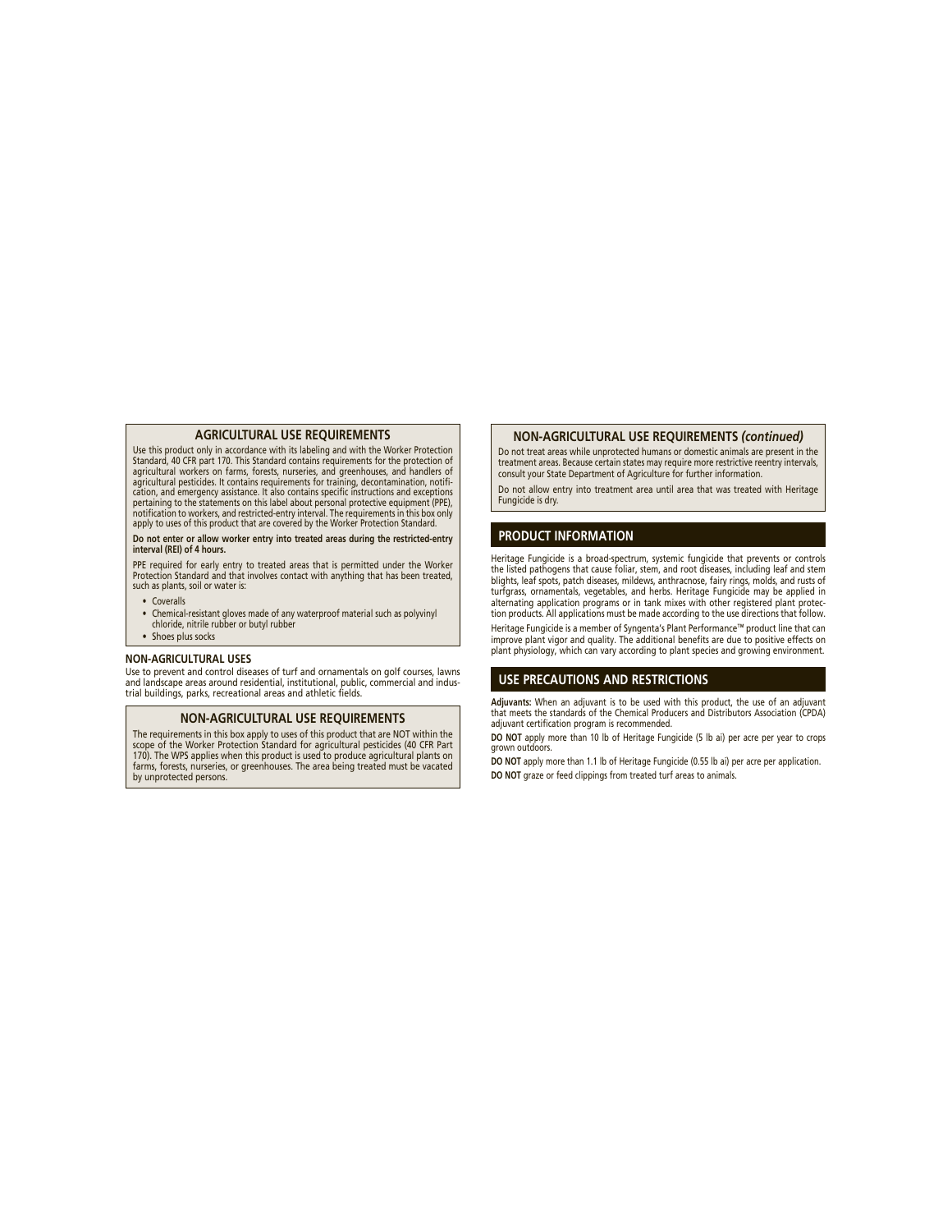## AGRICULTURAL USE REQUIREMENTS

Use this product only in accordance with its labeling and with the Worker Protection Standard, 40 CFR part 170. This Standard contains requirements for the protection of agricultural workers on farms, forests, nurseries, and greenhouses, and handlers of agricultural pesticides. It contains requirements for training, decontamination, notification, and emergency assistance. It also contains specific instructions and exceptions pertaining to the statements on this label about personal protective equipment (PPE), notification to workers, and restricted-entry interval. The requirements in this box only apply to uses of this product that are covered by the Worker Protection Standard.

**Do not enter or allow worker entry into treated areas during the restricted-entry interval (REI) of 4 hours.**

PPE required for early entry to treated areas that is permitted under the Worker Protection Standard and that involves contact with anything that has been treated, such as plants, soil or water is:

- Coveralls
- Chemical-resistant gloves made of any waterproof material such as polyvinyl chloride, nitrile rubber or butyl rubber
- Shoes plus socks

### NON-AGRICULTURAL USES

Use to prevent and control diseases of turf and ornamentals on golf courses, lawns and landscape areas around residential, institutional, public, commercial and industrial buildings, parks, recreational areas and athletic fields.

## NON-AGRICULTURAL USE REQUIREMENTS

The requirements in this box apply to uses of this product that are NOT within the scope of the Worker Protection Standard for agricultural pesticides (40 CFR Part 170). The WPS applies when this product is used to produce agricultural plants on farms, forests, nurseries, or greenhouses. The area being treated must be vacated by unprotected persons.

## NON-AGRICULTURAL USE REQUIREMENTS *(continued)*

Do not treat areas while unprotected humans or domestic animals are present in the treatment areas. Because certain states may require more restrictive reentry intervals, consult your State Department of Agriculture for further information.

Do not allow entry into treatment area until area that was treated with Heritage Fungicide is dry.

## PRODUCT INFORMATION

Heritage Fungicide is a broad-spectrum, systemic fungicide that prevents or controls the listed pathogens that cause foliar, stem, and root diseases, including leaf and stem blights, leaf spots, patch diseases, mildews, anthracnose, fairy rings, molds, and rusts of turfgrass, ornamentals, vegetables, and herbs. Heritage Fungicide may be applied in alternating application programs or in tank mixes with other registered plant protection products. All applications must be made according to the use directions that follow.

Heritage Fungicide is a member of Syngenta's Plant Performance™ product line that can improve plant vigor and quality. The additional benefits are due to positive effects on plant physiology, which can vary according to plant species and growing environment.

## USE PRECAUTIONS AND RESTRICTIONS

**Adjuvants:** When an adjuvant is to be used with this product, the use of an adjuvant that meets the standards of the Chemical Producers and Distributors Association (CPDA) adjuvant certification program is recommended.

**DO NOT** apply more than 10 lb of Heritage Fungicide (5 lb ai) per acre per year to crops grown outdoors.

**DO NOT** apply more than 1.1 lb of Heritage Fungicide (0.55 lb ai) per acre per application.

**DO NOT** graze or feed clippings from treated turf areas to animals.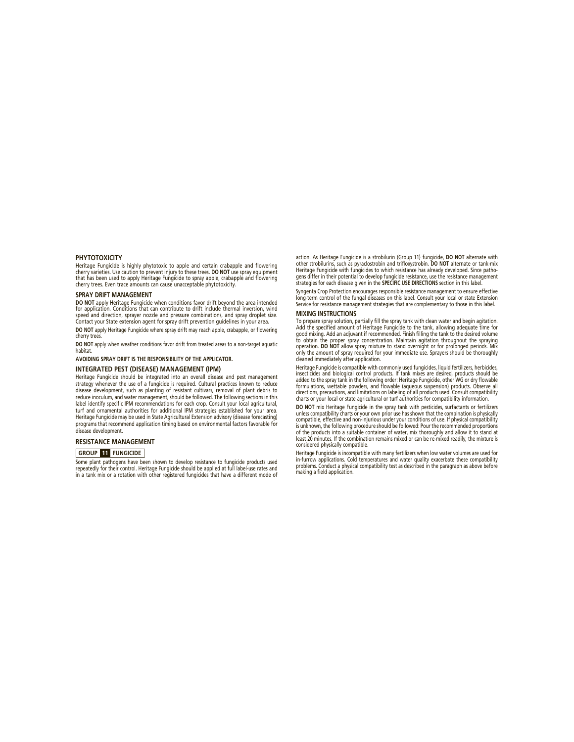## PHYTOTOXICITY

Heritage Fungicide is highly phytotoxic to apple and certain crabapple and flowering cherry varieties. Use caution to prevent injury to these trees. **DO NOT** use spray equipment that has been used to apply Heritage Fungicide to spray apple, crabapple and flowering cherry trees. Even trace amounts can cause unacceptable phytotoxicity.

## SPRAY DRIFT MANAGEMENT

**DO NOT** apply Heritage Fungicide when conditions favor drift beyond the area intended for application. Conditions that can contribute to drift include thermal inversion, wind speed and direction, sprayer nozzle and pressure combinations, and spray droplet size. Contact your State extension agent for spray drift prevention guidelines in your area.

**DO NOT** apply Heritage Fungicide where spray drift may reach apple, crabapple, or flowering cherry trees.

**DO NOT** apply when weather conditions favor drift from treated areas to a non-target aquatic habitat.

**AVOIDING SPRAY DRIFT IS THE RESPONSIBILITY OF THE APPLICATOR.**

## INTEGRATED PEST (DISEASE) MANAGEMENT (IPM)

Heritage Fungicide should be integrated into an overall disease and pest management strategy whenever the use of a fungicide is required. Cultural practices known to reduce disease development, such as planting of resistant cultivars, removal of plant debris to reduce inoculum, and water management, should be followed. The following sections in this label identify specific IPM recommendations for each crop. Consult your local agricultural, turf and ornamental authorities for additional IPM strategies established for your area. Heritage Fungicide may be used in State Agricultural Extension advisory (disease forecasting) programs that recommend application timing based on environmental factors favorable for disease development.

## RESISTANCE MANAGEMENT

**GROUP 11 FUNGICIDE**

Some plant pathogens have been shown to develop resistance to fungicide products used repeatedly for their control. Heritage Fungicide should be applied at full label-use rates and in a tank mix or a rotation with other registered fungicides that have a different mode of action. As Heritage Fungicide is a strobilurin (Group 11) fungicide, **DO NOT** alternate with other strobilurins, such as pyraclostrobin and trifloxystrobin. **DO NOT** alternate or tank-mix Heritage Fungicide with fungicides to which resistance has already developed. Since pathogens differ in their potential to develop fungicide resistance, use the resistance management strategies for each disease given in the **SPECIFIC USE DIRECTIONS** section in this label.

Syngenta Crop Protection encourages responsible resistance management to ensure effective long-term control of the fungal diseases on this label. Consult your local or state Extension Service for resistance management strategies that are complementary to those in this label.

## MIXING INSTRUCTIONS

To prepare spray solution, partially fill the spray tank with clean water and begin agitation. Add the specified amount of Heritage Fungicide to the tank, allowing adequate time for good mixing. Add an adjuvant if recommended. Finish filling the tank to the desired volume to obtain the proper spray concentration. Maintain agitation throughout the spraying operation. **DO NOT** allow spray mixture to stand overnight or for prolonged periods. Mix only the amount of spray required for your immediate use. Sprayers should be thoroughly cleaned immediately after application.

Heritage Fungicide is compatible with commonly used fungicides, liquid fertilizers, herbicides, insecticides and biological control products. If tank mixes are desired, products should be added to the spray tank in the following order: Heritage Fungicide, other WG or dry flowable formulations, wettable powders, and flowable (aqueous suspension) products. Observe all directions, precautions, and limitations on labeling of all products used. Consult compatibility charts or your local or state agricultural or turf authorities for compatibility information.

**DO NOT** mix Heritage Fungicide in the spray tank with pesticides, surfactants or fertilizers unless compatibility charts or your own prior use has shown that the combination is physically compatible, effective and non-injurious under your conditions of use. If physical compatibility is unknown, the following procedure should be followed: Pour the recommended proportions of the products into a suitable container of water, mix thoroughly and allow it to stand at least 20 minutes. If the combination remains mixed or can be re-mixed readily, the mixture is considered physically compatible.

Heritage Fungicide is incompatible with many fertilizers when low water volumes are used for in-furrow applications. Cold temperatures and water quality exacerbate these compatibility problems. Conduct a physical compatibility test as described in the paragraph as above before making a field application.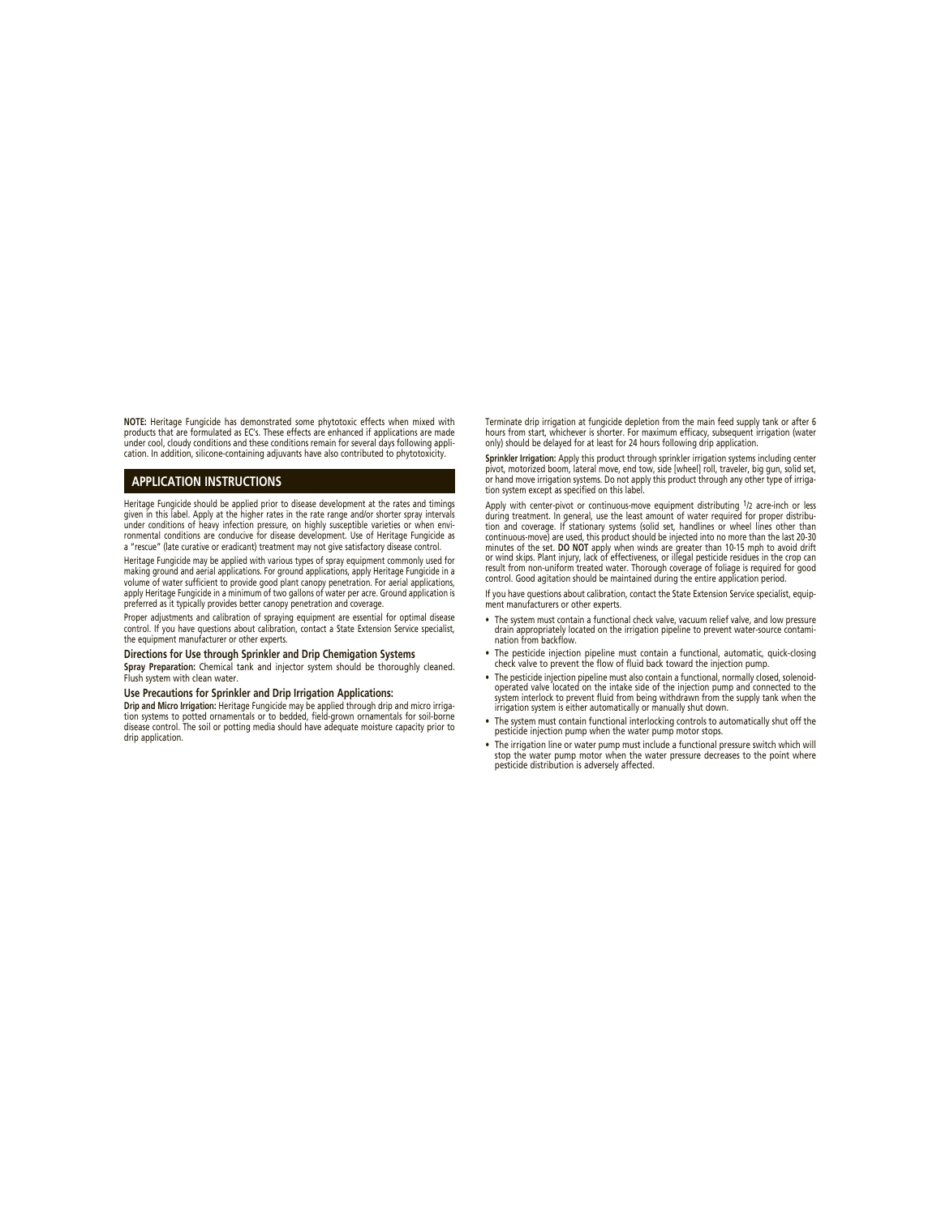**NOTE:** Heritage Fungicide has demonstrated some phytotoxic effects when mixed with products that are formulated as EC's. These effects are enhanced if applications are made under cool, cloudy conditions and these conditions remain for several days following application. In addition, silicone-containing adjuvants have also contributed to phytotoxicity.

## APPLICATION INSTRUCTIONS

Heritage Fungicide should be applied prior to disease development at the rates and timings given in this label. Apply at the higher rates in the rate range and/or shorter spray intervals under conditions of heavy infection pressure, on highly susceptible varieties or when environmental conditions are conducive for disease development. Use of Heritage Fungicide as a "rescue" (late curative or eradicant) treatment may not give satisfactory disease control.

Heritage Fungicide may be applied with various types of spray equipment commonly used for making ground and aerial applications. For ground applications, apply Heritage Fungicide in a volume of water sufficient to provide good plant canopy penetration. For aerial applications, apply Heritage Fungicide in a minimum of two gallons of water per acre. Ground application is preferred as it typically provides better canopy penetration and coverage.

Proper adjustments and calibration of spraying equipment are essential for optimal disease control. If you have questions about calibration, contact a State Extension Service specialist, the equipment manufacturer or other experts.

### Directions for Use through Sprinkler and Drip Chemigation Systems

**Spray Preparation:** Chemical tank and injector system should be thoroughly cleaned. Flush system with clean water.

### Use Precautions for Sprinkler and Drip Irrigation Applications:

**Drip and Micro Irrigation:** Heritage Fungicide may be applied through drip and micro irrigation systems to potted ornamentals or to bedded, field-grown ornamentals for soil-borne disease control. The soil or potting media should have adequate moisture capacity prior to drip application.

Terminate drip irrigation at fungicide depletion from the main feed supply tank or after 6 hours from start, whichever is shorter. For maximum efficacy, subsequent irrigation (water only) should be delayed for at least for 24 hours following drip application.

**Sprinkler Irrigation:** Apply this product through sprinkler irrigation systems including center pivot, motorized boom, lateral move, end tow, side [wheel] roll, traveler, big gun, solid set, or hand move irrigation systems. Do not apply this product through any other type of irrigation system except as specified on this label.

Apply with center-pivot or continuous-move equipment distributing 1/2 acre-inch or less during treatment. In general, use the least amount of water required for proper distribution and coverage. If stationary systems (solid set, handlines or wheel lines other than continuous-move) are used, this product should be injected into no more than the last 20-30 minutes of the set. **DO NOT** apply when winds are greater than 10-15 mph to avoid drift or wind skips. Plant injury, lack of effectiveness, or illegal pesticide residues in the crop can result from non-uniform treated water. Thorough coverage of foliage is required for good control. Good agitation should be maintained during the entire application period.

If you have questions about calibration, contact the State Extension Service specialist, equipment manufacturers or other experts.

- The system must contain a functional check valve, vacuum relief valve, and low pressure drain appropriately located on the irrigation pipeline to prevent water-source contamination from backflow.
- The pesticide injection pipeline must contain a functional, automatic, quick-closing check valve to prevent the flow of fluid back toward the injection pump.
- The pesticide injection pipeline must also contain a functional, normally closed, solenoid-operated valve located on the intake side of the injection pump and connected to the system interlock to prevent fluid from being withdrawn from the supply tank when the irrigation system is either automatically or manually shut down.
- The system must contain functional interlocking controls to automatically shut off the pesticide injection pump when the water pump motor stops.
- The irrigation line or water pump must include a functional pressure switch which will stop the water pump motor when the water pressure decreases to the point where pesticide distribution is adversely affected.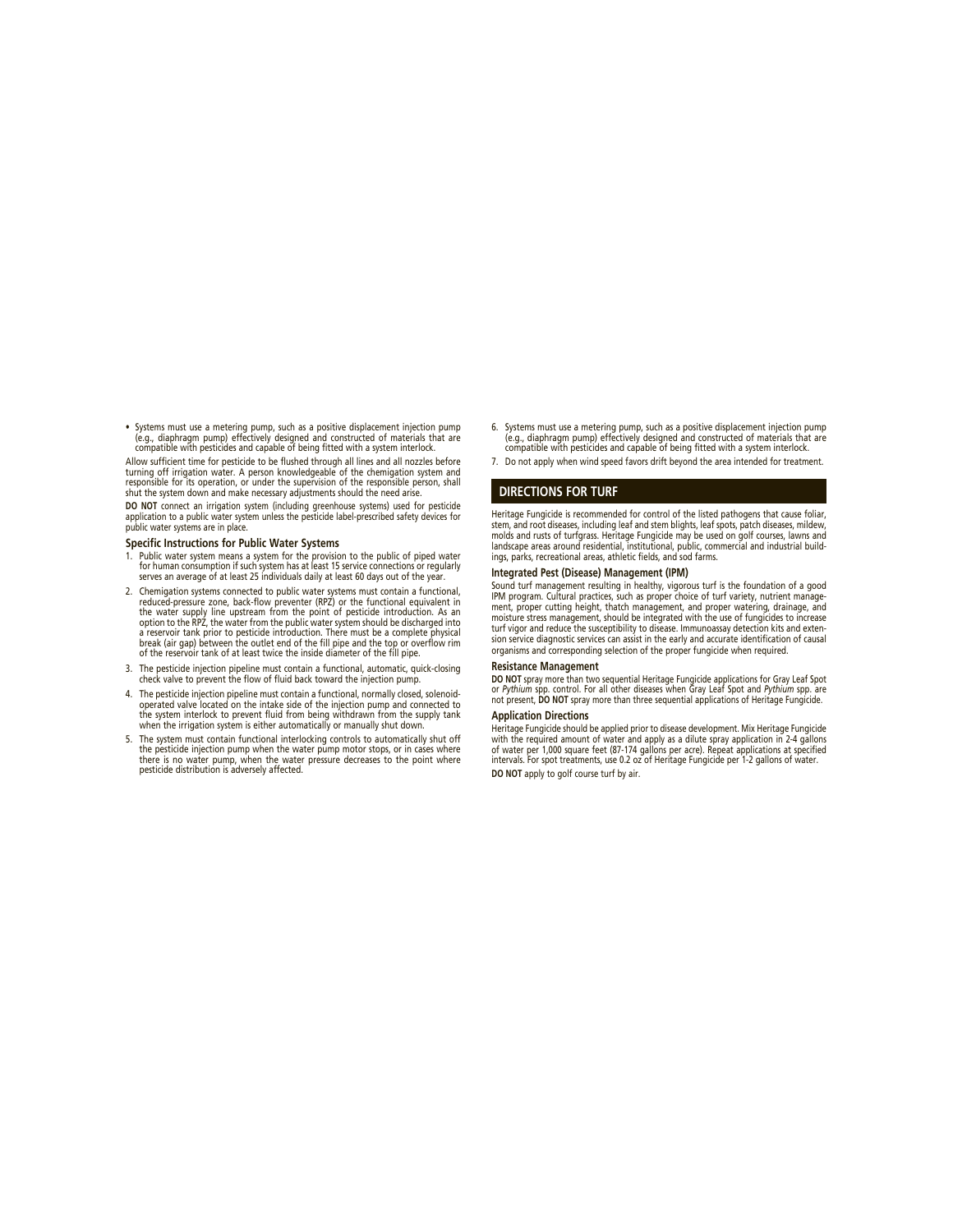- Systems must use a metering pump, such as a positive displacement injection pump (e.g., diaphragm pump) effectively designed and constructed of materials that are compatible with pesticides and capable of being fitted with a system interlock.

Allow sufficient time for pesticide to be flushed through all lines and all nozzles before turning off irrigation water. A person knowledgeable of the chemigation system and responsible for its operation, or under the supervision of the responsible person, shall shut the system down and make necessary adjustments should the need arise.

**DO NOT** connect an irrigation system (including greenhouse systems) used for pesticide application to a public water system unless the pesticide label-prescribed safety devices for public water systems are in place.

### Specific Instructions for Public Water Systems

1. Public water system means a system for the provision to the public of piped water for human consumption if such system has at least 15 service connections or regularly serves an average of at least 25 individuals daily at least 60 days out of the year.
2. Chemigation systems connected to public water systems must contain a functional, reduced-pressure zone, back-flow preventer (RPZ) or the functional equivalent in the water supply line upstream from the point of pesticide introduction. As an option to the RPZ, the water from the public water system should be discharged into a reservoir tank prior to pesticide introduction. There must be a complete physical break (air gap) between the outlet end of the fill pipe and the top or overflow rim of the reservoir tank of at least twice the inside diameter of the fill pipe.
3. The pesticide injection pipeline must contain a functional, automatic, quick-closing check valve to prevent the flow of fluid back toward the injection pump.
4. The pesticide injection pipeline must contain a functional, normally closed, solenoid-operated valve located on the intake side of the injection pump and connected to the system interlock to prevent fluid from being withdrawn from the supply tank when the irrigation system is either automatically or manually shut down.
5. The system must contain functional interlocking controls to automatically shut off the pesticide injection pump when the water pump motor stops, or in cases where there is no water pump, when the water pressure decreases to the point where pesticide distribution is adversely affected.
6. Systems must use a metering pump, such as a positive displacement injection pump (e.g., diaphragm pump) effectively designed and constructed of materials that are compatible with pesticides and capable of being fitted with a system interlock.
7. Do not apply when wind speed favors drift beyond the area intended for treatment.

## DIRECTIONS FOR TURF

Heritage Fungicide is recommended for control of the listed pathogens that cause foliar, stem, and root diseases, including leaf and stem blights, leaf spots, patch diseases, mildew, molds and rusts of turfgrass. Heritage Fungicide may be used on golf courses, lawns and landscape areas around residential, institutional, public, commercial and industrial buildings, parks, recreational areas, athletic fields, and sod farms.

### Integrated Pest (Disease) Management (IPM)

Sound turf management resulting in healthy, vigorous turf is the foundation of a good IPM program. Cultural practices, such as proper choice of turf variety, nutrient management, proper cutting height, thatch management, and proper watering, drainage, and moisture stress management, should be integrated with the use of fungicides to increase turf vigor and reduce the susceptibility to disease. Immunoassay detection kits and extension service diagnostic services can assist in the early and accurate identification of causal organisms and corresponding selection of the proper fungicide when required.

### Resistance Management

**DO NOT** spray more than two sequential Heritage Fungicide applications for Gray Leaf Spot or *Pythium* spp. control. For all other diseases when Gray Leaf Spot and *Pythium* spp. are not present, **DO NOT** spray more than three sequential applications of Heritage Fungicide.

### Application Directions

Heritage Fungicide should be applied prior to disease development. Mix Heritage Fungicide with the required amount of water and apply as a dilute spray application in 2-4 gallons of water per 1,000 square feet (87-174 gallons per acre). Repeat applications at specified intervals. For spot treatments, use 0.2 oz of Heritage Fungicide per 1-2 gallons of water.

**DO NOT** apply to golf course turf by air.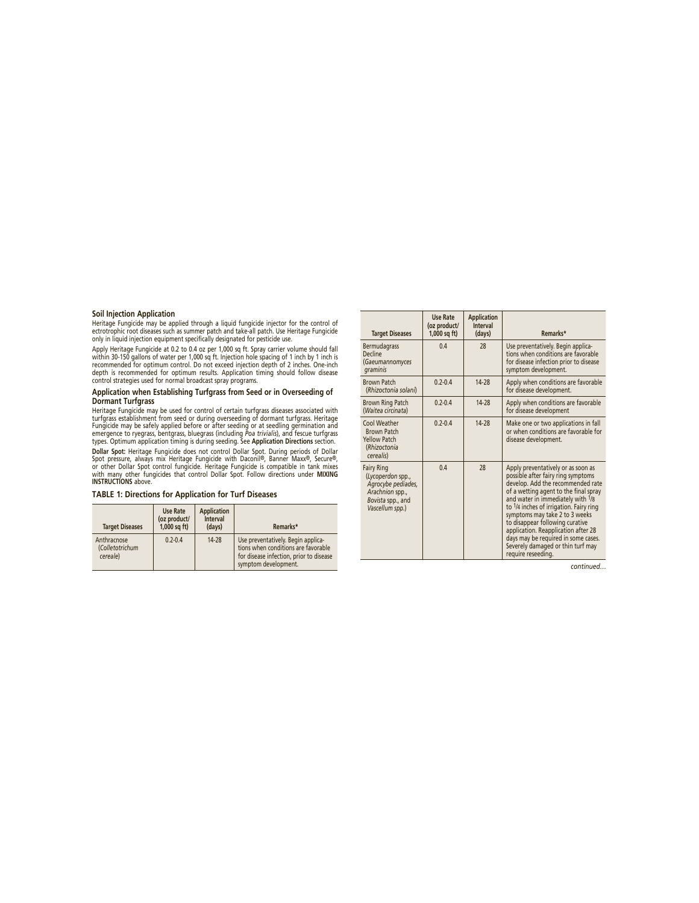### Soil Injection Application

Heritage Fungicide may be applied through a liquid fungicide injector for the control of ectrotrophic root diseases such as summer patch and take-all patch. Use Heritage Fungicide only in liquid injection equipment specifically designated for pesticide use.

Apply Heritage Fungicide at 0.2 to 0.4 oz per 1,000 sq ft. Spray carrier volume should fall within 30-150 gallons of water per 1,000 sq ft. Injection hole spacing of 1 inch by 1 inch is recommended for optimum control. Do not exceed injection depth of 2 inches. One-inch depth is recommended for optimum results. Application timing should follow disease control strategies used for normal broadcast spray programs.

### Application when Establishing Turfgrass from Seed or in Overseeding of Dormant Turfgrass

Heritage Fungicide may be used for control of certain turfgrass diseases associated with turfgrass establishment from seed or during overseeding of dormant turfgrass. Heritage Fungicide may be safely applied before or after seeding or at seedling germination and emergence to ryegrass, bentgrass, bluegrass (including *Poa trivialis*), and fescue turfgrass types. Optimum application timing is during seeding. See **Application Directions** section.

**Dollar Spot:** Heritage Fungicide does not control Dollar Spot. During periods of Dollar Spot pressure, always mix Heritage Fungicide with Daconil®, Banner Maxx®, Secure®, or other Dollar Spot control fungicide. Heritage Fungicide is compatible in tank mixes with many other fungicides that control Dollar Spot. Follow directions under **MIXING INSTRUCTIONS** above.

### TABLE 1: Directions for Application for Turf Diseases

| Target Diseases | Use Rate (oz product/ 1,000 sq ft) | Application Interval (days) | Remarks* |
|---|---|---|---|
| Anthracnose (*Colletotrichum cereale*) | 0.2-0.4 | 14-28 | Use preventatively. Begin applications when conditions are favorable for disease infection, prior to disease symptom development. |
| Bermudagrass Decline (*Gaeumannomyces graminis* | 0.4 | 28 | Use preventatively. Begin applications when conditions are favorable for disease infection prior to disease symptom development. |
| Brown Patch (*Rhizoctonia solani*) | 0.2-0.4 | 14-28 | Apply when conditions are favorable for disease development. |
| Brown Ring Patch (*Waitea circinata*) | 0.2-0.4 | 14-28 | Apply when conditions are favorable for disease development |
| Cool Weather Brown Patch Yellow Patch (*Rhizoctonia cerealis*) | 0.2-0.4 | 14-28 | Make one or two applications in fall or when conditions are favorable for disease development. |
| Fairy Ring (*Lycoperdon* spp., *Agrocybe pediades*, *Arachnion* spp., *Bovista* spp., and *Vascellum* spp.) | 0.4 | 28 | Apply preventatively or as soon as possible after fairy ring symptoms develop. Add the recommended rate of a wetting agent to the final spray and water in immediately with 1/8 to 1/4 inches of irrigation. Fairy ring symptoms may take 2 to 3 weeks to disappear following curative application. Reapplication after 28 days may be required in some cases. Severely damaged or thin turf may require reseeding. |

*continued…*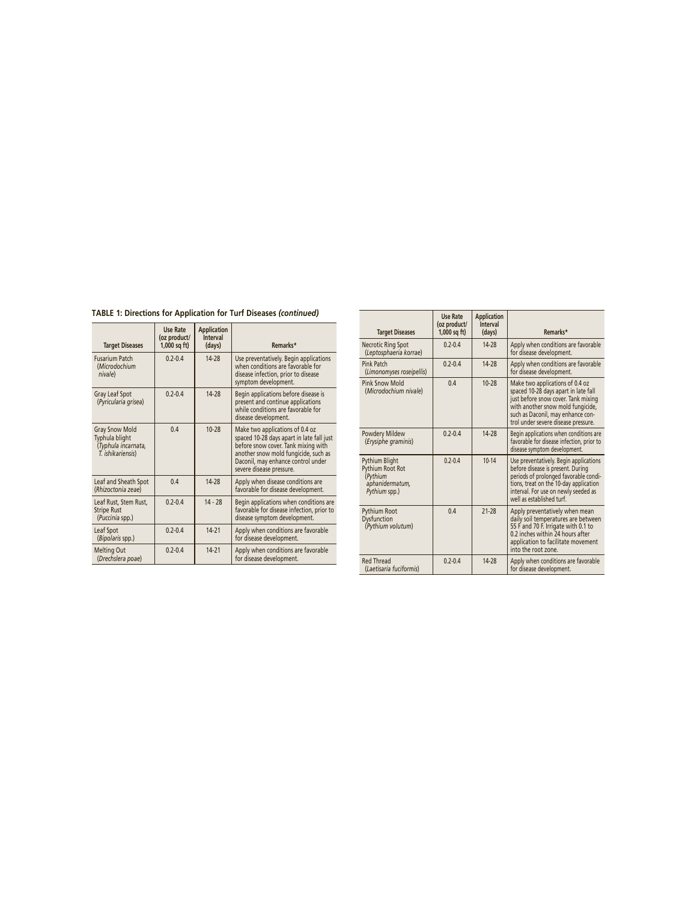**TABLE 1: Directions for Application for Turf Diseases *(continued)***

| Target Diseases | Use Rate (oz product/ 1,000 sq ft) | Application Interval (days) | Remarks* |
|---|---|---|---|
| Fusarium Patch (*Microdochium nivale*) | 0.2-0.4 | 14-28 | Use preventatively. Begin applications when conditions are favorable for disease infection, prior to disease symptom development. |
| Gray Leaf Spot (*Pyricularia grisea*) | 0.2-0.4 | 14-28 | Begin applications before disease is present and continue applications while conditions are favorable for disease development. |
| Gray Snow Mold Typhula blight (*Typhula incarnata, T. ishikariensis*) | 0.4 | 10-28 | Make two applications of 0.4 oz spaced 10-28 days apart in late fall just before snow cover. Tank mixing with another snow mold fungicide, such as Daconil, may enhance control under severe disease pressure. |
| Leaf and Sheath Spot (*Rhizoctonia zeae*) | 0.4 | 14-28 | Apply when disease conditions are favorable for disease development. |
| Leaf Rust, Stem Rust, Stripe Rust (*Puccinia* spp.) | 0.2-0.4 | 14 - 28 | Begin applications when conditions are favorable for disease infection, prior to disease symptom development. |
| Leaf Spot (*Bipolaris* spp.) | 0.2-0.4 | 14-21 | Apply when conditions are favorable for disease development. |
| Melting Out (*Drechslera poae*) | 0.2-0.4 | 14-21 | Apply when conditions are favorable for disease development. |
| Necrotic Ring Spot (*Leptosphaeria korrae*) | 0.2-0.4 | 14-28 | Apply when conditions are favorable for disease development. |
| Pink Patch (*Limonomyses roseipellis*) | 0.2-0.4 | 14-28 | Apply when conditions are favorable for disease development. |
| Pink Snow Mold (*Microdochium nivale*) | 0.4 | 10-28 | Make two applications of 0.4 oz spaced 10-28 days apart in late fall just before snow cover. Tank mixing with another snow mold fungicide, such as Daconil, may enhance control under severe disease pressure. |
| Powdery Mildew (*Erysiphe graminis*) | 0.2-0.4 | 14-28 | Begin applications when conditions are favorable for disease infection, prior to disease symptom development. |
| Pythium Blight Pythium Root Rot (*Pythium aphanidermatum, Pythium* spp.) | 0.2-0.4 | 10-14 | Use preventatively. Begin applications before disease is present. During periods of prolonged favorable conditions, treat on the 10-day application interval. For use on newly seeded as well as established turf. |
| Pythium Root Dysfunction (*Pythium volutum*) | 0.4 | 21-28 | Apply preventatively when mean daily soil temperatures are between 55 F and 70 F. Irrigate with 0.1 to 0.2 inches within 24 hours after application to facilitate movement into the root zone. |
| Red Thread (*Laetisaria fuciformis*) | 0.2-0.4 | 14-28 | Apply when conditions are favorable for disease development. |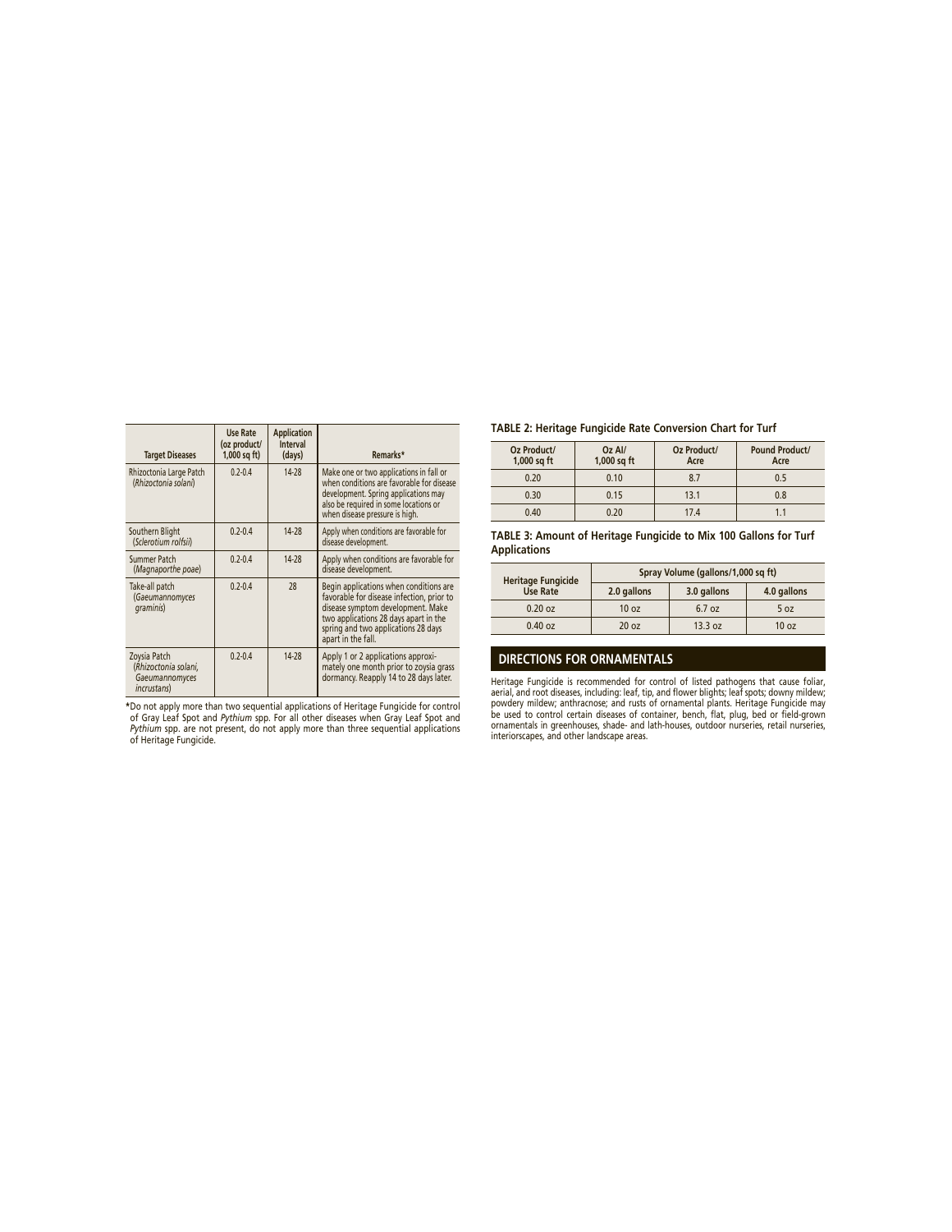| Target Diseases | Use Rate (oz product/ 1,000 sq ft) | Application Interval (days) | Remarks* |
|---|---|---|---|
| Rhizoctonia Large Patch (*Rhizoctonia solani*) | 0.2-0.4 | 14-28 | Make one or two applications in fall or when conditions are favorable for disease development. Spring applications may also be required in some locations or when disease pressure is high. |
| Southern Blight (*Sclerotium rolfsii*) | 0.2-0.4 | 14-28 | Apply when conditions are favorable for disease development. |
| Summer Patch (*Magnaporthe poae*) | 0.2-0.4 | 14-28 | Apply when conditions are favorable for disease development. |
| Take-all patch (*Gaeumannomyces graminis*) | 0.2-0.4 | 28 | Begin applications when conditions are favorable for disease infection, prior to disease symptom development. Make two applications 28 days apart in the spring and two applications 28 days apart in the fall. |
| Zoysia Patch (*Rhizoctonia solani, Gaeumannomyces incrustans*) | 0.2-0.4 | 14-28 | Apply 1 or 2 applications approximately one month prior to zoysia grass dormancy. Reapply 14 to 28 days later. |

*Do not apply more than two sequential applications of Heritage Fungicide for control of Gray Leaf Spot and *Pythium* spp. For all other diseases when Gray Leaf Spot and *Pythium* spp. are not present, do not apply more than three sequential applications of Heritage Fungicide.

**TABLE 2: Heritage Fungicide Rate Conversion Chart for Turf**

| Oz Product/ 1,000 sq ft | Oz AI/ 1,000 sq ft | Oz Product/ Acre | Pound Product/ Acre |
|---|---|---|---|
| 0.20 | 0.10 | 8.7 | 0.5 |
| 0.30 | 0.15 | 13.1 | 0.8 |
| 0.40 | 0.20 | 17.4 | 1.1 |

**TABLE 3: Amount of Heritage Fungicide to Mix 100 Gallons for Turf Applications**

| Heritage Fungicide Use Rate | Spray Volume (gallons/1,000 sq ft) | | |
|---|---|---|---|
| | 2.0 gallons | 3.0 gallons | 4.0 gallons |
| 0.20 oz | 10 oz | 6.7 oz | 5 oz |
| 0.40 oz | 20 oz | 13.3 oz | 10 oz |

## DIRECTIONS FOR ORNAMENTALS

Heritage Fungicide is recommended for control of listed pathogens that cause foliar, aerial, and root diseases, including: leaf, tip, and flower blights; leaf spots; downy mildew; powdery mildew; anthracnose; and rusts of ornamental plants. Heritage Fungicide may be used to control certain diseases of container, bench, flat, plug, bed or field-grown ornamentals in greenhouses, shade- and lath-houses, outdoor nurseries, retail nurseries, interiorscapes, and other landscape areas.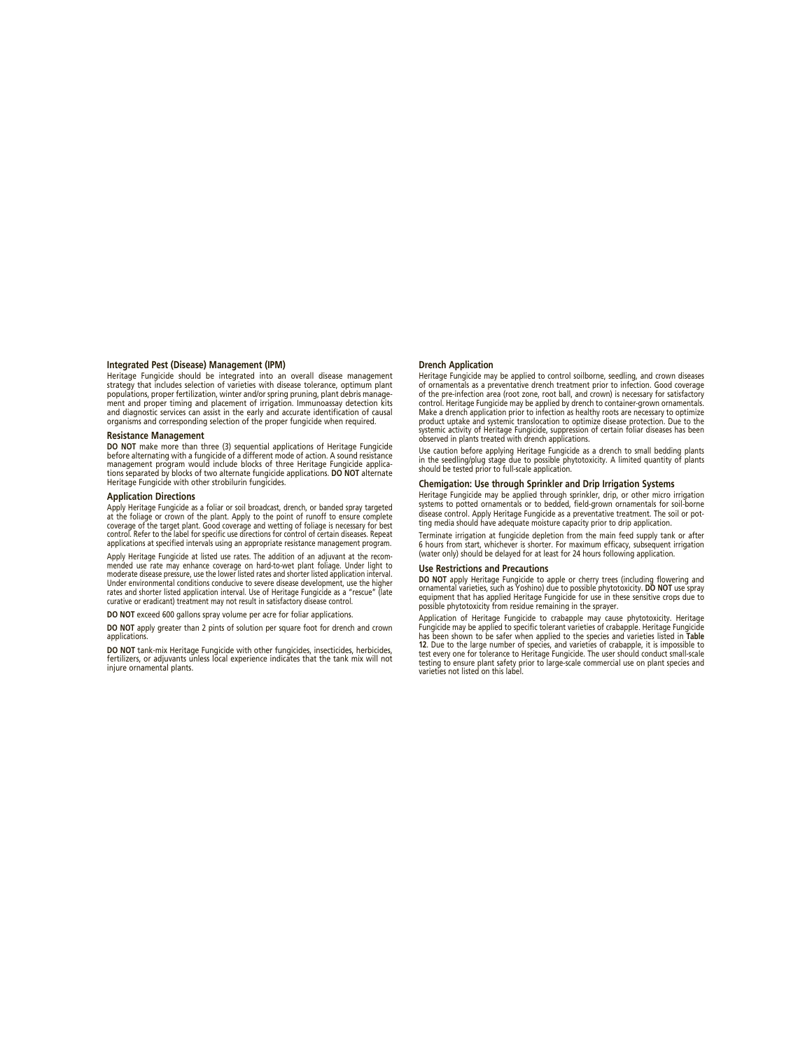### Integrated Pest (Disease) Management (IPM)

Heritage Fungicide should be integrated into an overall disease management strategy that includes selection of varieties with disease tolerance, optimum plant populations, proper fertilization, winter and/or spring pruning, plant debris management and proper timing and placement of irrigation. Immunoassay detection kits and diagnostic services can assist in the early and accurate identification of causal organisms and corresponding selection of the proper fungicide when required.

### Resistance Management

**DO NOT** make more than three (3) sequential applications of Heritage Fungicide before alternating with a fungicide of a different mode of action. A sound resistance management program would include blocks of three Heritage Fungicide applications separated by blocks of two alternate fungicide applications. **DO NOT** alternate Heritage Fungicide with other strobilurin fungicides.

### Application Directions

Apply Heritage Fungicide as a foliar or soil broadcast, drench, or banded spray targeted at the foliage or crown of the plant. Apply to the point of runoff to ensure complete coverage of the target plant. Good coverage and wetting of foliage is necessary for best control. Refer to the label for specific use directions for control of certain diseases. Repeat applications at specified intervals using an appropriate resistance management program.

Apply Heritage Fungicide at listed use rates. The addition of an adjuvant at the recommended use rate may enhance coverage on hard-to-wet plant foliage. Under light to moderate disease pressure, use the lower listed rates and shorter listed application interval. Under environmental conditions conducive to severe disease development, use the higher rates and shorter listed application interval. Use of Heritage Fungicide as a "rescue" (late curative or eradicant) treatment may not result in satisfactory disease control.

**DO NOT** exceed 600 gallons spray volume per acre for foliar applications.

**DO NOT** apply greater than 2 pints of solution per square foot for drench and crown applications.

**DO NOT** tank-mix Heritage Fungicide with other fungicides, insecticides, herbicides, fertilizers, or adjuvants unless local experience indicates that the tank mix will not injure ornamental plants.

### Drench Application

Heritage Fungicide may be applied to control soilborne, seedling, and crown diseases of ornamentals as a preventative drench treatment prior to infection. Good coverage of the pre-infection area (root zone, root ball, and crown) is necessary for satisfactory control. Heritage Fungicide may be applied by drench to container-grown ornamentals. Make a drench application prior to infection as healthy roots are necessary to optimize product uptake and systemic translocation to optimize disease protection. Due to the systemic activity of Heritage Fungicide, suppression of certain foliar diseases has been observed in plants treated with drench applications.

Use caution before applying Heritage Fungicide as a drench to small bedding plants in the seedling/plug stage due to possible phytotoxicity. A limited quantity of plants should be tested prior to full-scale application.

### Chemigation: Use through Sprinkler and Drip Irrigation Systems

Heritage Fungicide may be applied through sprinkler, drip, or other micro irrigation systems to potted ornamentals or to bedded, field-grown ornamentals for soil-borne disease control. Apply Heritage Fungicide as a preventative treatment. The soil or potting media should have adequate moisture capacity prior to drip application.

Terminate irrigation at fungicide depletion from the main feed supply tank or after 6 hours from start, whichever is shorter. For maximum efficacy, subsequent irrigation (water only) should be delayed for at least for 24 hours following application.

### Use Restrictions and Precautions

**DO NOT** apply Heritage Fungicide to apple or cherry trees (including flowering and ornamental varieties, such as Yoshino) due to possible phytotoxicity. **DO NOT** use spray equipment that has applied Heritage Fungicide for use in these sensitive crops due to possible phytotoxicity from residue remaining in the sprayer.

Application of Heritage Fungicide to crabapple may cause phytotoxicity. Heritage Fungicide may be applied to specific tolerant varieties of crabapple. Heritage Fungicide has been shown to be safer when applied to the species and varieties listed in **Table 12**. Due to the large number of species, and varieties of crabapple, it is impossible to test every one for tolerance to Heritage Fungicide. The user should conduct small-scale testing to ensure plant safety prior to large-scale commercial use on plant species and varieties not listed on this label.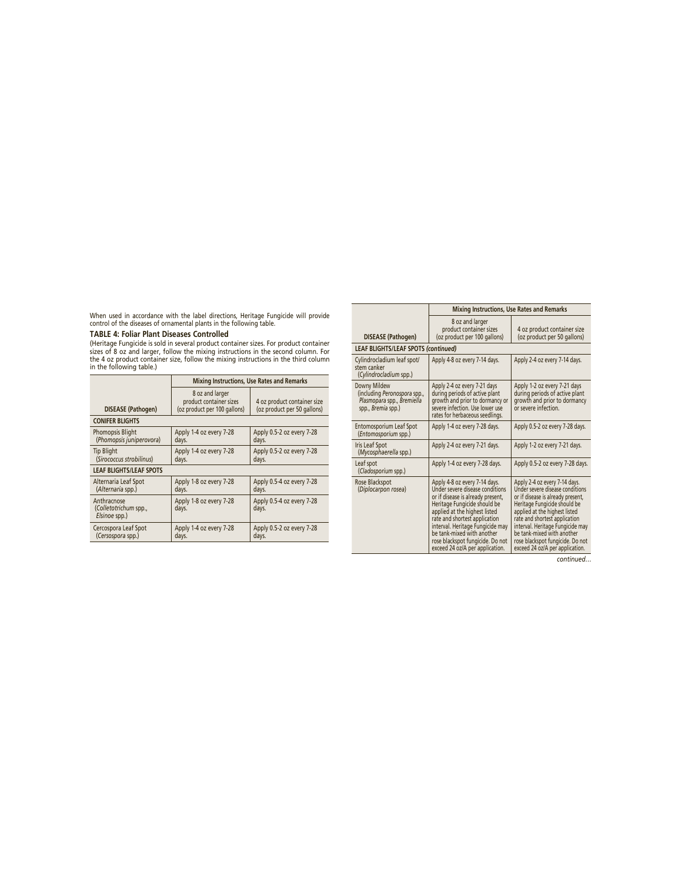When used in accordance with the label directions, Heritage Fungicide will provide control of the diseases of ornamental plants in the following table.

**TABLE 4: Foliar Plant Diseases Controlled**

(Heritage Fungicide is sold in several product container sizes. For product container sizes of 8 oz and larger, follow the mixing instructions in the second column. For the 4 oz product container size, follow the mixing instructions in the third column in the following table.)

| | Mixing Instructions, Use Rates and Remarks | |
|---|---|---|
| **DISEASE (Pathogen)** | 8 oz and larger product container sizes (oz product per 100 gallons) | 4 oz product container size (oz product per 50 gallons) |
| **CONIFER BLIGHTS** | | |
| Phomopsis Blight (*Phomopsis juniperovora*) | Apply 1-4 oz every 7-28 days. | Apply 0.5-2 oz every 7-28 days. |
| Tip Blight (*Sirococcus strobilinus*) | Apply 1-4 oz every 7-28 days. | Apply 0.5-2 oz every 7-28 days. |
| **LEAF BLIGHTS/LEAF SPOTS** | | |
| Alternaria Leaf Spot (*Alternaria* spp.) | Apply 1-8 oz every 7-28 days. | Apply 0.5-4 oz every 7-28 days. |
| Anthracnose (*Colletotrichum* spp., *Elsinoe* spp.) | Apply 1-8 oz every 7-28 days. | Apply 0.5-4 oz every 7-28 days. |
| Cercospora Leaf Spot (*Cersospora* spp.) | Apply 1-4 oz every 7-28 days. | Apply 0.5-2 oz every 7-28 days. |
| **LEAF BLIGHTS/LEAF SPOTS *(continued)*** | | |
| Cylindrocladium leaf spot/ stem canker (*Cylindrocladium* spp.) | Apply 4-8 oz every 7-14 days. | Apply 2-4 oz every 7-14 days. |
| Downy Mildew (including *Peronospora* spp., *Plasmopara* spp., *Bremiella* spp., *Bremia* spp.) | Apply 2-4 oz every 7-21 days during periods of active plant growth and prior to dormancy or severe infection. Use lower use rates for herbaceous seedlings. | Apply 1-2 oz every 7-21 days during periods of active plant growth and prior to dormancy or severe infection. |
| Entomosporium Leaf Spot (*Entomosporium* spp.) | Apply 1-4 oz every 7-28 days. | Apply 0.5-2 oz every 7-28 days. |
| Iris Leaf Spot (*Mycosphaerella* spp.) | Apply 2-4 oz every 7-21 days. | Apply 1-2 oz every 7-21 days. |
| Leaf spot (*Cladosporium* spp.) | Apply 1-4 oz every 7-28 days. | Apply 0.5-2 oz every 7-28 days. |
| Rose Blackspot (*Diplocarpon rosea*) | Apply 4-8 oz every 7-14 days. Under severe disease conditions or if disease is already present, Heritage Fungicide should be applied at the highest listed rate and shortest application interval. Heritage Fungicide may be tank-mixed with another rose blackspot fungicide. Do not exceed 24 oz/A per application. | Apply 2-4 oz every 7-14 days. Under severe disease conditions or if disease is already present, Heritage Fungicide should be applied at the highest listed rate and shortest application interval. Heritage Fungicide may be tank-mixed with another rose blackspot fungicide. Do not exceed 24 oz/A per application. |

*continued…*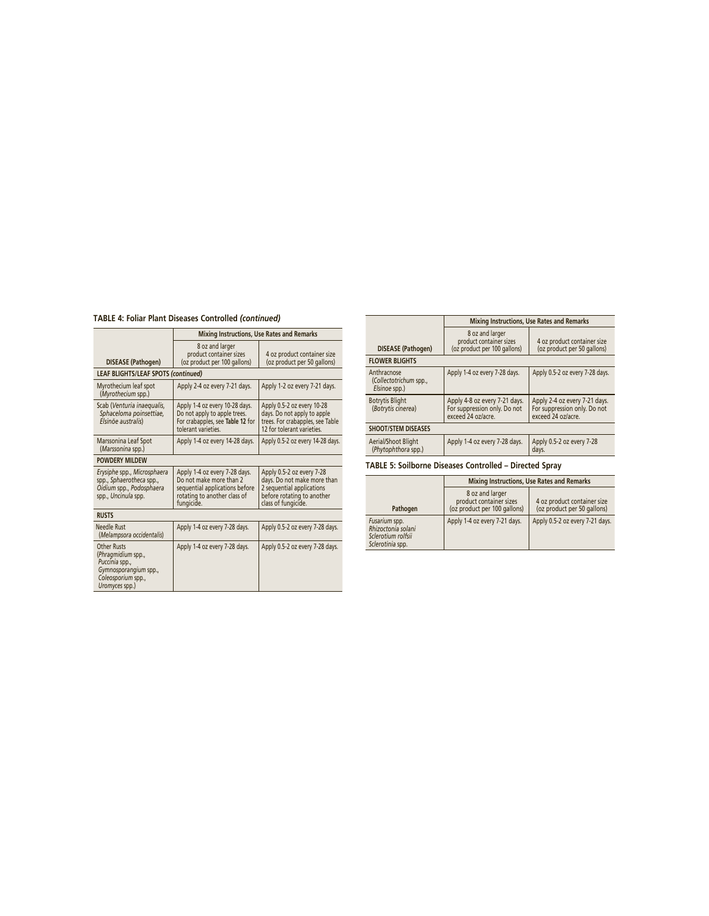## TABLE 4: Foliar Plant Diseases Controlled *(continued)*

| DISEASE (Pathogen) | Mixing Instructions, Use Rates and Remarks: 8 oz and larger product container sizes (oz product per 100 gallons) | Mixing Instructions, Use Rates and Remarks: 4 oz product container size (oz product per 50 gallons) |
|---|---|---|
| **LEAF BLIGHTS/LEAF SPOTS *(continued)*** | | |
| Myrothecium leaf spot (*Myrothecium* spp.) | Apply 2-4 oz every 7-21 days. | Apply 1-2 oz every 7-21 days. |
| Scab (*Venturia inaequalis, Sphaceloma poinsettiae, Elsinöe australis*) | Apply 1-4 oz every 10-28 days. Do not apply to apple trees. For crabapples, see **Table 12** for tolerant varieties. | Apply 0.5-2 oz every 10-28 days. Do not apply to apple trees. For crabapples, see Table 12 for tolerant varieties. |
| Marssonina Leaf Spot (*Marssonina* spp.) | Apply 1-4 oz every 14-28 days. | Apply 0.5-2 oz every 14-28 days. |
| **POWDERY MILDEW** | | |
| *Erysiphe* spp., *Microsphaera* spp., *Sphaerotheca* spp., *Oidium* spp., *Podosphaera* spp., *Uncinula* spp. | Apply 1-4 oz every 7-28 days. Do not make more than 2 sequential applications before rotating to another class of fungicide. | Apply 0.5-2 oz every 7-28 days. Do not make more than 2 sequential applications before rotating to another class of fungicide. |
| **RUSTS** | | |
| Needle Rust (*Melampsora occidentalis*) | Apply 1-4 oz every 7-28 days. | Apply 0.5-2 oz every 7-28 days. |
| Other Rusts (*Phragmidium* spp., *Puccinia* spp., *Gymnosporangium* spp., *Coleosporium* spp., *Uromyces* spp.) | Apply 1-4 oz every 7-28 days. | Apply 0.5-2 oz every 7-28 days. |
| **FLOWER BLIGHTS** | | |
| Anthracnose (*Collectotrichum* spp., *Elsinoe* spp.) | Apply 1-4 oz every 7-28 days. | Apply 0.5-2 oz every 7-28 days. |
| Botrytis Blight (*Botrytis cinerea*) | Apply 4-8 oz every 7-21 days. For suppression only. Do not exceed 24 oz/acre. | Apply 2-4 oz every 7-21 days. For suppression only. Do not exceed 24 oz/acre. |
| **SHOOT/STEM DISEASES** | | |
| Aerial/Shoot Blight (*Phytophthora* spp.) | Apply 1-4 oz every 7-28 days. | Apply 0.5-2 oz every 7-28 days. |

## TABLE 5: Soilborne Diseases Controlled – Directed Spray

| Pathogen | Mixing Instructions, Use Rates and Remarks: 8 oz and larger product container sizes (oz product per 100 gallons) | Mixing Instructions, Use Rates and Remarks: 4 oz product container size (oz product per 50 gallons) |
|---|---|---|
| *Fusarium* spp. *Rhizoctonia solani* *Sclerotium rolfsii* *Sclerotinia* spp. | Apply 1-4 oz every 7-21 days. | Apply 0.5-2 oz every 7-21 days. |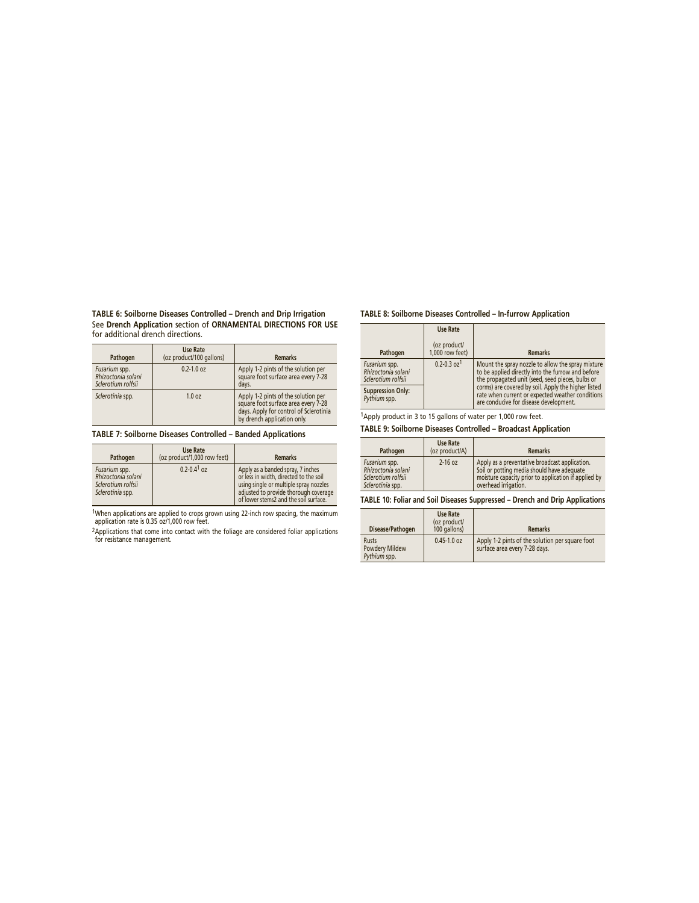**TABLE 6: Soilborne Diseases Controlled – Drench and Drip Irrigation**
See **Drench Application** section of **ORNAMENTAL DIRECTIONS FOR USE** for additional drench directions.

| Pathogen | Use Rate (oz product/100 gallons) | Remarks |
|---|---|---|
| *Fusarium* spp. *Rhizoctonia solani* *Sclerotium rolfsii* | 0.2-1.0 oz | Apply 1-2 pints of the solution per square foot surface area every 7-28 days. |
| *Sclerotinia* spp. | 1.0 oz | Apply 1-2 pints of the solution per square foot surface area every 7-28 days. Apply for control of Sclerotinia by drench application only. |

**TABLE 7: Soilborne Diseases Controlled – Banded Applications**

| Pathogen | Use Rate (oz product/1,000 row feet) | Remarks |
|---|---|---|
| *Fusarium* spp. *Rhizoctonia solani* *Sclerotium rolfsii* *Sclerotinia* spp. | 0.2-0.4[1] oz | Apply as a banded spray, 7 inches or less in width, directed to the soil using single or multiple spray nozzles adjusted to provide thorough coverage of lower stems2 and the soil surface. |

[1]When applications are applied to crops grown using 22-inch row spacing, the maximum application rate is 0.35 oz/1,000 row feet.

[2]Applications that come into contact with the foliage are considered foliar applications for resistance management.

**TABLE 8: Soilborne Diseases Controlled – In-furrow Application**

| Pathogen | Use Rate (oz product/ 1,000 row feet) | Remarks |
|---|---|---|
| *Fusarium* spp. *Rhizoctonia solani* *Sclerotium rolfsii* | 0.2-0.3 oz[1] | Mount the spray nozzle to allow the spray mixture to be applied directly into the furrow and before the propagated unit (seed, seed pieces, bulbs or corms) are covered by soil. Apply the higher listed rate when current or expected weather conditions are conducive for disease development. |
| **Suppression Only:** *Pythium* spp. | | |

[1]Apply product in 3 to 15 gallons of water per 1,000 row feet.

**TABLE 9: Soilborne Diseases Controlled – Broadcast Application**

| Pathogen | Use Rate (oz product/A) | Remarks |
|---|---|---|
| *Fusarium* spp. *Rhizoctonia solani* *Sclerotium rolfsii* *Sclerotinia* spp. | 2-16 oz | Apply as a preventative broadcast application. Soil or potting media should have adequate moisture capacity prior to application if applied by overhead irrigation. |

**TABLE 10: Foliar and Soil Diseases Suppressed – Drench and Drip Applications**

| Disease/Pathogen | Use Rate (oz product/ 100 gallons) | Remarks |
|---|---|---|
| Rusts Powdery Mildew *Pythium* spp. | 0.45-1.0 oz | Apply 1-2 pints of the solution per square foot surface area every 7-28 days. |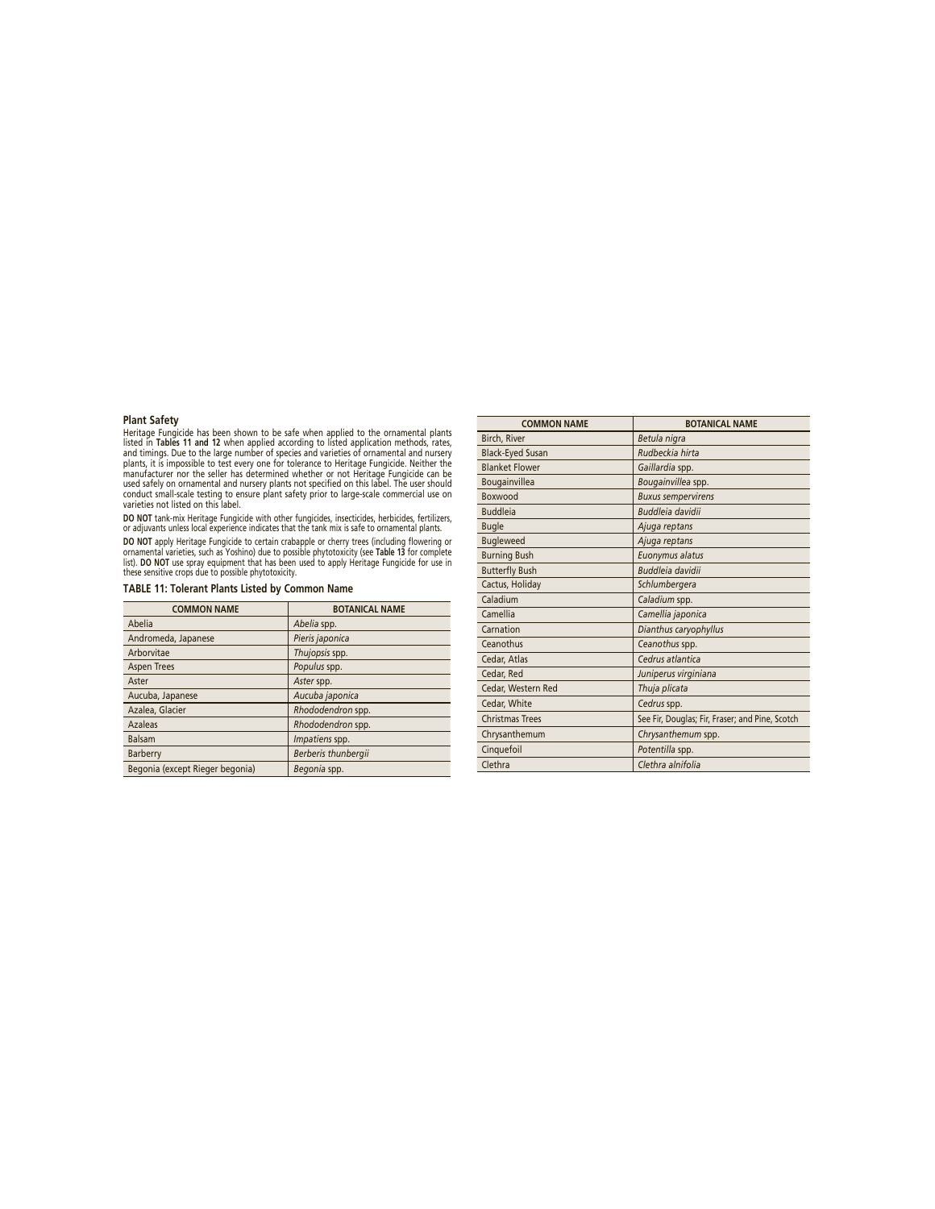## Plant Safety

Heritage Fungicide has been shown to be safe when applied to the ornamental plants listed in **Tables 11 and 12** when applied according to listed application methods, rates, and timings. Due to the large number of species and varieties of ornamental and nursery plants, it is impossible to test every one for tolerance to Heritage Fungicide. Neither the manufacturer nor the seller has determined whether or not Heritage Fungicide can be used safely on ornamental and nursery plants not specified on this label. The user should conduct small-scale testing to ensure plant safety prior to large-scale commercial use on varieties not listed on this label.

**DO NOT** tank-mix Heritage Fungicide with other fungicides, insecticides, herbicides, fertilizers, or adjuvants unless local experience indicates that the tank mix is safe to ornamental plants.

**DO NOT** apply Heritage Fungicide to certain crabapple or cherry trees (including flowering or ornamental varieties, such as Yoshino) due to possible phytotoxicity (see **Table 13** for complete list). **DO NOT** use spray equipment that has been used to apply Heritage Fungicide for use in these sensitive crops due to possible phytotoxicity.

**TABLE 11: Tolerant Plants Listed by Common Name**

| COMMON NAME | BOTANICAL NAME |
|---|---|
| Abelia | *Abelia* spp. |
| Andromeda, Japanese | *Pieris japonica* |
| Arborvitae | *Thujopsis* spp. |
| Aspen Trees | *Populus* spp. |
| Aster | *Aster* spp. |
| Aucuba, Japanese | *Aucuba japonica* |
| Azalea, Glacier | *Rhododendron* spp. |
| Azaleas | *Rhododendron* spp. |
| Balsam | *Impatiens* spp. |
| Barberry | *Berberis thunbergii* |
| Begonia (except Rieger begonia) | *Begonia* spp. |
| Birch, River | *Betula nigra* |
| Black-Eyed Susan | *Rudbeckia hirta* |
| Blanket Flower | *Gaillardia* spp. |
| Bougainvillea | *Bougainvillea* spp. |
| Boxwood | *Buxus sempervirens* |
| Buddleia | *Buddleia davidii* |
| Bugle | *Ajuga reptans* |
| Bugleweed | *Ajuga reptans* |
| Burning Bush | *Euonymus alatus* |
| Butterfly Bush | *Buddleia davidii* |
| Cactus, Holiday | *Schlumbergera* |
| Caladium | *Caladium* spp. |
| Camellia | *Camellia japonica* |
| Carnation | *Dianthus caryophyllus* |
| Ceanothus | *Ceanothus* spp. |
| Cedar, Atlas | *Cedrus atlantica* |
| Cedar, Red | *Juniperus virginiana* |
| Cedar, Western Red | *Thuja plicata* |
| Cedar, White | *Cedrus* spp. |
| Christmas Trees | See Fir, Douglas; Fir, Fraser; and Pine, Scotch |
| Chrysanthemum | *Chrysanthemum* spp. |
| Cinquefoil | *Potentilla* spp. |
| Clethra | *Clethra alnifolia* |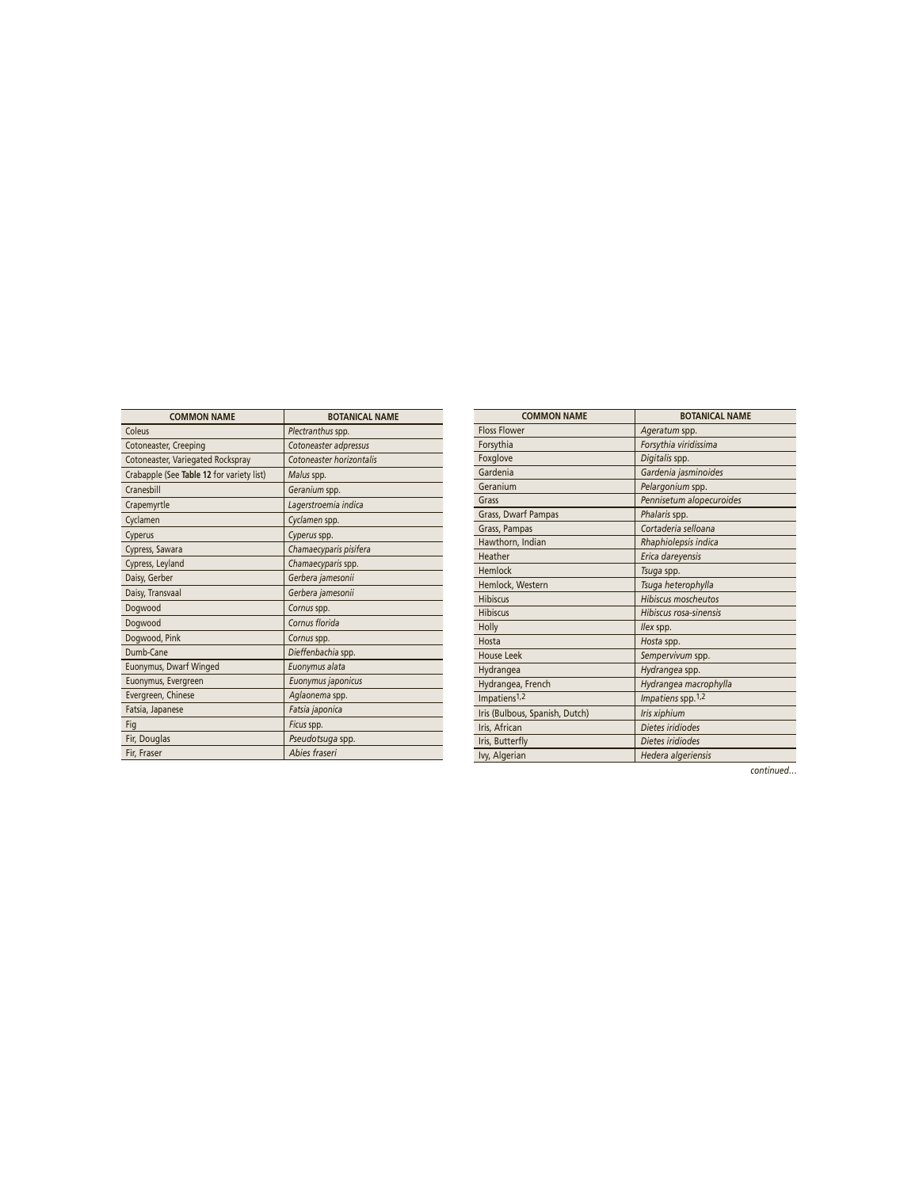| COMMON NAME | BOTANICAL NAME |
| --- | --- |
| Coleus | *Plectranthus* spp. |
| Cotoneaster, Creeping | *Cotoneaster adpressus* |
| Cotoneaster, Variegated Rockspray | *Cotoneaster horizontalis* |
| Crabapple (See **Table 12** for variety list) | *Malus* spp. |
| Cranesbill | *Geranium* spp. |
| Crapemyrtle | *Lagerstroemia indica* |
| Cyclamen | *Cyclamen* spp. |
| Cyperus | *Cyperus* spp. |
| Cypress, Sawara | *Chamaecyparis pisifera* |
| Cypress, Leyland | *Chamaecyparis* spp. |
| Daisy, Gerber | *Gerbera jamesonii* |
| Daisy, Transvaal | *Gerbera jamesonii* |
| Dogwood | *Cornus* spp. |
| Dogwood | *Cornus florida* |
| Dogwood, Pink | *Cornus* spp. |
| Dumb-Cane | *Dieffenbachia* spp. |
| Euonymus, Dwarf Winged | *Euonymus alata* |
| Euonymus, Evergreen | *Euonymus japonicus* |
| Evergreen, Chinese | *Aglaonema* spp. |
| Fatsia, Japanese | *Fatsia japonica* |
| Fig | *Ficus* spp. |
| Fir, Douglas | *Pseudotsuga* spp. |
| Fir, Fraser | *Abies fraseri* |

| COMMON NAME | BOTANICAL NAME |
| --- | --- |
| Floss Flower | *Ageratum* spp. |
| Forsythia | *Forsythia viridissima* |
| Foxglove | *Digitalis* spp. |
| Gardenia | *Gardenia jasminoides* |
| Geranium | *Pelargonium* spp. |
| Grass | *Pennisetum alopecuroides* |
| Grass, Dwarf Pampas | *Phalaris* spp. |
| Grass, Pampas | *Cortaderia selloana* |
| Hawthorn, Indian | *Rhaphiolepsis indica* |
| Heather | *Erica dareyensis* |
| Hemlock | *Tsuga* spp. |
| Hemlock, Western | *Tsuga heterophylla* |
| Hibiscus | *Hibiscus moscheutos* |
| Hibiscus | *Hibiscus rosa-sinensis* |
| Holly | *Ilex* spp. |
| Hosta | *Hosta* spp. |
| House Leek | *Sempervivum* spp. |
| Hydrangea | *Hydrangea* spp. |
| Hydrangea, French | *Hydrangea macrophylla* |
| Impatiens[1,2] | *Impatiens* spp.[1,2] |
| Iris (Bulbous, Spanish, Dutch) | *Iris xiphium* |
| Iris, African | *Dietes iridiodes* |
| Iris, Butterfly | *Dietes iridiodes* |
| Ivy, Algerian | *Hedera algeriensis* |

*continued…*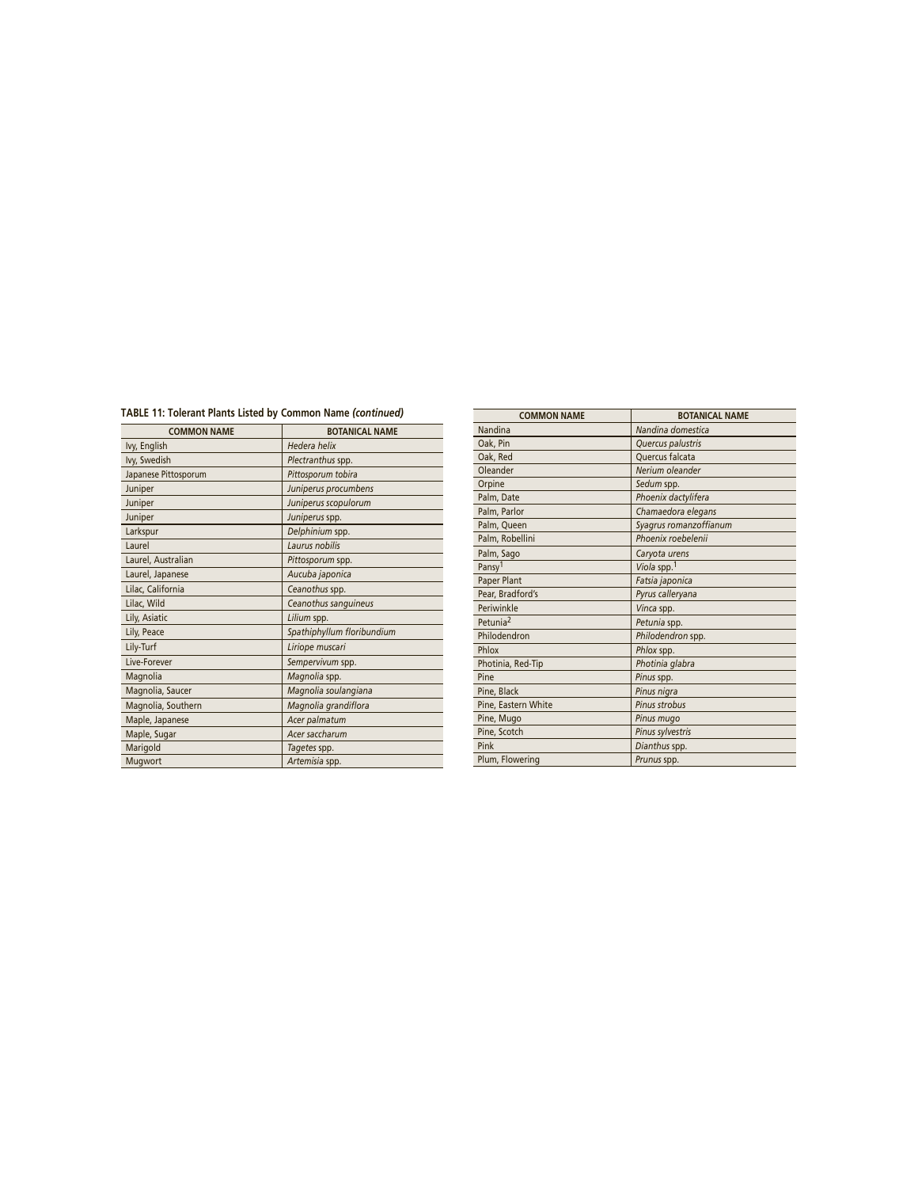**TABLE 11: Tolerant Plants Listed by Common Name *(continued)***

| COMMON NAME | BOTANICAL NAME |
| --- | --- |
| Ivy, English | *Hedera helix* |
| Ivy, Swedish | *Plectranthus* spp. |
| Japanese Pittosporum | *Pittosporum tobira* |
| Juniper | *Juniperus procumbens* |
| Juniper | *Juniperus scopulorum* |
| Juniper | *Juniperus* spp. |
| Larkspur | *Delphinium* spp. |
| Laurel | *Laurus nobilis* |
| Laurel, Australian | *Pittosporum* spp. |
| Laurel, Japanese | *Aucuba japonica* |
| Lilac, California | *Ceanothus* spp. |
| Lilac, Wild | *Ceanothus sanguineus* |
| Lily, Asiatic | *Lilium* spp. |
| Lily, Peace | *Spathiphyllum floribundium* |
| Lily-Turf | *Liriope muscari* |
| Live-Forever | *Sempervivum* spp. |
| Magnolia | *Magnolia* spp. |
| Magnolia, Saucer | *Magnolia soulangiana* |
| Magnolia, Southern | *Magnolia grandiflora* |
| Maple, Japanese | *Acer palmatum* |
| Maple, Sugar | *Acer saccharum* |
| Marigold | *Tagetes* spp. |
| Mugwort | *Artemisia* spp. |
| Nandina | *Nandina domestica* |
| Oak, Pin | *Quercus palustris* |
| Oak, Red | Quercus falcata |
| Oleander | *Nerium oleander* |
| Orpine | *Sedum* spp. |
| Palm, Date | *Phoenix dactylifera* |
| Palm, Parlor | *Chamaedora elegans* |
| Palm, Queen | *Syagrus romanzoffianum* |
| Palm, Robellini | *Phoenix roebelenii* |
| Palm, Sago | *Caryota urens* |
| Pansy[1] | *Viola* spp.[1] |
| Paper Plant | *Fatsia japonica* |
| Pear, Bradford's | *Pyrus calleryana* |
| Periwinkle | *Vinca* spp. |
| Petunia[2] | *Petunia* spp. |
| Philodendron | *Philodendron* spp. |
| Phlox | *Phlox* spp. |
| Photinia, Red-Tip | *Photinia glabra* |
| Pine | *Pinus* spp. |
| Pine, Black | *Pinus nigra* |
| Pine, Eastern White | *Pinus strobus* |
| Pine, Mugo | *Pinus mugo* |
| Pine, Scotch | *Pinus sylvestris* |
| Pink | *Dianthus* spp. |
| Plum, Flowering | *Prunus* spp. |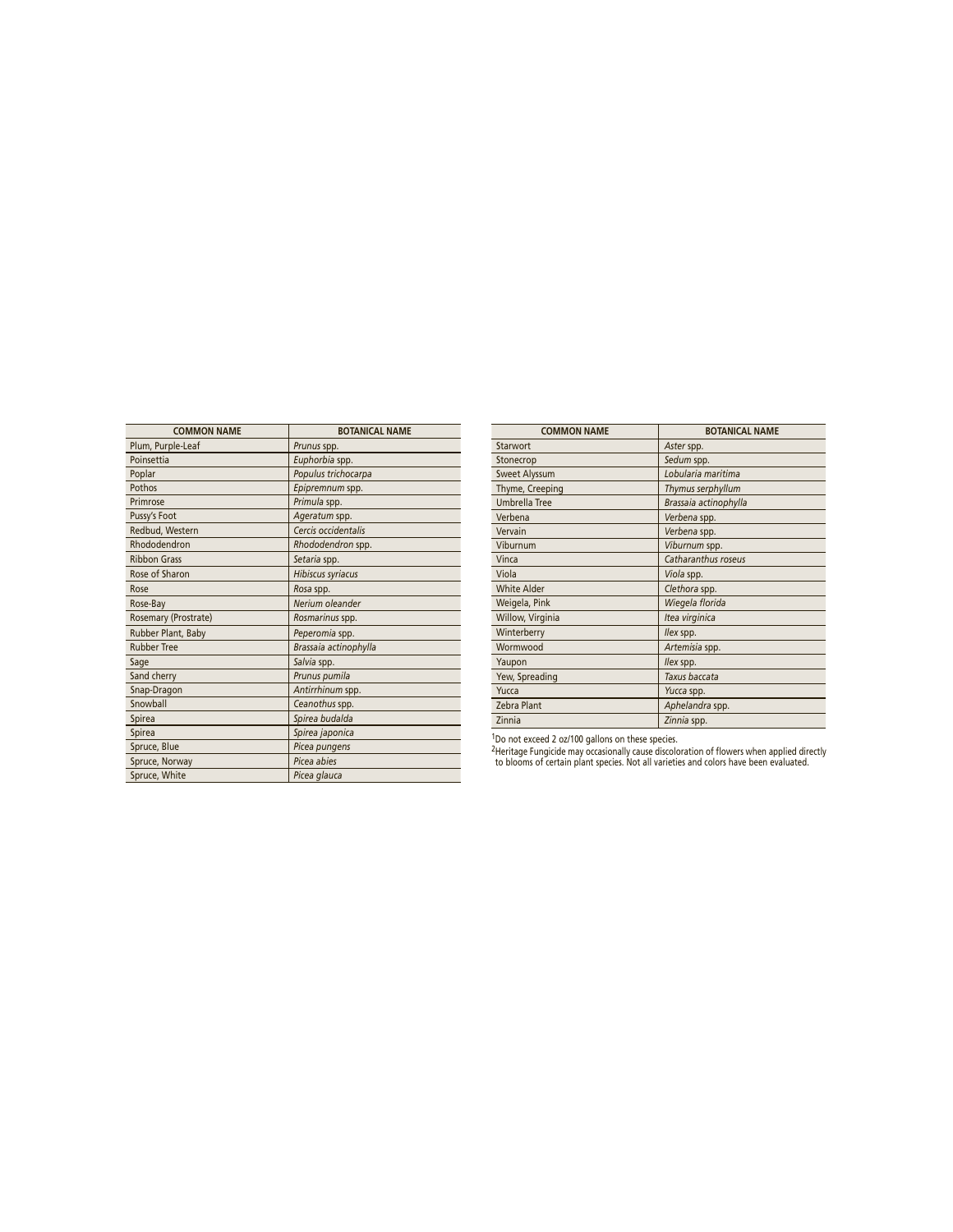| COMMON NAME | BOTANICAL NAME |
| --- | --- |
| Plum, Purple-Leaf | *Prunus* spp. |
| Poinsettia | *Euphorbia* spp. |
| Poplar | *Populus trichocarpa* |
| Pothos | *Epipremnum* spp. |
| Primrose | *Primula* spp. |
| Pussy's Foot | *Ageratum* spp. |
| Redbud, Western | *Cercis occidentalis* |
| Rhododendron | *Rhododendron* spp. |
| Ribbon Grass | *Setaria* spp. |
| Rose of Sharon | *Hibiscus syriacus* |
| Rose | *Rosa* spp. |
| Rose-Bay | *Nerium oleander* |
| Rosemary (Prostrate) | *Rosmarinus* spp. |
| Rubber Plant, Baby | *Peperomia* spp. |
| Rubber Tree | *Brassaia actinophylla* |
| Sage | *Salvia* spp. |
| Sand cherry | *Prunus pumila* |
| Snap-Dragon | *Antirrhinum* spp. |
| Snowball | *Ceanothus* spp. |
| Spirea | *Spirea budalda* |
| Spirea | *Spirea japonica* |
| Spruce, Blue | *Picea pungens* |
| Spruce, Norway | *Picea abies* |
| Spruce, White | *Picea glauca* |

| COMMON NAME | BOTANICAL NAME |
| --- | --- |
| Starwort | *Aster* spp. |
| Stonecrop | *Sedum* spp. |
| Sweet Alyssum | *Lobularia maritima* |
| Thyme, Creeping | *Thymus serphyllum* |
| Umbrella Tree | *Brassaia actinophylla* |
| Verbena | *Verbena* spp. |
| Vervain | *Verbena* spp. |
| Viburnum | *Viburnum* spp. |
| Vinca | *Catharanthus roseus* |
| Viola | *Viola* spp. |
| White Alder | *Clethora* spp. |
| Weigela, Pink | *Wiegela florida* |
| Willow, Virginia | *Itea virginica* |
| Winterberry | *Ilex* spp. |
| Wormwood | *Artemisia* spp. |
| Yaupon | *Ilex* spp. |
| Yew, Spreading | *Taxus baccata* |
| Yucca | *Yucca* spp. |
| Zebra Plant | *Aphelandra* spp. |
| Zinnia | *Zinnia* spp. |

[1]Do not exceed 2 oz/100 gallons on these species.

[2]Heritage Fungicide may occasionally cause discoloration of flowers when applied directly to blooms of certain plant species. Not all varieties and colors have been evaluated.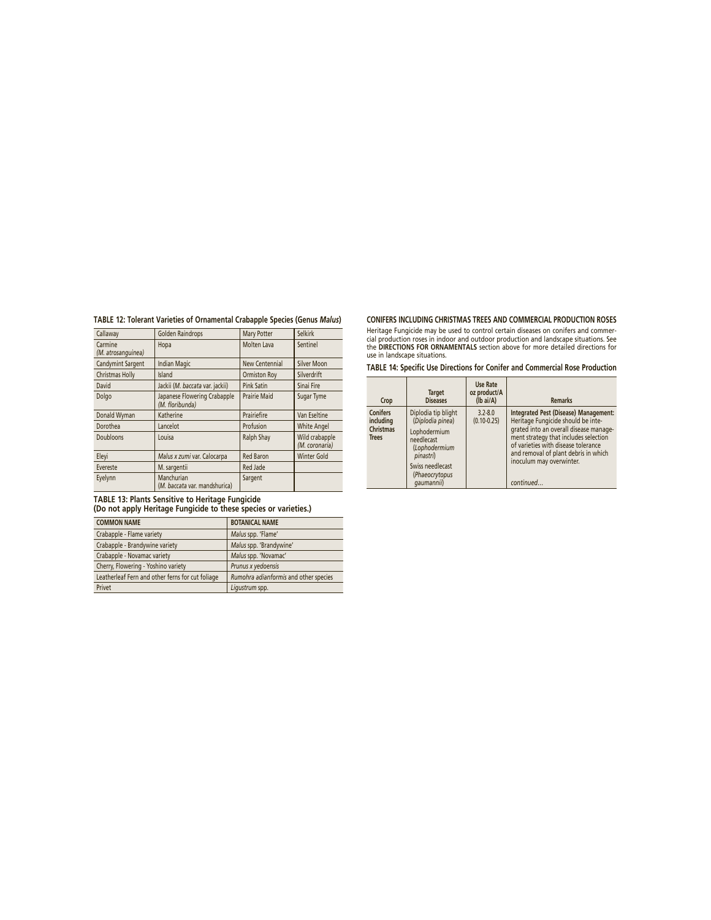**TABLE 12: Tolerant Varieties of Ornamental Crabapple Species (Genus *Malus*)**

| | | | |
|---|---|---|---|
| Callaway | Golden Raindrops | Mary Potter | Selkirk |
| Carmine (*M. atrosanguinea*) | Hopa | Molten Lava | Sentinel |
| Candymint Sargent | Indian Magic | New Centennial | Silver Moon |
| Christmas Holly | Island | Ormiston Roy | Silverdrift |
| David | Jackii (*M. baccata* var. jackii) | Pink Satin | Sinai Fire |
| Dolgo | Japanese Flowering Crabapple (*M. floribunda*) | Prairie Maid | Sugar Tyme |
| Donald Wyman | Katherine | Prairiefire | Van Eseltine |
| Dorothea | Lancelot | Profusion | White Angel |
| Doubloons | Louisa | Ralph Shay | Wild crabapple (*M. coronaria*) |
| Eleyi | *Malus x zumi* var. Calocarpa | Red Baron | Winter Gold |
| Evereste | M. sargentii | Red Jade | |
| Eyelynn | Manchurian (*M. baccata* var. mandshurica) | Sargent | |

**TABLE 13: Plants Sensitive to Heritage Fungicide (Do not apply Heritage Fungicide to these species or varieties.)**

| COMMON NAME | BOTANICAL NAME |
|---|---|
| Crabapple - Flame variety | *Malus* spp. 'Flame' |
| Crabapple - Brandywine variety | *Malus* spp. 'Brandywine' |
| Crabapple - Novamac variety | *Malus* spp. 'Novamac' |
| Cherry, Flowering - Yoshino variety | *Prunus x yedoensis* |
| Leatherleaf Fern and other ferns for cut foliage | *Rumohra adianformis* and other species |
| Privet | *Ligustrum* spp. |

## CONIFERS INCLUDING CHRISTMAS TREES AND COMMERCIAL PRODUCTION ROSES

Heritage Fungicide may be used to control certain diseases on conifers and commercial production roses in indoor and outdoor production and landscape situations. See the **DIRECTIONS FOR ORNAMENTALS** section above for more detailed directions for use in landscape situations.

**TABLE 14: Specific Use Directions for Conifer and Commercial Rose Production**

| Crop | Target Diseases | Use Rate oz product/A (lb ai/A) | Remarks |
|---|---|---|---|
| **Conifers including Christmas Trees** | Diplodia tip blight (*Diplodia pinea*)<br>Lophodermium needlecast (*Lophodermium pinastri*)<br>Swiss needlecast (*Phaeocrytopus gaumannii*) | 3.2-8.0 (0.10-0.25) | **Integrated Pest (Disease) Management:** Heritage Fungicide should be integrated into an overall disease management strategy that includes selection of varieties with disease tolerance and removal of plant debris in which inoculum may overwinter.<br>*continued...* |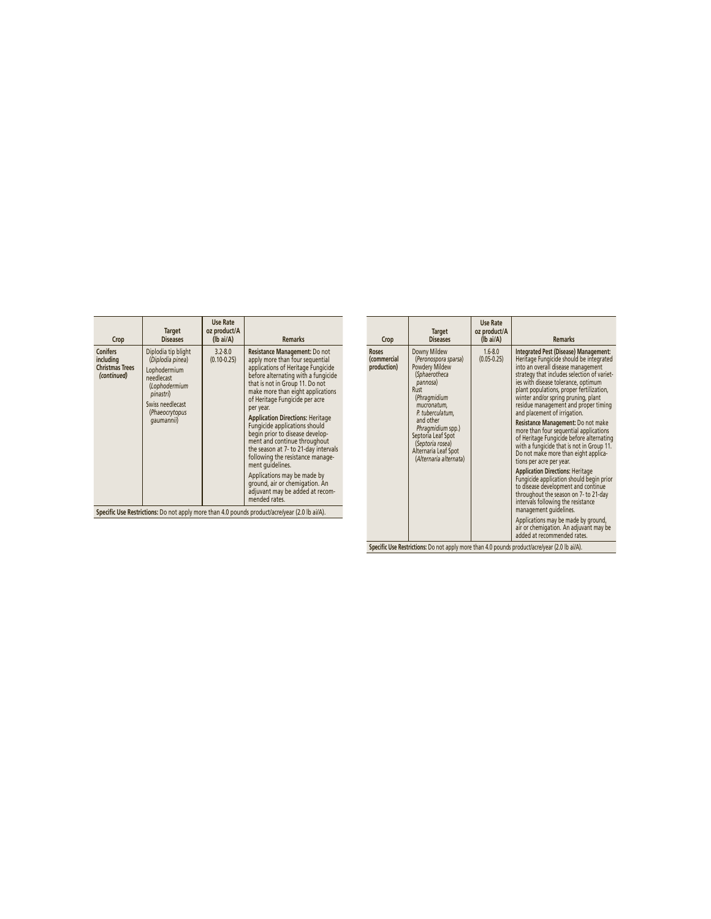| Crop | Target Diseases | Use Rate oz product/A (lb ai/A) | Remarks |
|---|---|---|---|
| **Conifers including Christmas Trees** ***(continued)*** | Diplodia tip blight (*Diplodia pinea*)<br>Lophodermium needlecast (*Lophodermium pinastri*)<br>Swiss needlecast (*Phaeocrytopus gaumannii*) | 3.2-8.0<br>(0.10-0.25) | **Resistance Management:** Do not apply more than four sequential applications of Heritage Fungicide before alternating with a fungicide that is not in Group 11. Do not make more than eight applications of Heritage Fungicide per acre per year.<br>**Application Directions:** Heritage Fungicide applications should begin prior to disease development and continue throughout the season at 7- to 21-day intervals following the resistance management guidelines.<br>Applications may be made by ground, air or chemigation. An adjuvant may be added at recommended rates. |
| **Specific Use Restrictions:** Do not apply more than 4.0 pounds product/acre/year (2.0 lb ai/A). | | | |

| Crop | Target Diseases | Use Rate oz product/A (lb ai/A) | Remarks |
|---|---|---|---|
| **Roses (commercial production)** | Downy Mildew (*Peronospora sparsa*)<br>Powdery Mildew (*Sphaerotheca pannosa*)<br>Rust (*Phragmidium mucronatum*, *P. tuberculatum*, and other *Phragmidium* spp.)<br>Septoria Leaf Spot (*Septoria rosea*)<br>Alternaria Leaf Spot (*Alternaria alternata*) | 1.6-8.0<br>(0.05-0.25) | **Integrated Pest (Disease) Management:** Heritage Fungicide should be integrated into an overall disease management strategy that includes selection of varieties with disease tolerance, optimum plant populations, proper fertilization, winter and/or spring pruning, plant residue management and proper timing and placement of irrigation.<br>**Resistance Management:** Do not make more than four sequential applications of Heritage Fungicide before alternating with a fungicide that is not in Group 11. Do not make more than eight applications per acre per year.<br>**Application Directions:** Heritage Fungicide application should begin prior to disease development and continue throughout the season on 7- to 21-day intervals following the resistance management guidelines.<br>Applications may be made by ground, air or chemigation. An adjuvant may be added at recommended rates. |
| **Specific Use Restrictions:** Do not apply more than 4.0 pounds product/acre/year (2.0 lb ai/A). | | | |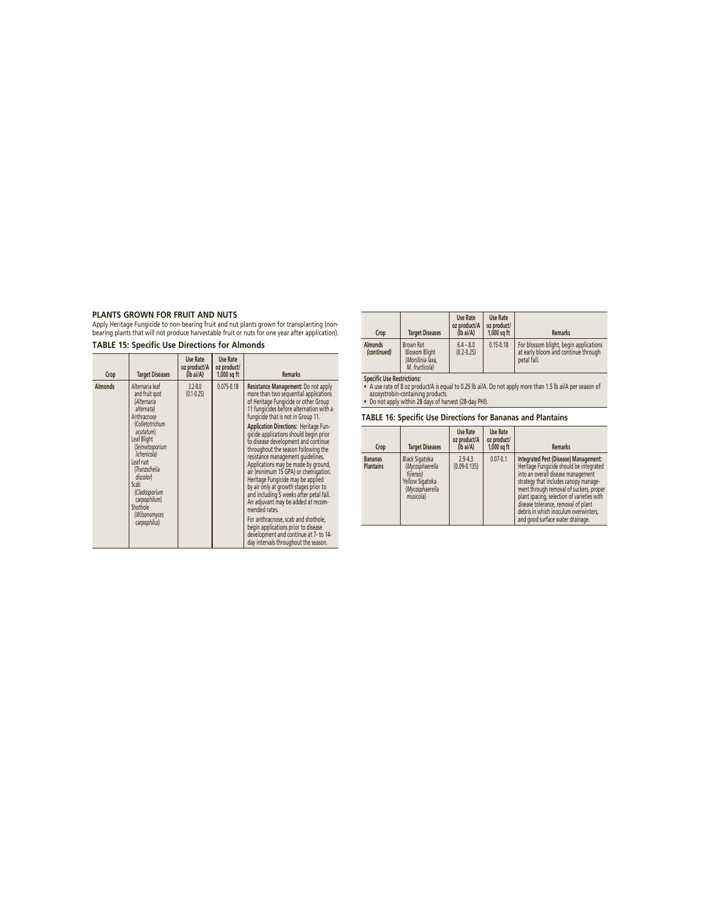## PLANTS GROWN FOR FRUIT AND NUTS

Apply Heritage Fungicide to non-bearing fruit and nut plants grown for transplanting (non-bearing plants that will not produce harvestable fruit or nuts for one year after application).

### TABLE 15: Specific Use Directions for Almonds

| Crop | Target Diseases | Use Rate oz product/A (lb ai/A) | Use Rate oz product/ 1,000 sq ft | Remarks |
|---|---|---|---|---|
| **Almonds** | Alternaria leaf and fruit spot (*Alternaria alternata*)<br>Anthracnose (*Colletotrichum acutatum*)<br>Leaf Blight (*Seimatosporium lichenicola*)<br>Leaf rust (*Tranzschelia discolor*)<br>Scab (*Cladosporium carpophilum*)<br>Shothole (*Wilsonomyces carpophilus*) | 3.2-8.0 (0.1-0.25) | 0.075-0.18 | **Resistance Management:** Do not apply more than two sequential applications of Heritage Fungicide or other Group 11 fungicides before alternation with a fungicide that is not in Group 11.<br>**Application Directions:** Heritage Fungicide applications should begin prior to disease development and continue throughout the season following the resistance management guidelines. Applications may be made by ground, air (minimum 15 GPA) or chemigation. Heritage Fungicide may be applied by air only at growth stages prior to and including 5 weeks after petal fall. An adjuvant may be added at recommended rates.<br>For anthracnose, scab and shothole, begin applications prior to disease development and continue at 7- to 14-day intervals throughout the season. |
| **Almonds** *(continued)* | Brown Rot Blossom Blight (*Monilinia laxa, M. fructicola*) | 6.4 – 8.0 (0.2-0.25) | 0.15-0.18 | For blossom blight, begin applications at early bloom and continue through petal fall. |

**Specific Use Restrictions:**

- A use rate of 8 oz product/A is equal to 0.25 lb ai/A. Do not apply more than 1.5 lb ai/A per season of azoxystrobin-containing products.
- Do not apply within 28 days of harvest (28-day PHI).

### TABLE 16: Specific Use Directions for Bananas and Plantains

| Crop | Target Diseases | Use Rate oz product/A (lb ai/A) | Use Rate oz product/ 1,000 sq ft | Remarks |
|---|---|---|---|---|
| **Bananas Plantains** | Black Sigatoka (*Mycosphaerella fijiensis*)<br>Yellow Sigatoka (*Mycosphaerella musicola*) | 2.9-4.3 (0.09-0.135) | 0.07-0.1 | **Integrated Pest (Disease) Management:** Heritage Fungicide should be integrated into an overall disease management strategy that includes canopy management through removal of suckers, proper plant spacing, selection of varieties with disease tolerance, removal of plant debris in which inoculum overwinters, and good surface water drainage. |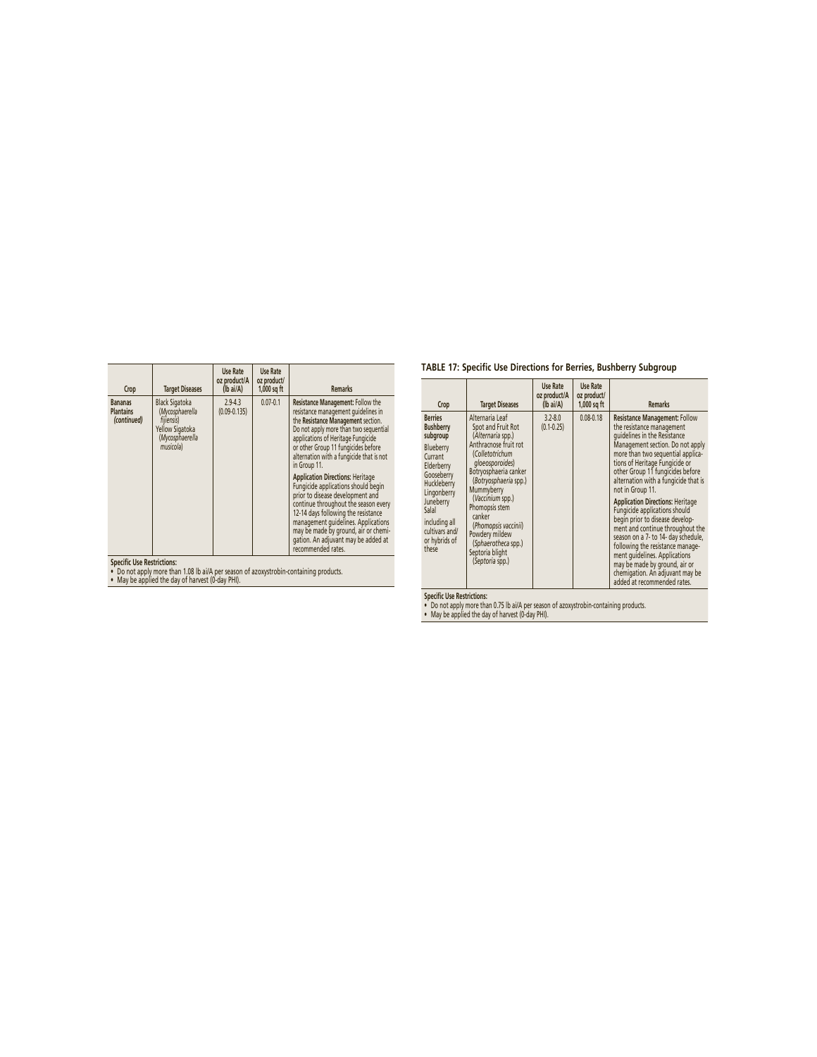| Crop | Target Diseases | Use Rate oz product/A (lb ai/A) | Use Rate oz product/ 1,000 sq ft | Remarks |
|---|---|---|---|---|
| **Bananas Plantains** ***(continued)*** | Black Sigatoka (*Mycosphaerella fijiensis*) Yellow Sigatoka (*Mycosphaerella musicola*) | 2.9-4.3 (0.09-0.135) | 0.07-0.1 | **Resistance Management:** Follow the resistance management guidelines in the **Resistance Management** section. Do not apply more than two sequential applications of Heritage Fungicide or other Group 11 fungicides before alternation with a fungicide that is not in Group 11. **Application Directions:** Heritage Fungicide applications should begin prior to disease development and continue throughout the season every 12-14 days following the resistance management guidelines. Applications may be made by ground, air or chemigation. An adjuvant may be added at recommended rates. |

**Specific Use Restrictions:**
- Do not apply more than 1.08 lb ai/A per season of azoxystrobin-containing products.
- May be applied the day of harvest (0-day PHI).

### TABLE 17: Specific Use Directions for Berries, Bushberry Subgroup

| Crop | Target Diseases | Use Rate oz product/A (lb ai/A) | Use Rate oz product/ 1,000 sq ft | Remarks |
|---|---|---|---|---|
| **Berries Bushberry subgroup** Blueberry Currant Elderberry Gooseberry Huckleberry Lingonberry Juneberry Salal including all cultivars and/ or hybrids of these | Alternaria Leaf Spot and Fruit Rot (*Alternaria* spp.) Anthracnose fruit rot (*Colletotrichum gloeosporoides*) Botryosphaeria canker (*Botryosphaeria* spp.) Mummyberry (*Vaccinium* spp.) Phomopsis stem canker (*Phomopsis vaccinii*) Powdery mildew (*Sphaerotheca* spp.) Septoria blight (*Septoria* spp.) | 3.2-8.0 (0.1-0.25) | 0.08-0.18 | **Resistance Management:** Follow the resistance management guidelines in the Resistance Management section. Do not apply more than two sequential applications of Heritage Fungicide or other Group 11 fungicides before alternation with a fungicide that is not in Group 11. **Application Directions:** Heritage Fungicide applications should begin prior to disease development and continue throughout the season on a 7- to 14- day schedule, following the resistance management guidelines. Applications may be made by ground, air or chemigation. An adjuvant may be added at recommended rates. |

**Specific Use Restrictions:**
- Do not apply more than 0.75 lb ai/A per season of azoxystrobin-containing products.
- May be applied the day of harvest (0-day PHI).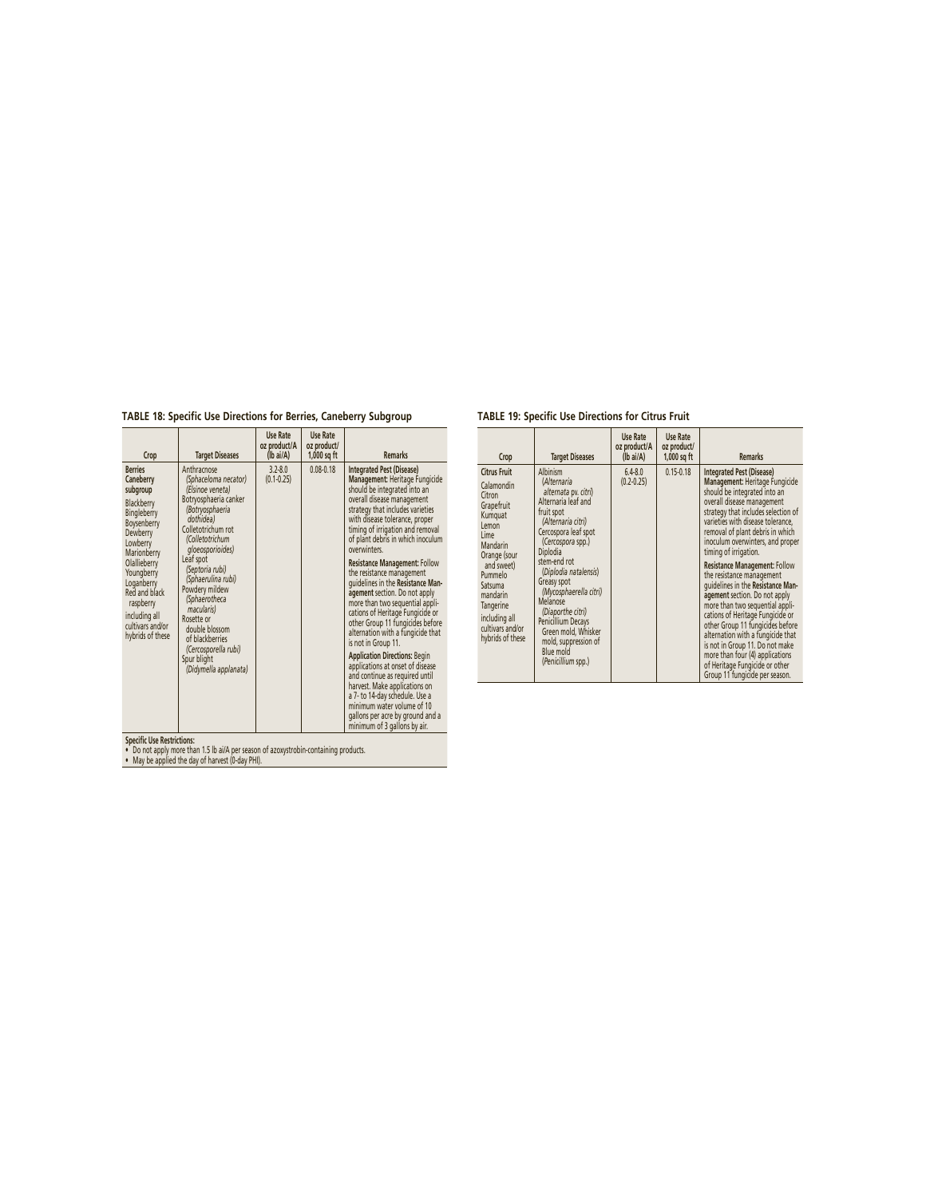## TABLE 18: Specific Use Directions for Berries, Caneberry Subgroup

| Crop | Target Diseases | Use Rate oz product/A (lb ai/A) | Use Rate oz product/ 1,000 sq ft | Remarks |
|---|---|---|---|---|
| **Berries Caneberry subgroup** Blackberry Bingleberry Boysenberry Dewberry Lowberry Marionberry Olallieberry Youngberry Loganberry Red and black raspberry including all cultivars and/or hybrids of these | Anthracnose *(Sphaceloma necator)* *(Elsinoe veneta)* Botryosphaeria canker *(Botryosphaeria dothidea)* Colletotrichum rot *(Colletotrichum gloeosporioides)* Leaf spot *(Septoria rubi)* *(Sphaerulina rubi)* Powdery mildew *(Sphaerotheca macularis)* Rosette or double blossom of blackberries *(Cercosporella rubi)* Spur blight *(Didymella applanata)* | 3.2-8.0 (0.1-0.25) | 0.08-0.18 | **Integrated Pest (Disease) Management:** Heritage Fungicide should be integrated into an overall disease management strategy that includes varieties with disease tolerance, proper timing of irrigation and removal of plant debris in which inoculum overwinters.<br><br>**Resistance Management:** Follow the resistance management guidelines in the **Resistance Management** section. Do not apply more than two sequential applications of Heritage Fungicide or other Group 11 fungicides before alternation with a fungicide that is not in Group 11.<br><br>**Application Directions:** Begin applications at onset of disease and continue as required until harvest. Make applications on a 7- to 14-day schedule. Use a minimum water volume of 10 gallons per acre by ground and a minimum of 3 gallons by air. |

**Specific Use Restrictions:**
- Do not apply more than 1.5 lb ai/A per season of azoxystrobin-containing products.
- May be applied the day of harvest (0-day PHI).

## TABLE 19: Specific Use Directions for Citrus Fruit

| Crop | Target Diseases | Use Rate oz product/A (lb ai/A) | Use Rate oz product/ 1,000 sq ft | Remarks |
|---|---|---|---|---|
| **Citrus Fruit** Calamondin Citron Grapefruit Kumquat Lemon Lime Mandarin Orange (sour and sweet) Pummelo Satsuma mandarin Tangerine including all cultivars and/or hybrids of these | Albinism (*Alternaria alternata* pv. *citri*) Alternaria leaf and fruit spot *(Alternaria citri)* Cercospora leaf spot (*Cercospora* spp.) Diplodia stem-end rot (*Diplodia natalensis*) Greasy spot *(Mycosphaerella citri)* Melanose *(Diaporthe citri)* Penicillium Decays Green mold, Whisker mold, suppression of Blue mold (*Penicillium* spp.) | 6.4-8.0 (0.2-0.25) | 0.15-0.18 | **Integrated Pest (Disease) Management:** Heritage Fungicide should be integrated into an overall disease management strategy that includes selection of varieties with disease tolerance, removal of plant debris in which inoculum overwinters, and proper timing of irrigation.<br><br>**Resistance Management:** Follow the resistance management guidelines in the **Resistance Management** section. Do not apply more than two sequential applications of Heritage Fungicide or other Group 11 fungicides before alternation with a fungicide that is not in Group 11. Do not make more than four (4) applications of Heritage Fungicide or other Group 11 fungicide per season. |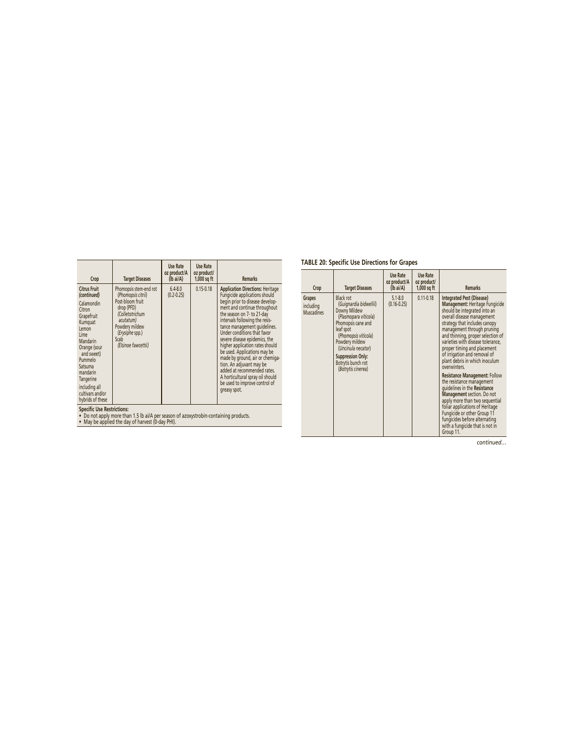| Crop | Target Diseases | Use Rate oz product/A (lb ai/A) | Use Rate oz product/ 1,000 sq ft | Remarks |
|---|---|---|---|---|
| **Citrus Fruit *(continued)*** Calamondin Citron Grapefruit Kumquat Lemon Lime Mandarin Orange (sour and sweet) Pummelo Satsuma mandarin Tangerine including all cultivars and/or hybrids of these | Phomopsis stem-end rot (*Phomopsis citri*) Post-bloom fruit drop (PFD) (*Colletotrichum acutatum*) Powdery mildew (*Erysiphe* spp.) Scab (*Elsinoe fawcettii*) | 6.4-8.0 (0.2-0.25) | 0.15-0.18 | **Application Directions:** Heritage Fungicide applications should begin prior to disease development and continue throughout the season on 7- to 21-day intervals following the resistance management guidelines. Under conditions that favor severe disease epidemics, the higher application rates should be used. Applications may be made by ground, air or chemigation. An adjuvant may be added at recommended rates. A horticultural spray oil should be used to improve control of greasy spot. |

**Specific Use Restrictions:**

- Do not apply more than 1.5 lb ai/A per season of azoxystrobin-containing products.
- May be applied the day of harvest (0-day PHI).

**TABLE 20: Specific Use Directions for Grapes**

| Crop | Target Diseases | Use Rate oz product/A (lb ai/A) | Use Rate oz product/ 1,000 sq ft | Remarks |
|---|---|---|---|---|
| **Grapes** including Muscadines | Black rot (*Guignardia bidwellii*) Downy Mildew (*Plasmopara viticola*) Phomopsis cane and leaf spot (*Phomopsis viticola*) Powdery mildew (*Uncinula necator*) **Suppression Only:** Botrytis bunch rot (*Botrytis cinerea*) | 5.1-8.0 (0.16-0.25) | 0.11-0.18 | **Integrated Pest (Disease) Management:** Heritage Fungicide should be integrated into an overall disease management strategy that includes canopy management through pruning and thinning, proper selection of varieties with disease tolerance, proper timing and placement of irrigation and removal of plant debris in which inoculum overwinters. **Resistance Management:** Follow the resistance management guidelines in the **Resistance Management** section. Do not apply more than two sequential foliar applications of Heritage Fungicide or other Group 11 fungicides before alternating with a fungicide that is not in Group 11. |

*continued…*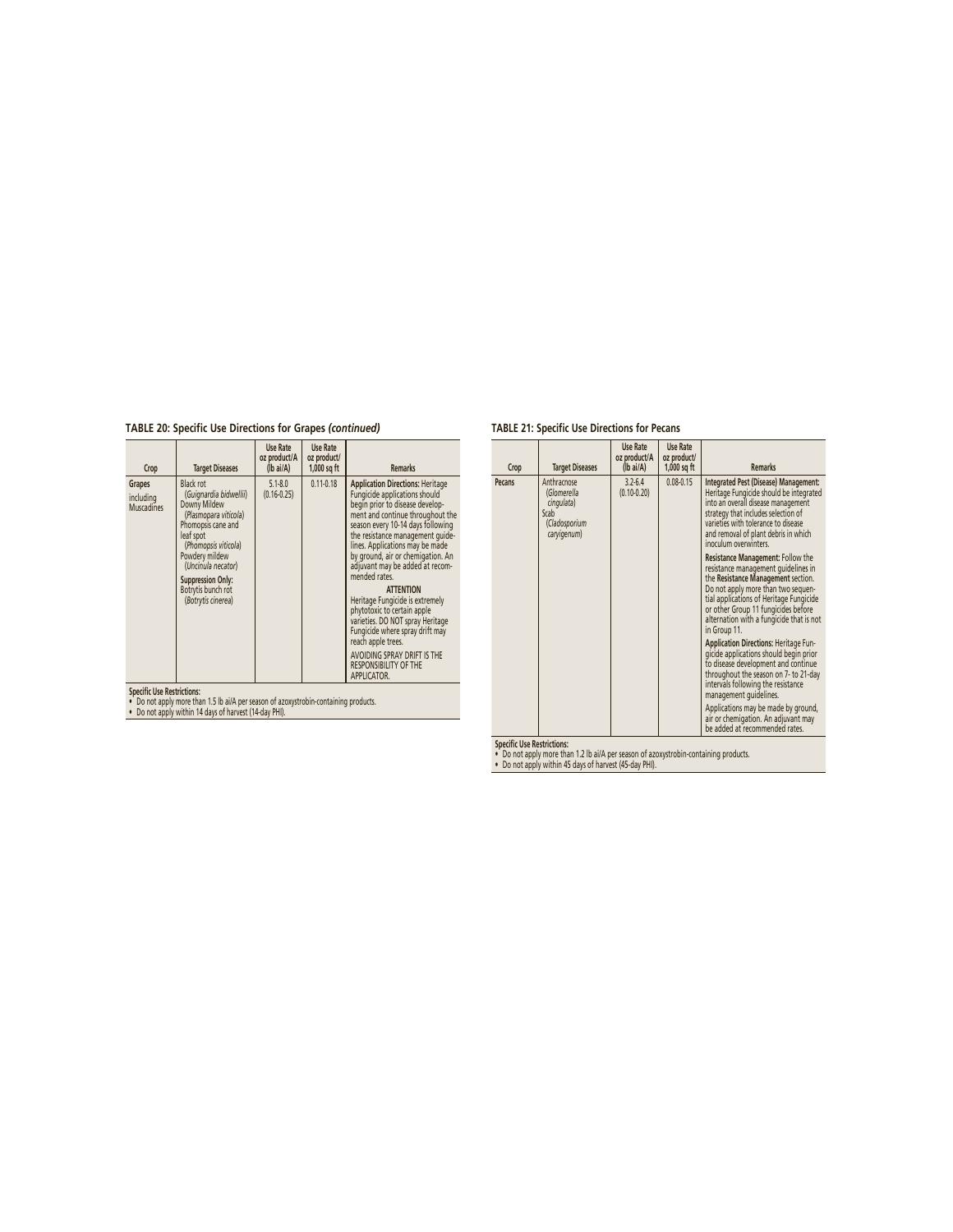### TABLE 20: Specific Use Directions for Grapes *(continued)*

| Crop | Target Diseases | Use Rate oz product/A (lb ai/A) | Use Rate oz product/ 1,000 sq ft | Remarks |
|---|---|---|---|---|
| **Grapes** including Muscadines | Black rot (*Guignardia bidwellii*)<br>Downy Mildew (*Plasmopara viticola*)<br>Phomopsis cane and leaf spot (*Phomopsis viticola*)<br>Powdery mildew (*Uncinula necator*)<br>**Suppression Only:**<br>Botrytis bunch rot (*Botrytis cinerea*) | 5.1-8.0<br>(0.16-0.25) | 0.11-0.18 | **Application Directions:** Heritage Fungicide applications should begin prior to disease development and continue throughout the season every 10-14 days following the resistance management guidelines. Applications may be made by ground, air or chemigation. An adjuvant may be added at recommended rates.<br>**ATTENTION**<br>Heritage Fungicide is extremely phytotoxic to certain apple varieties. DO NOT spray Heritage Fungicide where spray drift may reach apple trees.<br>AVOIDING SPRAY DRIFT IS THE RESPONSIBILITY OF THE APPLICATOR. |

**Specific Use Restrictions:**
- Do not apply more than 1.5 lb ai/A per season of azoxystrobin-containing products.
- Do not apply within 14 days of harvest (14-day PHI).

### TABLE 21: Specific Use Directions for Pecans

| Crop | Target Diseases | Use Rate oz product/A (lb ai/A) | Use Rate oz product/ 1,000 sq ft | Remarks |
|---|---|---|---|---|
| **Pecans** | Anthracnose (*Glomerella cingulata*)<br>Scab (*Cladosporium caryigenum*) | 3.2-6.4<br>(0.10-0.20) | 0.08-0.15 | **Integrated Pest (Disease) Management:** Heritage Fungicide should be integrated into an overall disease management strategy that includes selection of varieties with tolerance to disease and removal of plant debris in which inoculum overwinters.<br>**Resistance Management:** Follow the resistance management guidelines in the **Resistance Management** section. Do not apply more than two sequential applications of Heritage Fungicide or other Group 11 fungicides before alternation with a fungicide that is not in Group 11.<br>**Application Directions:** Heritage Fungicide applications should begin prior to disease development and continue throughout the season on 7- to 21-day intervals following the resistance management guidelines.<br>Applications may be made by ground, air or chemigation. An adjuvant may be added at recommended rates. |

**Specific Use Restrictions:**
- Do not apply more than 1.2 lb ai/A per season of azoxystrobin-containing products.
- Do not apply within 45 days of harvest (45-day PHI).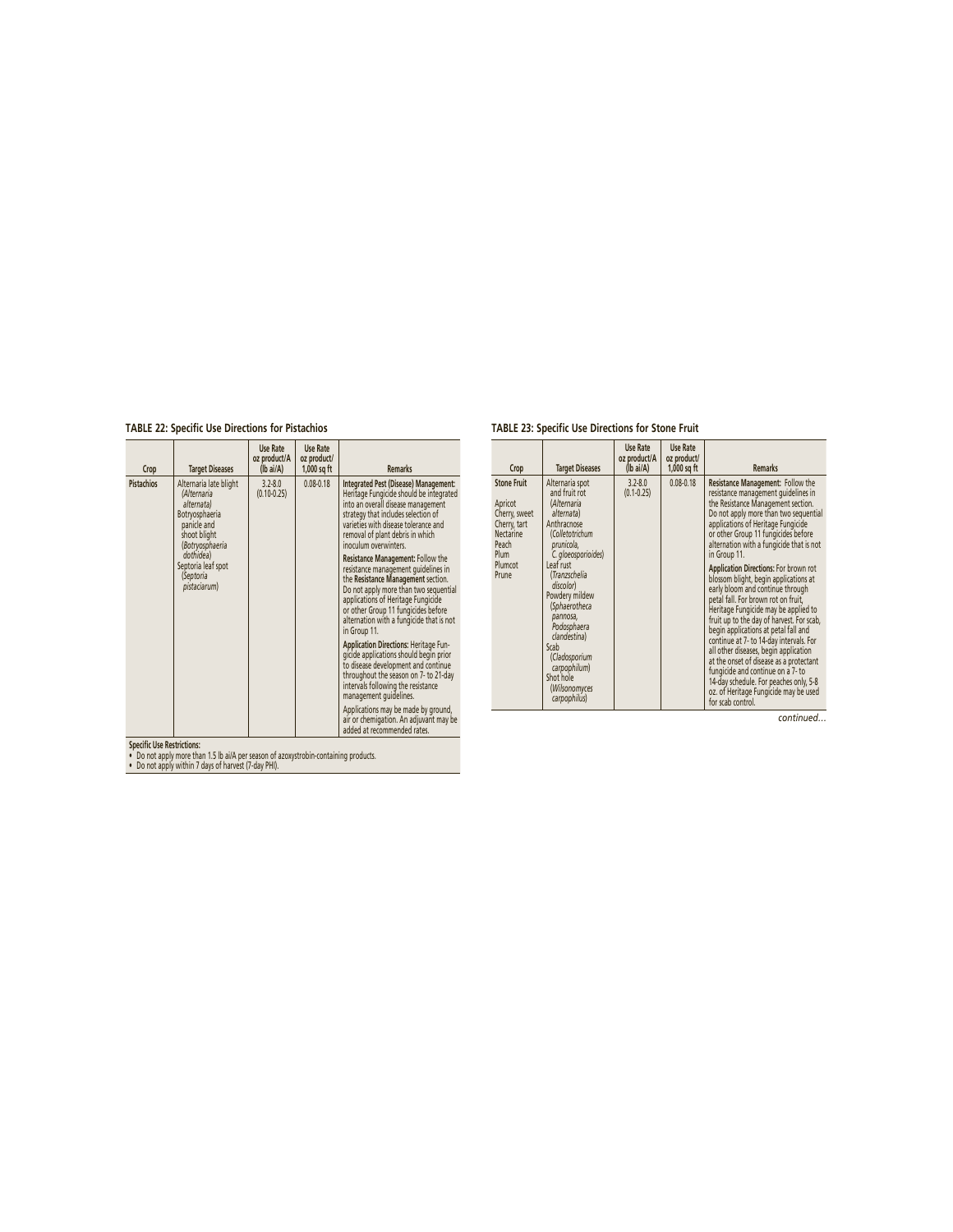### TABLE 22: Specific Use Directions for Pistachios

| Crop | Target Diseases | Use Rate oz product/A (lb ai/A) | Use Rate oz product/ 1,000 sq ft | Remarks |
|---|---|---|---|---|
| **Pistachios** | Alternaria late blight (*Alternaria alternata*)<br>Botryosphaeria panicle and shoot blight (*Botryosphaeria dothidea*)<br>Septoria leaf spot (*Septoria pistaciarum*) | 3.2-8.0 (0.10-0.25) | 0.08-0.18 | **Integrated Pest (Disease) Management:** Heritage Fungicide should be integrated into an overall disease management strategy that includes selection of varieties with disease tolerance and removal of plant debris in which inoculum overwinters.<br>**Resistance Management:** Follow the resistance management guidelines in the **Resistance Management** section. Do not apply more than two sequential applications of Heritage Fungicide or other Group 11 fungicides before alternation with a fungicide that is not in Group 11.<br>**Application Directions:** Heritage Fungicide applications should begin prior to disease development and continue throughout the season on 7- to 21-day intervals following the resistance management guidelines.<br>Applications may be made by ground, air or chemigation. An adjuvant may be added at recommended rates. |

**Specific Use Restrictions:**

- Do not apply more than 1.5 lb ai/A per season of azoxystrobin-containing products.
- Do not apply within 7 days of harvest (7-day PHI).

### TABLE 23: Specific Use Directions for Stone Fruit

| Crop | Target Diseases | Use Rate oz product/A (lb ai/A) | Use Rate oz product/ 1,000 sq ft | Remarks |
|---|---|---|---|---|
| **Stone Fruit**<br>Apricot<br>Cherry, sweet<br>Cherry, tart<br>Nectarine<br>Peach<br>Plum<br>Plumcot<br>Prune | Alternaria spot and fruit rot (*Alternaria alternata*)<br>Anthracnose (*Colletotrichum prunicola, C. gloeosporioides*)<br>Leaf rust (*Tranzschelia discolor*)<br>Powdery mildew (*Sphaerotheca pannosa, Podosphaera clandestina*)<br>Scab (*Cladosporium carpophilum*)<br>Shot hole (*Wilsonomyces carpophilus*) | 3.2-8.0 (0.1-0.25) | 0.08-0.18 | **Resistance Management:** Follow the resistance management guidelines in the Resistance Management section. Do not apply more than two sequential applications of Heritage Fungicide or other Group 11 fungicides before alternation with a fungicide that is not in Group 11.<br>**Application Directions:** For brown rot blossom blight, begin applications at early bloom and continue through petal fall. For brown rot on fruit, Heritage Fungicide may be applied to fruit up to the day of harvest. For scab, begin applications at petal fall and continue at 7- to 14-day intervals. For all other diseases, begin application at the onset of disease as a protectant fungicide and continue on a 7- to 14-day schedule. For peaches only, 5-8 oz. of Heritage Fungicide may be used for scab control. |

*continued…*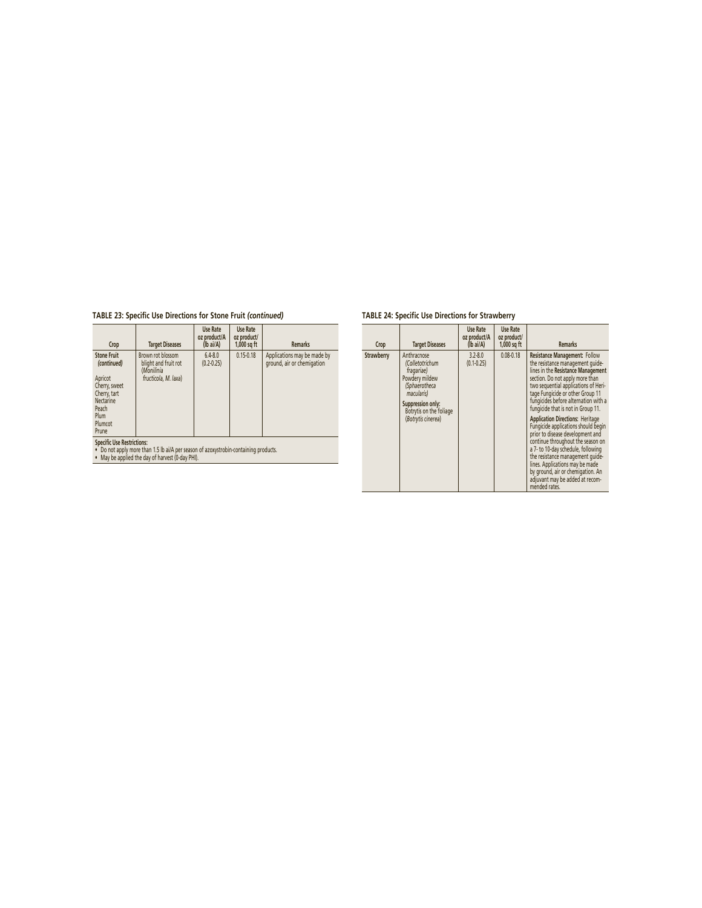**TABLE 23: Specific Use Directions for Stone Fruit *(continued)***

| Crop | Target Diseases | Use Rate oz product/A (lb ai/A) | Use Rate oz product/ 1,000 sq ft | Remarks |
|---|---|---|---|---|
| **Stone Fruit *(continued)*** <br> Apricot <br> Cherry, sweet <br> Cherry, tart <br> Nectarine <br> Peach <br> Plum <br> Plumcot <br> Prune | Brown rot blossom blight and fruit rot (*Monilinia fructicola, M. laxa*) | 6.4-8.0 (0.2-0.25) | 0.15-0.18 | Applications may be made by ground, air or chemigation |

**Specific Use Restrictions:**
- Do not apply more than 1.5 lb ai/A per season of azoxystrobin-containing products.
- May be applied the day of harvest (0-day PHI).

**TABLE 24: Specific Use Directions for Strawberry**

| Crop | Target Diseases | Use Rate oz product/A (lb ai/A) | Use Rate oz product/ 1,000 sq ft | Remarks |
|---|---|---|---|---|
| **Strawberry** | Anthracnose *(Colletotrichum fragariae)* <br> Powdery mildew *(Sphaerotheca macularis)* <br> **Suppression only:** Botrytis on the foliage (*Botrytis cinerea*) | 3.2-8.0 (0.1-0.25) | 0.08-0.18 | **Resistance Management:** Follow the resistance management guidelines in the **Resistance Management** section. Do not apply more than two sequential applications of Heritage Fungicide or other Group 11 fungicides before alternation with a fungicide that is not in Group 11. <br> **Application Directions:** Heritage Fungicide applications should begin prior to disease development and continue throughout the season on a 7- to 10-day schedule, following the resistance management guidelines. Applications may be made by ground, air or chemigation. An adjuvant may be added at recommended rates. |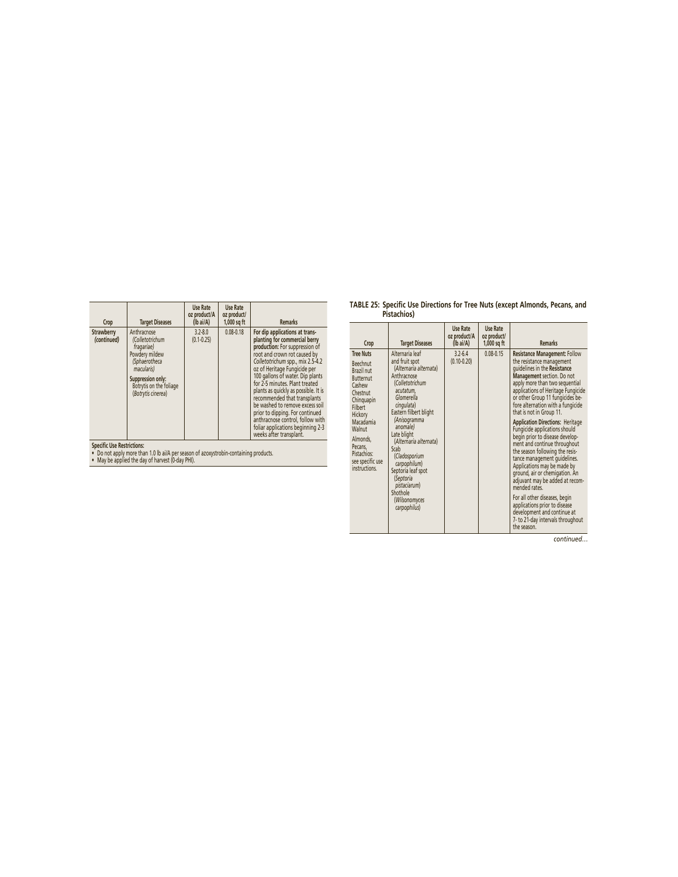| Crop | Target Diseases | Use Rate oz product/A (lb ai/A) | Use Rate oz product/ 1,000 sq ft | Remarks |
|---|---|---|---|---|
| **Strawberry** *(continued)* | Anthracnose (*Colletotrichum fragariae*)<br>Powdery mildew (*Sphaerotheca macularis*)<br>**Suppression only:** Botrytis on the foliage (*Botrytis cinerea*) | 3.2-8.0 (0.1-0.25) | 0.08-0.18 | **For dip applications at transplanting for commercial berry production:** For suppression of root and crown rot caused by *Colletotrichum* spp., mix 2.5-4.2 oz of Heritage Fungicide per 100 gallons of water. Dip plants for 2-5 minutes. Plant treated plants as quickly as possible. It is recommended that transplants be washed to remove excess soil prior to dipping. For continued anthracnose control, follow with foliar applications beginning 2-3 weeks after transplant. |

**Specific Use Restrictions:**

- Do not apply more than 1.0 lb ai/A per season of azoxystrobin-containing products.
- May be applied the day of harvest (0-day PHI).

**TABLE 25: Specific Use Directions for Tree Nuts (except Almonds, Pecans, and Pistachios)**

| Crop | Target Diseases | Use Rate oz product/A (lb ai/A) | Use Rate oz product/ 1,000 sq ft | Remarks |
|---|---|---|---|---|
| **Tree Nuts**<br>Beechnut<br>Brazil nut<br>Butternut<br>Cashew<br>Chestnut<br>Chinquapin<br>Filbert<br>Hickory<br>Macadamia<br>Walnut<br>Almonds, Pecans, Pistachios: see specific use instructions. | Alternaria leaf and fruit spot (*Alternaria alternata*)<br>Anthracnose (*Colletotrichum acutatum, Glomerella cingulata*)<br>Eastern filbert blight (*Anisogramma anomale*)<br>Late blight (*Alternaria alternata*)<br>Scab (*Cladosporium carpophilum*)<br>Septoria leaf spot (*Septoria pistaciarum*)<br>Shothole (*Wilsonomyces carpophilus*) | 3.2-6.4 (0.10-0.20) | 0.08-0.15 | **Resistance Management:** Follow the resistance management guidelines in the **Resistance Management** section. Do not apply more than two sequential applications of Heritage Fungicide or other Group 11 fungicides before alternation with a fungicide that is not in Group 11.<br>**Application Directions:** Heritage Fungicide applications should begin prior to disease development and continue throughout the season following the resistance management guidelines. Applications may be made by ground, air or chemigation. An adjuvant may be added at recommended rates.<br>For all other diseases, begin applications prior to disease development and continue at 7- to 21-day intervals throughout the season. |

*continued...*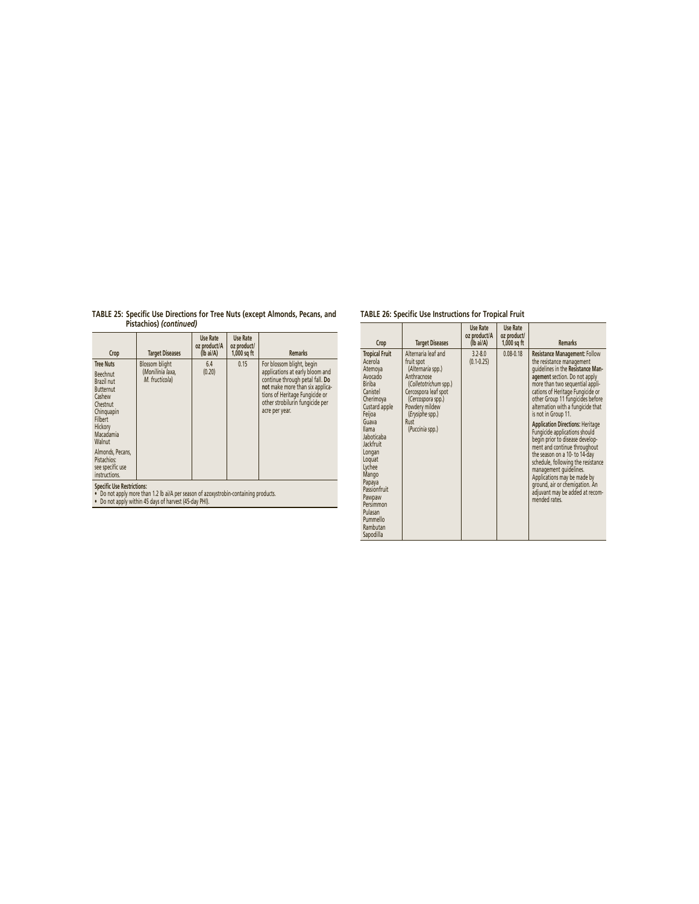**TABLE 25: Specific Use Directions for Tree Nuts (except Almonds, Pecans, and Pistachios)** ***(continued)***

| Crop | Target Diseases | Use Rate oz product/A (lb ai/A) | Use Rate oz product/ 1,000 sq ft | Remarks |
|---|---|---|---|---|
| **Tree Nuts**<br>Beechnut<br>Brazil nut<br>Butternut<br>Cashew<br>Chestnut<br>Chinquapin<br>Filbert<br>Hickory<br>Macadamia<br>Walnut<br><br>Almonds, Pecans, Pistachios: see specific use instructions. | Blossom blight (*Monilinia laxa*, *M. fructicola*) | 6.4 (0.20) | 0.15 | For blossom blight, begin applications at early bloom and continue through petal fall. **Do not** make more than six applications of Heritage Fungicide or other strobilurin fungicide per acre per year. |

**Specific Use Restrictions:**

- Do not apply more than 1.2 lb ai/A per season of azoxystrobin-containing products.
- Do not apply within 45 days of harvest (45-day PHI).

**TABLE 26: Specific Use Instructions for Tropical Fruit**

| Crop | Target Diseases | Use Rate oz product/A (lb ai/A) | Use Rate oz product/ 1,000 sq ft | Remarks |
|---|---|---|---|---|
| **Tropical Fruit**<br>Acerola<br>Atemoya<br>Avocado<br>Biriba<br>Canistel<br>Cherimoya<br>Custard apple<br>Feijoa<br>Guava<br>Ilama<br>Jaboticaba<br>Jackfruit<br>Longan<br>Loquat<br>Lychee<br>Mango<br>Papaya<br>Passionfruit<br>Pawpaw<br>Persimmon<br>Pulasan<br>Pummello<br>Rambutan<br>Sapodilla | Alternaria leaf and fruit spot (*Alternaria* spp.)<br>Anthracnose (*Colletotrichum* spp.)<br>Cercospora leaf spot (*Cercospora* spp.)<br>Powdery mildew (*Erysiphe* spp.)<br>Rust (*Puccinia* spp.) | 3.2-8.0 (0.1-0.25) | 0.08-0.18 | **Resistance Management:** Follow the resistance management guidelines in the **Resistance Management** section. Do not apply more than two sequential applications of Heritage Fungicide or other Group 11 fungicides before alternation with a fungicide that is not in Group 11.<br><br>**Application Directions:** Heritage Fungicide applications should begin prior to disease development and continue throughout the season on a 10- to 14-day schedule, following the resistance management guidelines. Applications may be made by ground, air or chemigation. An adjuvant may be added at recommended rates. |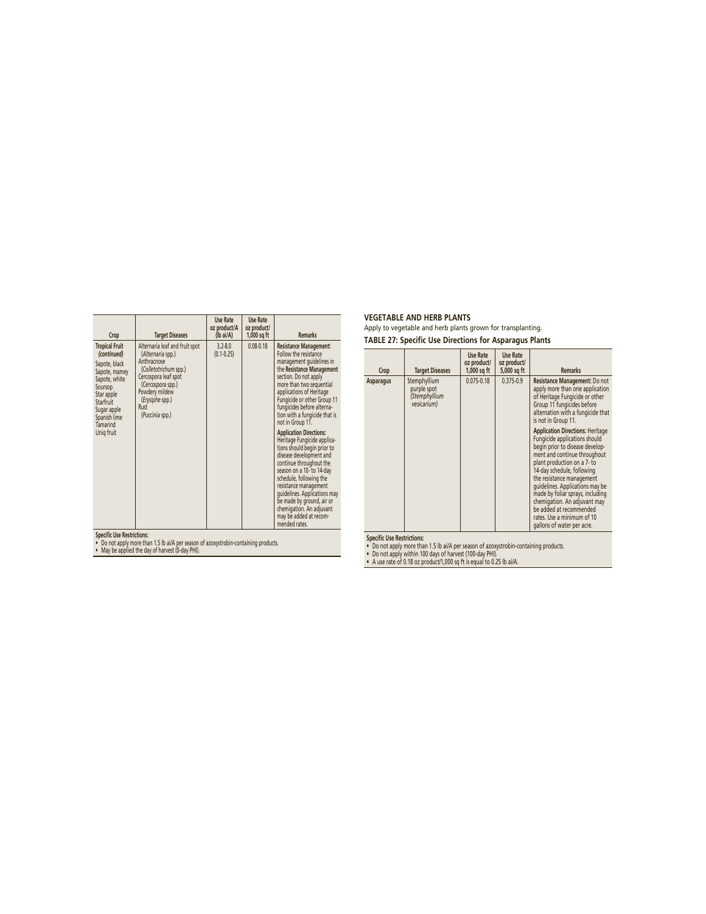| Crop | Target Diseases | Use Rate oz product/A (lb ai/A) | Use Rate oz product/ 1,000 sq ft | Remarks |
|---|---|---|---|---|
| **Tropical Fruit** *(continued)* Sapote, black Sapote, mamey Sapote, white Soursop Star apple Starfruit Sugar apple Spanish lime Tamarind Uniq fruit | Alternaria leaf and fruit spot (*Alternaria* spp.) Anthracnose (*Colletotrichum* spp.) Cercospora leaf spot (*Cercospora* spp.) Powdery mildew (*Erysiphe* spp.) Rust (*Puccinia* spp.) | 3.2-8.0 (0.1-0.25) | 0.08-0.18 | **Resistance Management:** Follow the resistance management guidelines in the **Resistance Management** section. Do not apply more than two sequential applications of Heritage Fungicide or other Group 11 fungicides before alternation with a fungicide that is not in Group 11. **Application Directions:** Heritage Fungicide applications should begin prior to disease development and continue throughout the season on a 10- to 14-day schedule, following the resistance management guidelines. Applications may be made by ground, air or chemigation. An adjuvant may be added at recommended rates. |

**Specific Use Restrictions:**

- Do not apply more than 1.5 lb ai/A per season of azoxystrobin-containing products.
- May be applied the day of harvest (0-day PHI).

### VEGETABLE AND HERB PLANTS

Apply to vegetable and herb plants grown for transplanting.

**TABLE 27: Specific Use Directions for Asparagus Plants**

| Crop | Target Diseases | Use Rate oz product/ 1,000 sq ft | Use Rate oz product/ 5,000 sq ft | Remarks |
|---|---|---|---|---|
| **Asparagus** | Stemphyllium purple spot (*Stemphyllium vesicarium)* | 0.075-0.18 | 0.375-0.9 | **Resistance Management:** Do not apply more than one application of Heritage Fungicide or other Group 11 fungicides before alternation with a fungicide that is not in Group 11. **Application Directions:** Heritage Fungicide applications should begin prior to disease development and continue throughout plant production on a 7- to 14-day schedule, following the resistance management guidelines. Applications may be made by foliar sprays, including chemigation. An adjuvant may be added at recommended rates. Use a minimum of 10 gallons of water per acre. |

**Specific Use Restrictions:**

- Do not apply more than 1.5 lb ai/A per season of azoxystrobin-containing products.
- Do not apply within 100 days of harvest (100-day PHI).
- A use rate of 0.18 oz product/1,000 sq ft is equal to 0.25 lb ai/A.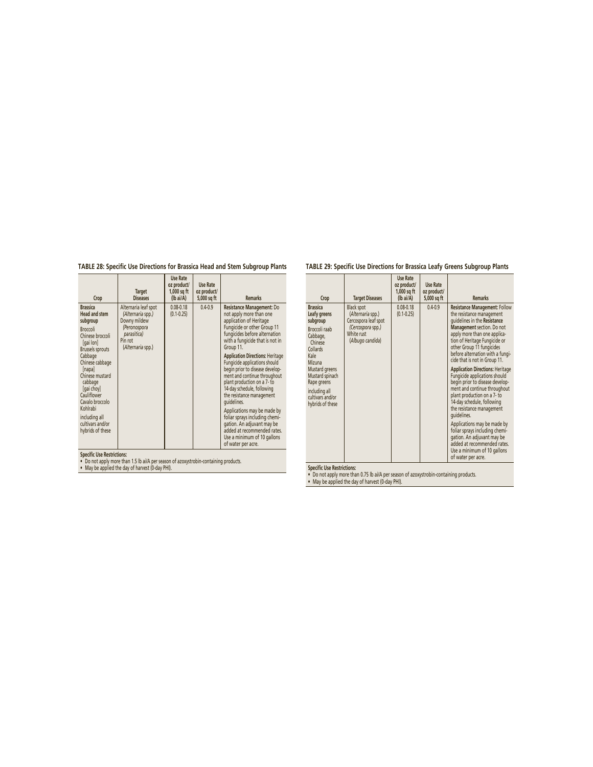### TABLE 28: Specific Use Directions for Brassica Head and Stem Subgroup Plants

| Crop | Target Diseases | Use Rate oz product/ 1,000 sq ft (lb ai/A) | Use Rate oz product/ 5,000 sq ft | Remarks |
|---|---|---|---|---|
| **Brassica Head and stem subgroup**<br>Broccoli<br>Chinese broccoli [gai lon]<br>Brussels sprouts<br>Cabbage<br>Chinese cabbage [napa]<br>Chinese mustard cabbage [gai choy]<br>Cauliflower<br>Cavalo broccolo<br>Kohlrabi<br>including all cultivars and/or hybrids of these | Alternaria leaf spot (*Alternaria* spp.)<br>Downy mildew (*Peronospora parasitica*)<br>Pin rot (*Alternaria* spp.) | 0.08-0.18<br>(0.1-0.25) | 0.4-0.9 | **Resistance Management:** Do not apply more than one application of Heritage Fungicide or other Group 11 fungicides before alternation with a fungicide that is not in Group 11.<br>**Application Directions:** Heritage Fungicide applications should begin prior to disease development and continue throughout plant production on a 7- to 14-day schedule, following the resistance management guidelines.<br>Applications may be made by foliar sprays including chemigation. An adjuvant may be added at recommended rates. Use a minimum of 10 gallons of water per acre. |

**Specific Use Restrictions:**
- Do not apply more than 1.5 lb ai/A per season of azoxystrobin-containing products.
- May be applied the day of harvest (0-day PHI).

### TABLE 29: Specific Use Directions for Brassica Leafy Greens Subgroup Plants

| Crop | Target Diseases | Use Rate oz product/ 1,000 sq ft (lb ai/A) | Use Rate oz product/ 5,000 sq ft | Remarks |
|---|---|---|---|---|
| **Brassica Leafy greens subgroup**<br>Broccoli raab<br>Cabbage, Chinese<br>Collards<br>Kale<br>Mizuna<br>Mustard greens<br>Mustard spinach<br>Rape greens<br>including all cultivars and/or hybrids of these | Black spot (*Alternaria* spp.)<br>Cercospora leaf spot (*Cercospora* spp.)<br>White rust (*Albugo candida*) | 0.08-0.18<br>(0.1-0.25) | 0.4-0.9 | **Resistance Management:** Follow the resistance management guidelines in the **Resistance Management** section. Do not apply more than one application of Heritage Fungicide or other Group 11 fungicides before alternation with a fungicide that is not in Group 11.<br>**Application Directions:** Heritage Fungicide applications should begin prior to disease development and continue throughout plant production on a 7- to 14-day schedule, following the resistance management guidelines.<br>Applications may be made by foliar sprays including chemigation. An adjuvant may be added at recommended rates. Use a minimum of 10 gallons of water per acre. |

**Specific Use Restrictions:**
- Do not apply more than 0.75 lb ai/A per season of azoxystrobin-containing products.
- May be applied the day of harvest (0-day PHI).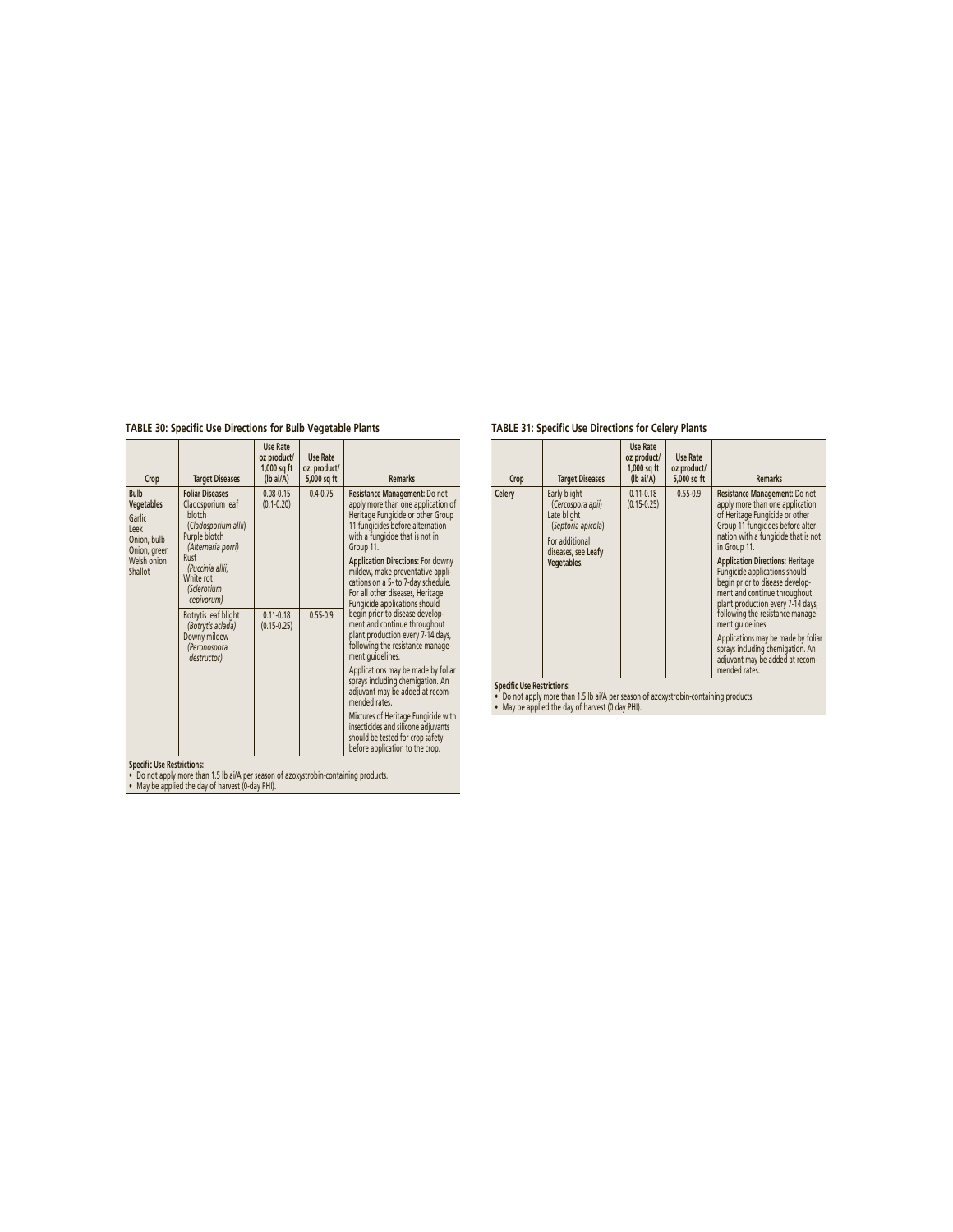**TABLE 30: Specific Use Directions for Bulb Vegetable Plants**

| Crop | Target Diseases | Use Rate oz product/ 1,000 sq ft (lb ai/A) | Use Rate oz. product/ 5,000 sq ft | Remarks |
|---|---|---|---|---|
| **Bulb Vegetables** Garlic Leek Onion, bulb Onion, green Welsh onion Shallot | **Foliar Diseases** Cladosporium leaf blotch (*Cladosporium allii*) Purple blotch (*Alternaria porri*) Rust (*Puccinia allii*) White rot (*Sclerotium cepivorum*) | 0.08-0.15 (0.1-0.20) | 0.4-0.75 | **Resistance Management:** Do not apply more than one application of Heritage Fungicide or other Group 11 fungicides before alternation with a fungicide that is not in Group 11. **Application Directions:** For downy mildew, make preventative applications on a 5- to 7-day schedule. For all other diseases, Heritage Fungicide applications should begin prior to disease development and continue throughout plant production every 7-14 days, following the resistance management guidelines. Applications may be made by foliar sprays including chemigation. An adjuvant may be added at recommended rates. Mixtures of Heritage Fungicide with insecticides and silicone adjuvants should be tested for crop safety before application to the crop. |
| | Botrytis leaf blight (*Botrytis aclada*) Downy mildew (*Peronospora destructor*) | 0.11-0.18 (0.15-0.25) | 0.55-0.9 | |

**Specific Use Restrictions:**

- Do not apply more than 1.5 lb ai/A per season of azoxystrobin-containing products.
- May be applied the day of harvest (0-day PHI).

**TABLE 31: Specific Use Directions for Celery Plants**

| Crop | Target Diseases | Use Rate oz product/ 1,000 sq ft (lb ai/A) | Use Rate oz product/ 5,000 sq ft | Remarks |
|---|---|---|---|---|
| **Celery** | Early blight (*Cercospora apii*) Late blight (*Septoria apicola*) For additional diseases, see **Leafy Vegetables.** | 0.11-0.18 (0.15-0.25) | 0.55-0.9 | **Resistance Management:** Do not apply more than one application of Heritage Fungicide or other Group 11 fungicides before alternation with a fungicide that is not in Group 11. **Application Directions:** Heritage Fungicide applications should begin prior to disease development and continue throughout plant production every 7-14 days, following the resistance management guidelines. Applications may be made by foliar sprays including chemigation. An adjuvant may be added at recommended rates. |

**Specific Use Restrictions:**

- Do not apply more than 1.5 lb ai/A per season of azoxystrobin-containing products.
- May be applied the day of harvest (0 day PHI).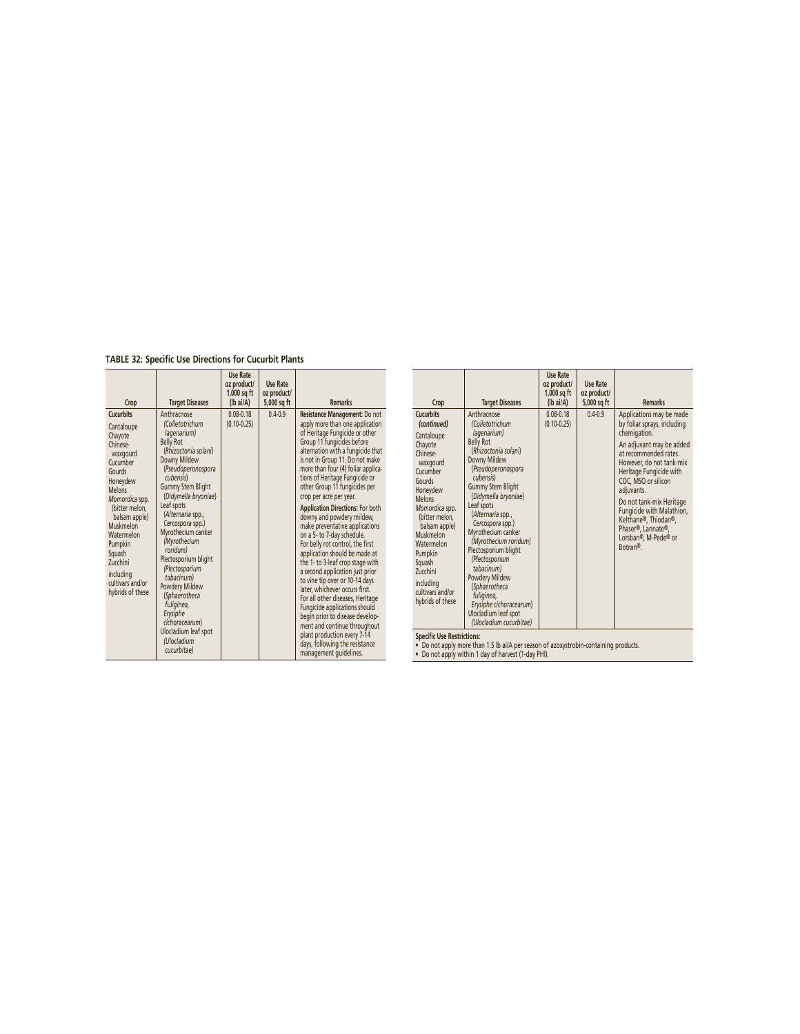**TABLE 32: Specific Use Directions for Cucurbit Plants**

| Crop | Target Diseases | Use Rate oz product/ 1,000 sq ft (lb ai/A) | Use Rate oz product/ 5,000 sq ft | Remarks |
|---|---|---|---|---|
| **Cucurbits**<br>Cantaloupe<br>Chayote<br>Chinese-waxgourd<br>Cucumber<br>Gourds<br>Honeydew<br>Melons<br>*Momordica* spp. (bitter melon, balsam apple)<br>Muskmelon<br>Watermelon<br>Pumpkin<br>Squash<br>Zucchini<br>including cultivars and/or hybrids of these | Anthracnose *(Colletotrichum lagenarium)*<br>Belly Rot (*Rhizoctonia solani*)<br>Downy Mildew (*Pseudoperonospora cubensis*)<br>Gummy Stem Blight (*Didymella bryoniae*)<br>Leaf spots (*Alternaria* spp., *Cercospora* spp.)<br>Myrothecium canker *(Myrothecium roridum)*<br>Plectosporium blight *(Plectosporium tabacinum)*<br>Powdery Mildew (*Sphaerotheca fuliginea, Erysiphe cichoracearum*)<br>Ulocladium leaf spot *(Ulocladium cucurbitae)* | 0.08-0.18<br>(0.10-0.25) | 0.4-0.9 | **Resistance Management:** Do not apply more than one application of Heritage Fungicide or other Group 11 fungicides before alternation with a fungicide that is not in Group 11. Do not make more than four (4) foliar applications of Heritage Fungicide or other Group 11 fungicides per crop per acre per year.<br>**Application Directions:** For both downy and powdery mildew, make preventative applications on a 5- to 7-day schedule. For belly rot control, the first application should be made at the 1- to 3-leaf crop stage with a second application just prior to vine tip over or 10-14 days later, whichever occurs first. For all other diseases, Heritage Fungicide applications should begin prior to disease development and continue throughout plant production every 7-14 days, following the resistance management guidelines. |
| **Cucurbits** *(continued)*<br>Cantaloupe<br>Chayote<br>Chinese-waxgourd<br>Cucumber<br>Gourds<br>Honeydew<br>Melons<br>*Momordica* spp. (bitter melon, balsam apple)<br>Muskmelon<br>Watermelon<br>Pumpkin<br>Squash<br>Zucchini<br>including cultivars and/or hybrids of these | Anthracnose *(Colletotrichum lagenarium)*<br>Belly Rot (*Rhizoctonia solani*)<br>Downy Mildew (*Pseudoperonospora cubensis*)<br>Gummy Stem Blight (*Didymella bryoniae*)<br>Leaf spots (*Alternaria* spp., *Cercospora* spp.)<br>Myrothecium canker *(Myrothecium roridum)*<br>Plectosporium blight *(Plectosporium tabacinum)*<br>Powdery Mildew (*Sphaerotheca fuliginea, Erysiphe cichoracearum*)<br>Ulocladium leaf spot *(Ulocladium cucurbitae)* | 0.08-0.18<br>(0.10-0.25) | 0.4-0.9 | Applications may be made by foliar sprays, including chemigation.<br>An adjuvant may be added at recommended rates. However, do not tank-mix Heritage Fungicide with COC, MSO or silicon adjuvants.<br>Do not tank-mix Heritage Fungicide with Malathion, Kelthane®, Thiodan®, Phaser®, Lannate®, Lorsban®, M-Pede® or Botran®. |

**Specific Use Restrictions:**

- Do not apply more than 1.5 lb ai/A per season of azoxystrobin-containing products.
- Do not apply within 1 day of harvest (1-day PHI).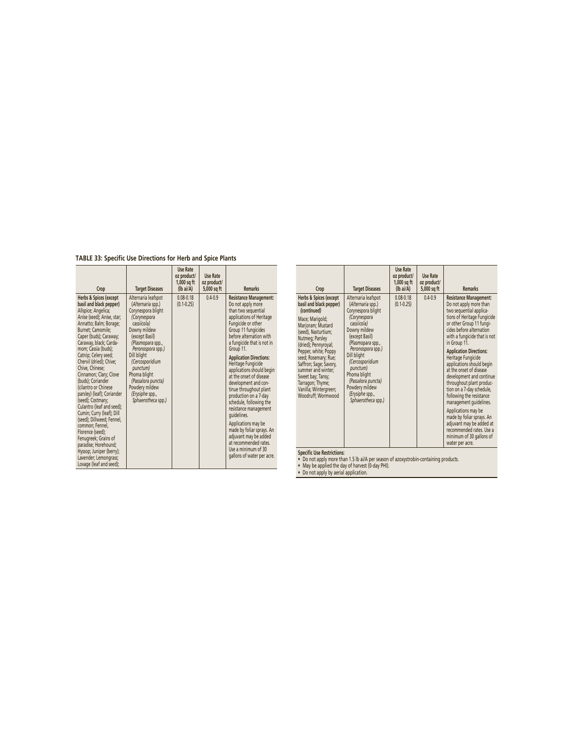**TABLE 33: Specific Use Directions for Herb and Spice Plants**

| Crop | Target Diseases | Use Rate oz product/ 1,000 sq ft (lb ai/A) | Use Rate oz product/ 5,000 sq ft | Remarks |
|---|---|---|---|---|
| **Herbs & Spices (except basil and black pepper)** Allspice; Angelica; Anise (seed); Anise, star; Annatto; Balm; Borage; Burnet; Camomile; Caper (buds); Caraway; Caraway, black; Cardamom; Cassia (buds); Catnip; Celery seed; Chervil (dried); Chive; Chive, Chinese; Cinnamon; Clary; Clove (buds); Coriander (cilantro or Chinese parsley) (leaf); Coriander (seed); Costmary; Culantro (leaf and seed); Cumin; Curry (leaf); Dill (seed); Dillweed; Fennel, common; Fennel, Florence (seed); Fenugreek; Grains of paradise; Horehound; Hyssop; Juniper (berry); Lavender; Lemongrass; Lovage (leaf and seed); | Alternaria leafspot (*Alternaria* spp.) Corynespora blight (*Corynespora cassiicola)* Downy mildew (except Basil) (*Plasmopara* spp., *Peronospora* spp.) Dill blight (*Cercosporidium punctum)* Phoma blight (*Passalora puncta)* Powdery mildew (*Erysiphe* spp., *Sphaerotheca* spp.) | 0.08-0.18 (0.1-0.25) | 0.4-0.9 | **Resistance Management:** Do not apply more than two sequential applications of Heritage Fungicide or other Group 11 fungicides before alternation with a fungicide that is not in Group 11. **Application Directions:** Heritage Fungicide applications should begin at the onset of disease development and continue throughout plant production on a 7-day schedule, following the resistance management guidelines. Applications may be made by foliar sprays. An adjuvant may be added at recommended rates. Use a minimum of 30 gallons of water per acre. |
| **Herbs & Spices (except basil and black pepper) *(continued)*** Mace; Marigold; Marjoram; Mustard (seed), Nasturtium; Nutmeg; Parsley (dried); Pennyroyal; Pepper, white; Poppy seed; Rosemary; Rue; Saffron; Sage; Savory, summer and winter; Sweet bay; Tansy; Tarragon; Thyme; Vanilla; Wintergreen; Woodruff; Wormwood | Alternaria leafspot (*Alternaria* spp.) Corynespora blight (*Corynespora cassiicola)* Downy mildew (except Basil) (*Plasmopara* spp., *Peronospora* spp.) Dill blight (*Cercosporidium punctum)* Phoma blight (*Passalora puncta)* Powdery mildew (*Erysiphe* spp., *Sphaerotheca* spp.) | 0.08-0.18 (0.1-0.25) | 0.4-0.9 | **Resistance Management:** Do not apply more than two sequential applications of Heritage Fungicide or other Group 11 fungicides before alternation with a fungicide that is not in Group 11. **Application Directions:** Heritage Fungicide applications should begin at the onset of disease development and continue throughout plant production on a 7-day schedule, following the resistance management guidelines. Applications may be made by foliar sprays. An adjuvant may be added at recommended rates. Use a minimum of 30 gallons of water per acre. |

**Specific Use Restrictions:**

- Do not apply more than 1.5 lb ai/A per season of azoxystrobin-containing products.
- May be applied the day of harvest (0-day PHI).
- Do not apply by aerial application.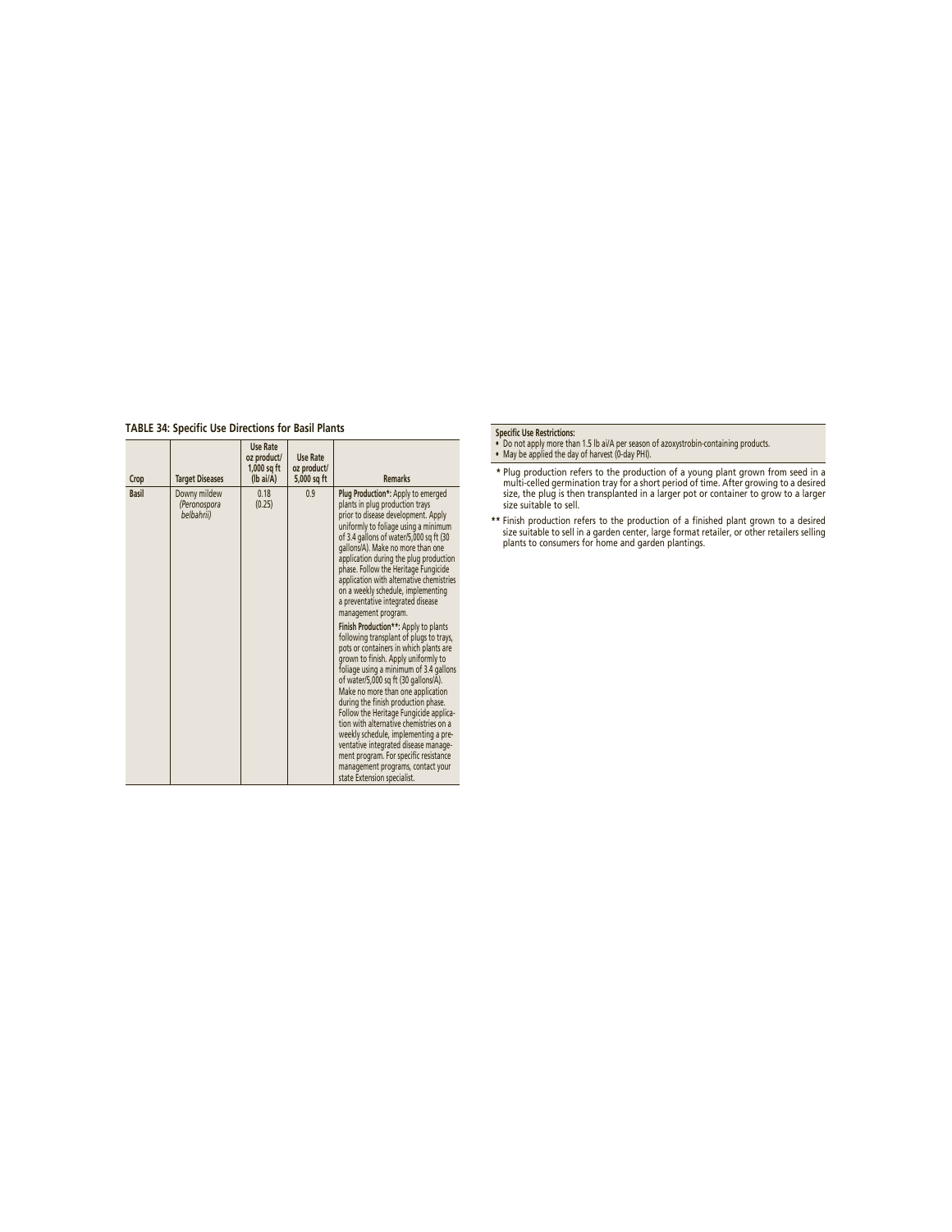**TABLE 34: Specific Use Directions for Basil Plants**

| Crop | Target Diseases | Use Rate oz product/ 1,000 sq ft (lb ai/A) | Use Rate oz product/ 5,000 sq ft | Remarks |
|---|---|---|---|---|
| **Basil** | Downy mildew *(Peronospora belbahrii)* | 0.18 (0.25) | 0.9 | **Plug Production*:** Apply to emerged plants in plug production trays prior to disease development. Apply uniformly to foliage using a minimum of 3.4 gallons of water/5,000 sq ft (30 gallons/A). Make no more than one application during the plug production phase. Follow the Heritage Fungicide application with alternative chemistries on a weekly schedule, implementing a preventative integrated disease management program. **Finish Production**:** Apply to plants following transplant of plugs to trays, pots or containers in which plants are grown to finish. Apply uniformly to foliage using a minimum of 3.4 gallons of water/5,000 sq ft (30 gallons/A). Make no more than one application during the finish production phase. Follow the Heritage Fungicide application with alternative chemistries on a weekly schedule, implementing a preventative integrated disease management program. For specific resistance management programs, contact your state Extension specialist. |

**Specific Use Restrictions:**
- Do not apply more than 1.5 lb ai/A per season of azoxystrobin-containing products.
- May be applied the day of harvest (0-day PHI).

\* Plug production refers to the production of a young plant grown from seed in a multi-celled germination tray for a short period of time. After growing to a desired size, the plug is then transplanted in a larger pot or container to grow to a larger size suitable to sell.

\*\* Finish production refers to the production of a finished plant grown to a desired size suitable to sell in a garden center, large format retailer, or other retailers selling plants to consumers for home and garden plantings.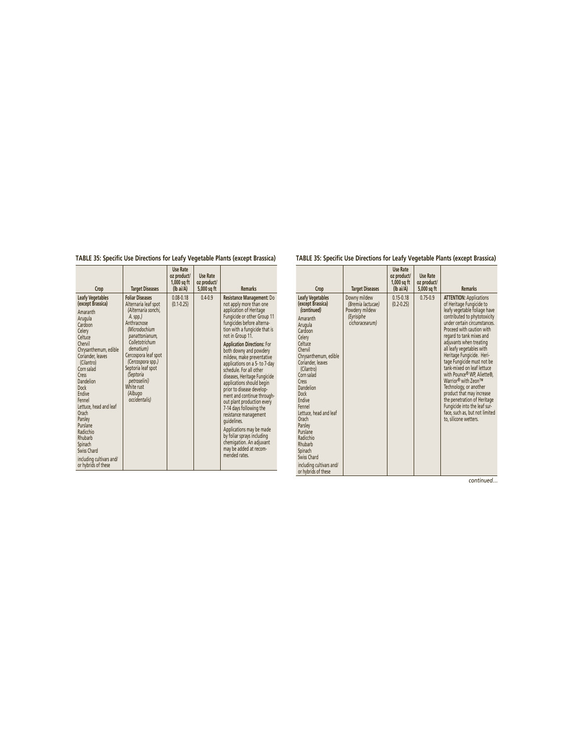## TABLE 35: Specific Use Directions for Leafy Vegetable Plants (except Brassica)

| Crop | Target Diseases | Use Rate oz product/ 1,000 sq ft (lb ai/A) | Use Rate oz product/ 5,000 sq ft | Remarks |
|---|---|---|---|---|
| **Leafy Vegetables (except Brassica)**<br>Amaranth<br>Arugula<br>Cardoon<br>Celery<br>Celtuce<br>Chervil<br>Chrysanthemum, edible<br>Coriander, leaves (Cilantro)<br>Corn salad<br>Cress<br>Dandelion<br>Dock<br>Endive<br>Fennel<br>Lettuce, head and leaf<br>Orach<br>Parsley<br>Purslane<br>Radicchio<br>Rhubarb<br>Spinach<br>Swiss Chard<br>including cultivars and/ or hybrids of these | **Foliar Diseases**<br>Alternaria leaf spot *(Alternaria sonchi, A. spp.)*<br>Anthracnose *(Microdochium panattonianum, Colletotrichum dematium)*<br>Cercospora leaf spot *(Cercospora spp.)*<br>Septoria leaf spot *(Septoria petroselini)*<br>White rust *(Albugo occidentalis)* | 0.08-0.18 (0.1-0.25) | 0.4-0.9 | **Resistance Management:** Do not apply more than one application of Heritage Fungicide or other Group 11 fungicides before alternation with a fungicide that is not in Group 11.<br>**Application Directions:** For both downy and powdery mildew, make preventative applications on a 5- to 7-day schedule. For all other diseases, Heritage Fungicide applications should begin prior to disease development and continue throughout plant production every 7-14 days following the resistance management guidelines.<br>Applications may be made by foliar sprays including chemigation. An adjuvant may be added at recommended rates. |
| **Leafy Vegetables (except Brassica)** *(continued)*<br>Amaranth<br>Arugula<br>Cardoon<br>Celery<br>Celtuce<br>Chervil<br>Chrysanthemum, edible<br>Coriander, leaves (Cilantro)<br>Corn salad<br>Cress<br>Dandelion<br>Dock<br>Endive<br>Fennel<br>Lettuce, head and leaf<br>Orach<br>Parsley<br>Purslane<br>Radicchio<br>Rhubarb<br>Spinach<br>Swiss Chard<br>including cultivars and/ or hybrids of these | Downy mildew *(Bremia lactucae)*<br>Powdery mildew *(Eyrisiphe cichoracearum)* | 0.15-0.18 (0.2-0.25) | 0.75-0.9 | **ATTENTION:** Applications of Heritage Fungicide to leafy vegetable foliage have contributed to phytotoxicity under certain circumstances. Proceed with caution with regard to tank mixes and adjuvants when treating all leafy vegetables with Heritage Fungicide. Heritage Fungicide must not be tank-mixed on leaf lettuce with Pounce® WP, Aliette®, Warrior® with Zeon™ Technology, or another product that may increase the penetration of Heritage Fungicide into the leaf surface, such as, but not limited to, silicone wetters. |

*continued...*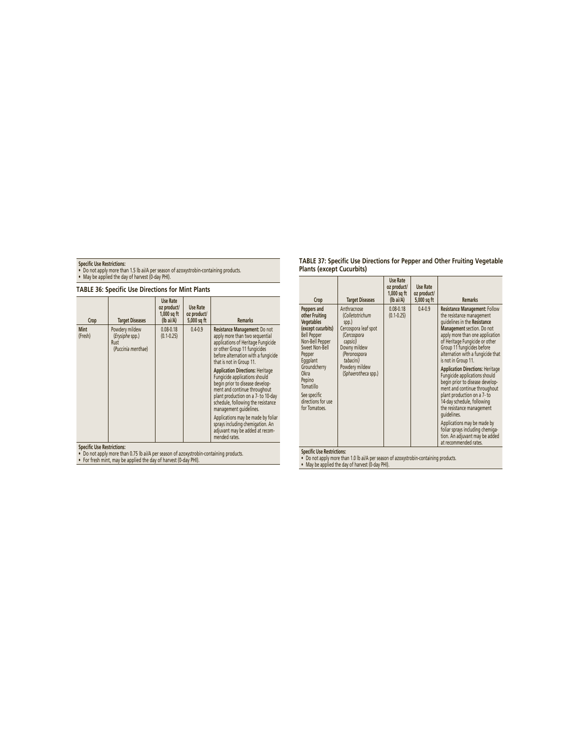**Specific Use Restrictions:**

- Do not apply more than 1.5 lb ai/A per season of azoxystrobin-containing products.
- May be applied the day of harvest (0-day PHI).

**TABLE 36: Specific Use Directions for Mint Plants**

| Crop | Target Diseases | Use Rate oz product/ 1,000 sq ft (lb ai/A) | Use Rate oz product/ 5,000 sq ft | Remarks |
|---|---|---|---|---|
| **Mint** (Fresh) | Powdery mildew (*Erysiphe* spp.)<br>Rust (*Puccinia menthae*) | 0.08-0.18 (0.1-0.25) | 0.4-0.9 | **Resistance Management:** Do not apply more than two sequential applications of Heritage Fungicide or other Group 11 fungicides before alternation with a fungicide that is not in Group 11.<br>**Application Directions:** Heritage Fungicide applications should begin prior to disease development and continue throughout plant production on a 7- to 10-day schedule, following the resistance management guidelines.<br>Applications may be made by foliar sprays including chemigation. An adjuvant may be added at recommended rates. |

**Specific Use Restrictions:**

- Do not apply more than 0.75 lb ai/A per season of azoxystrobin-containing products.
- For fresh mint, may be applied the day of harvest (0-day PHI).

**TABLE 37: Specific Use Directions for Pepper and Other Fruiting Vegetable Plants (except Cucurbits)**

| Crop | Target Diseases | Use Rate oz product/ 1,000 sq ft (lb ai/A) | Use Rate oz product/ 5,000 sq ft | Remarks |
|---|---|---|---|---|
| **Peppers and other Fruiting Vegetables (except cucurbits)**<br>Bell Pepper<br>Non-Bell Pepper<br>Sweet Non-Bell Pepper<br>Eggplant<br>Groundcherry<br>Okra<br>Pepino<br>Tomatillo<br>See specific directions for use for Tomatoes. | Anthracnose (*Colletotrichum* spp.)<br>Cercospora leaf spot (*Cercospora capsici*)<br>Downy mildew (*Peronospora tabacini*)<br>Powdery mildew (*Sphaerotheca* spp.) | 0.08-0.18 (0.1-0.25) | 0.4-0.9 | **Resistance Management:** Follow the resistance management guidelines in the **Resistance Management** section. Do not apply more than one application of Heritage Fungicide or other Group 11 fungicides before alternation with a fungicide that is not in Group 11.<br>**Application Directions:** Heritage Fungicide applications should begin prior to disease development and continue throughout plant production on a 7- to 14-day schedule, following the resistance management guidelines.<br>Applications may be made by foliar sprays including chemigation. An adjuvant may be added at recommended rates. |

**Specific Use Restrictions:**

- Do not apply more than 1.0 lb ai/A per season of azoxystrobin-containing products.
- May be applied the day of harvest (0-day PHI).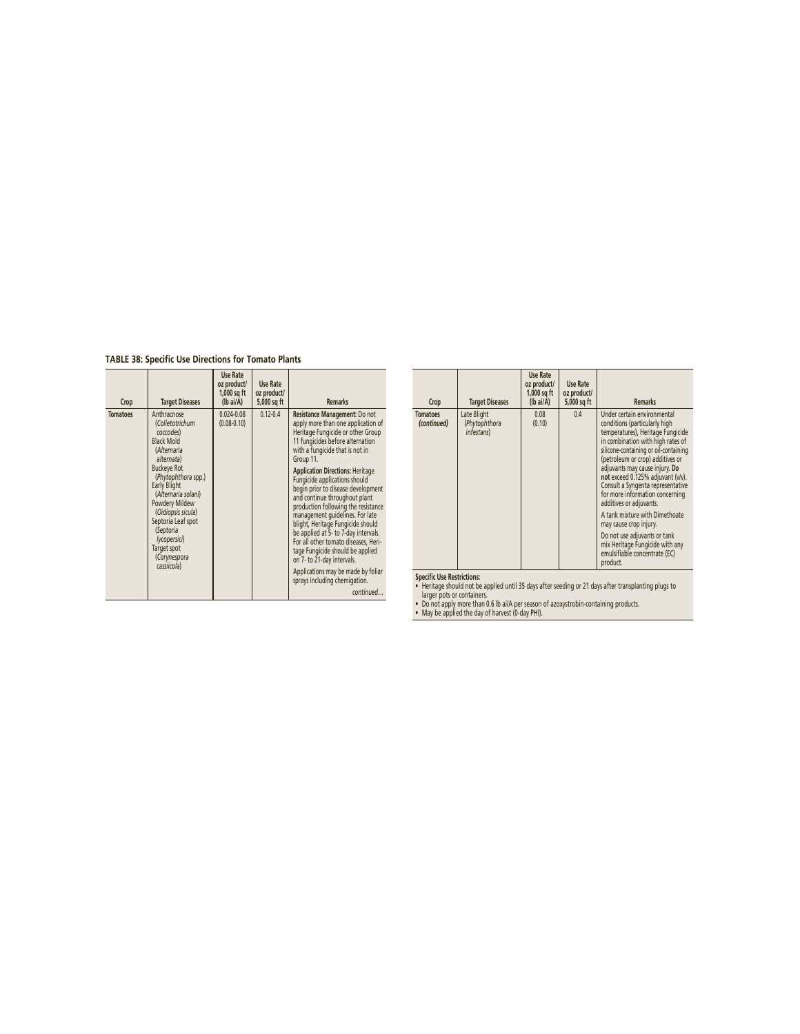**TABLE 38: Specific Use Directions for Tomato Plants**

| Crop | Target Diseases | Use Rate oz product/ 1,000 sq ft (lb ai/A) | Use Rate oz product/ 5,000 sq ft | Remarks |
|---|---|---|---|---|
| **Tomatoes** | Anthracnose (*Colletotrichum coccodes*)<br>Black Mold (*Alternaria alternata*)<br>Buckeye Rot (*Phytophthora* spp.)<br>Early Blight (*Alternaria solani*)<br>Powdery Mildew (*Oidiopsis sicula*)<br>Septoria Leaf spot (*Septoria lycopersici*)<br>Target spot (*Corynespora cassiicola*) | 0.024-0.08 (0.08-0.10) | 0.12-0.4 | **Resistance Management:** Do not apply more than one application of Heritage Fungicide or other Group 11 fungicides before alternation with a fungicide that is not in Group 11.<br>**Application Directions:** Heritage Fungicide applications should begin prior to disease development and continue throughout plant production following the resistance management guidelines. For late blight, Heritage Fungicide should be applied at 5- to 7-day intervals. For all other tomato diseases, Heritage Fungicide should be applied on 7- to 21-day intervals.<br>Applications may be made by foliar sprays including chemigation. |
| **Tomatoes** *(continued)* | Late Blight (*Phytophthora infestans*) | 0.08 (0.10) | 0.4 | Under certain environmental conditions (particularly high temperatures), Heritage Fungicide in combination with high rates of silicone-containing or oil-containing (petroleum or crop) additives or adjuvants may cause injury. **Do not** exceed 0.125% adjuvant (v/v). Consult a Syngenta representative for more information concerning additives or adjuvants.<br>A tank mixture with Dimethoate may cause crop injury.<br>Do not use adjuvants or tank mix Heritage Fungicide with any emulsifiable concentrate (EC) product. |

**Specific Use Restrictions:**

- Heritage should not be applied until 35 days after seeding or 21 days after transplanting plugs to larger pots or containers.
- Do not apply more than 0.6 lb ai/A per season of azoxystrobin-containing products.
- May be applied the day of harvest (0-day PHI).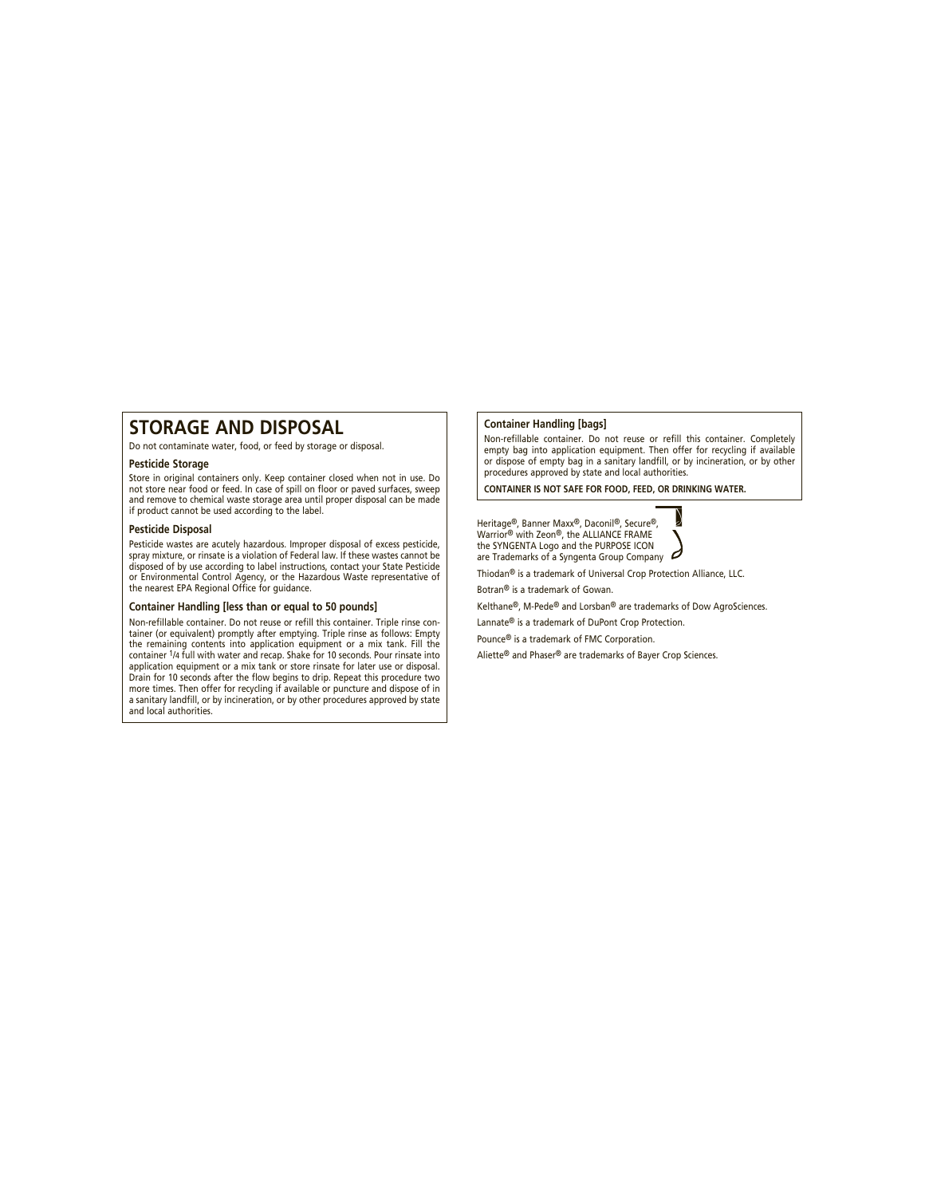# STORAGE AND DISPOSAL

Do not contaminate water, food, or feed by storage or disposal.

### Pesticide Storage

Store in original containers only. Keep container closed when not in use. Do not store near food or feed. In case of spill on floor or paved surfaces, sweep and remove to chemical waste storage area until proper disposal can be made if product cannot be used according to the label.

### Pesticide Disposal

Pesticide wastes are acutely hazardous. Improper disposal of excess pesticide, spray mixture, or rinsate is a violation of Federal law. If these wastes cannot be disposed of by use according to label instructions, contact your State Pesticide or Environmental Control Agency, or the Hazardous Waste representative of the nearest EPA Regional Office for guidance.

### Container Handling [less than or equal to 50 pounds]

Non-refillable container. Do not reuse or refill this container. Triple rinse container (or equivalent) promptly after emptying. Triple rinse as follows: Empty the remaining contents into application equipment or a mix tank. Fill the container 1/4 full with water and recap. Shake for 10 seconds. Pour rinsate into application equipment or a mix tank or store rinsate for later use or disposal. Drain for 10 seconds after the flow begins to drip. Repeat this procedure two more times. Then offer for recycling if available or puncture and dispose of in a sanitary landfill, or by incineration, or by other procedures approved by state and local authorities.

### Container Handling [bags]

Non-refillable container. Do not reuse or refill this container. Completely empty bag into application equipment. Then offer for recycling if available or dispose of empty bag in a sanitary landfill, or by incineration, or by other procedures approved by state and local authorities.

**CONTAINER IS NOT SAFE FOR FOOD, FEED, OR DRINKING WATER.**

Heritage®, Banner Maxx®, Daconil®, Secure®, Warrior® with Zeon®, the ALLIANCE FRAME the SYNGENTA Logo and the PURPOSE ICON are Trademarks of a Syngenta Group Company

Thiodan® is a trademark of Universal Crop Protection Alliance, LLC.

Botran® is a trademark of Gowan.

Kelthane®, M-Pede® and Lorsban® are trademarks of Dow AgroSciences.

Lannate® is a trademark of DuPont Crop Protection.

Pounce® is a trademark of FMC Corporation.

Aliette® and Phaser® are trademarks of Bayer Crop Sciences.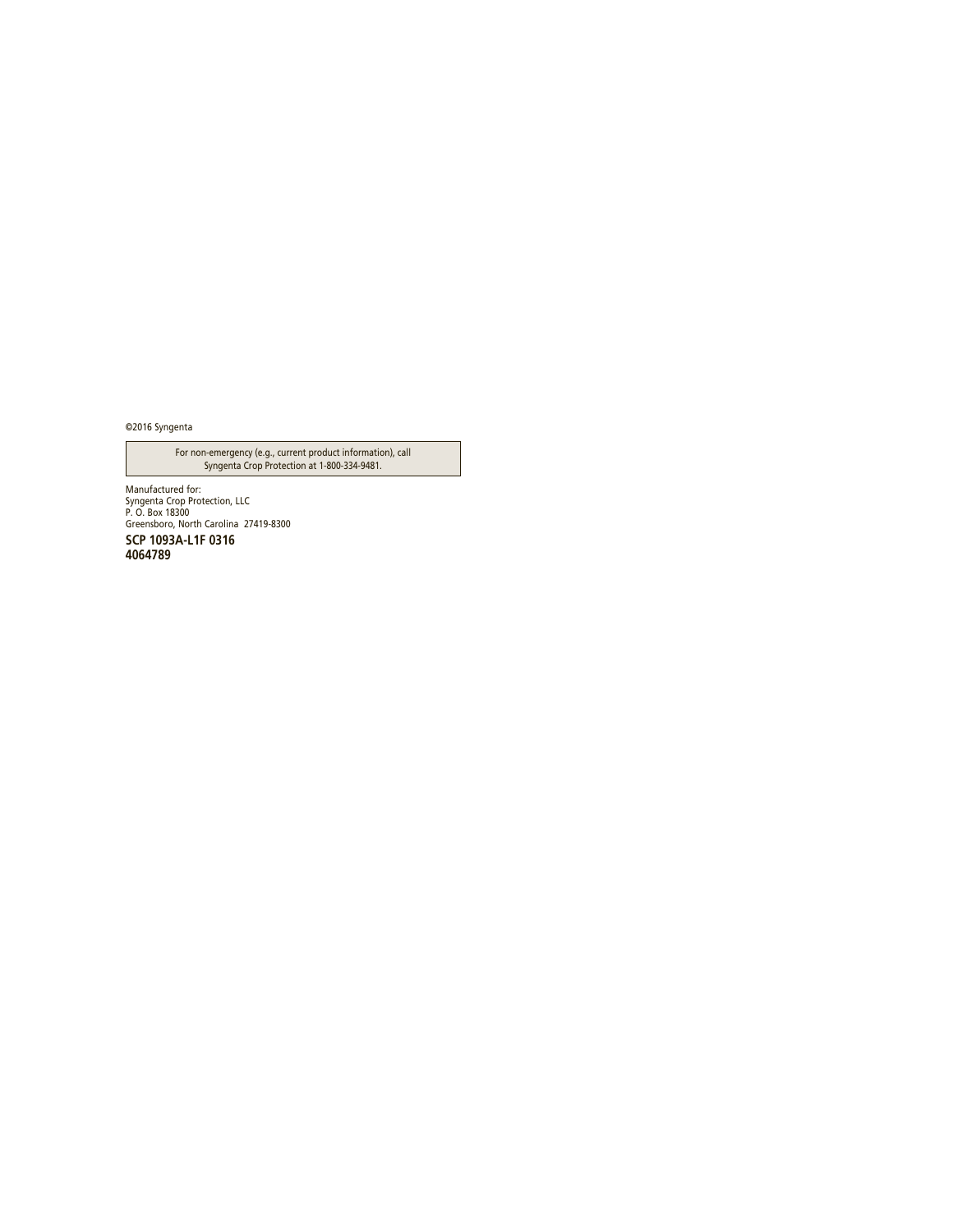©2016 Syngenta

For non-emergency (e.g., current product information), call Syngenta Crop Protection at 1-800-334-9481.

Manufactured for:
Syngenta Crop Protection, LLC
P. O. Box 18300
Greensboro, North Carolina 27419-8300

**SCP 1093A-L1F 0316**
**4064789**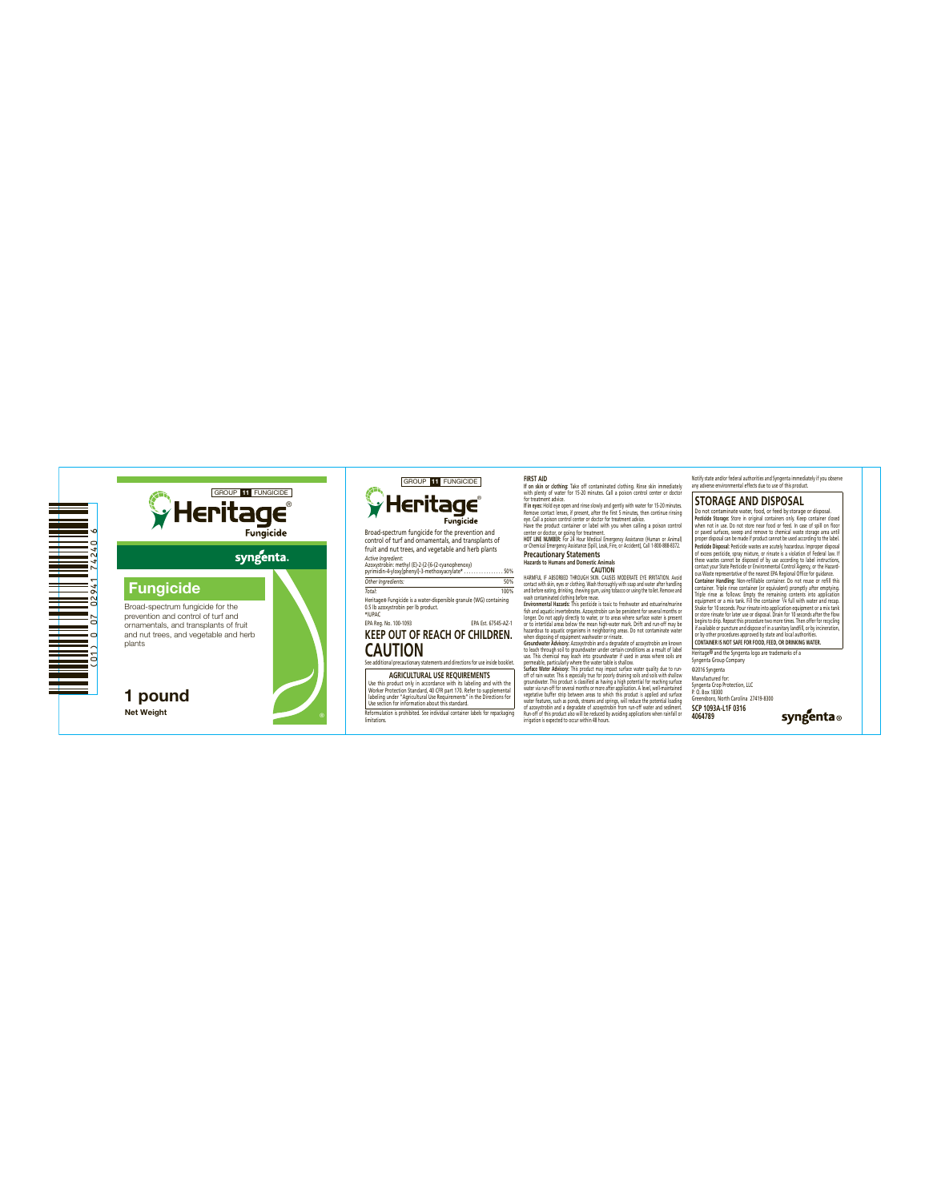(01) 0 07 02941 74240 6

GROUP 11 FUNGICIDE

# Heritage®

Fungicide

syngenta.

## Fungicide

Broad-spectrum fungicide for the prevention and control of turf and ornamentals, and transplants of fruit and nut trees, and vegetable and herb plants

**1 pound**

**Net Weight**

GROUP 11 FUNGICIDE

# Heritage®

Fungicide

Broad-spectrum fungicide for the prevention and control of turf and ornamentals, and transplants of fruit and nut trees, and vegetable and herb plants

| | |
|---|---|
| *Active Ingredient:* | |
| Azoxystrobin: methyl (E)-2-{2-[6-(2-cyanophenoxy) pyrimidin-4-yloxy]phenyl}-3-methoxyacrylate* | 50% |
| *Other Ingredients:* | 50% |
| *Total:* | 100% |

Heritage® Fungicide is a water-dispersible granule (WG) containing 0.5 lb azoxystrobin per lb product.

*IUPAC

EPA Reg. No. 100-1093 EPA Est. 67545-AZ-1

## KEEP OUT OF REACH OF CHILDREN.

## CAUTION

See additional precautionary statements and directions for use inside booklet.

### AGRICULTURAL USE REQUIREMENTS

Use this product only in accordance with its labeling and with the Worker Protection Standard, 40 CFR part 170. Refer to supplemental labeling under "Agricultural Use Requirements" in the Directions for Use section for information about this standard.

Reformulation is prohibited. See individual container labels for repackaging limitations.

**FIRST AID**

**If on skin or clothing:** Take off contaminated clothing. Rinse skin immediately with plenty of water for 15-20 minutes. Call a poison control center or doctor for treatment advice.

**If in eyes:** Hold eye open and rinse slowly and gently with water for 15-20 minutes. Remove contact lenses, if present, after the first 5 minutes, then continue rinsing eye. Call a poison control center or doctor for treatment advice.

Have the product container or label with you when calling a poison control center or doctor, or going for treatment.

**HOT LINE NUMBER:** For 24 Hour Medical Emergency Assistance (Human or Animal) or Chemical Emergency Assistance (Spill, Leak, Fire, or Accident), Call 1-800-888-8372.

### Precautionary Statements

**Hazards to Humans and Domestic Animals**

**CAUTION**

HARMFUL IF ABSORBED THROUGH SKIN. CAUSES MODERATE EYE IRRITATION. Avoid contact with skin, eyes or clothing. Wash thoroughly with soap and water after handling and before eating, drinking, chewing gum, using tobacco or using the toilet. Remove and wash contaminated clothing before reuse.

**Environmental Hazards:** This pesticide is toxic to freshwater and estuarine/marine fish and aquatic invertebrates. Azoxystrobin can be persistent for several months or longer. Do not apply directly to water, or to areas where surface water is present or to intertidal areas below the mean high-water mark. Drift and run-off may be hazardous to aquatic organisms in neighboring areas. Do not contaminate water when disposing of equipment washwater or rinsate.

**Groundwater Advisory:** Azoxystrobin and a degradate of azoxystrobin are known to leach through soil to groundwater under certain conditions as a result of label use. This chemical may leach into groundwater if used in areas where soils are permeable, particularly where the water table is shallow.

**Surface Water Advisory:** This product may impact surface water quality due to run-off of rain water. This is especially true for poorly draining soils and soils with shallow groundwater. This product is classified as having a high potential for reaching surface water via run-off for several months or more after application. A level, well-maintained vegetative buffer strip between areas to which this product is applied and surface water features, such as ponds, streams and springs, will reduce the potential loading of azoxystrobin and a degradate of azoxystrobin from run-off water and sediment. Run-off of this product also will be reduced by avoiding applications when rainfall or irrigation is expected to occur within 48 hours.

Notify state and/or federal authorities and Syngenta immediately if you observe any adverse environmental effects due to use of this product.

## STORAGE AND DISPOSAL

Do not contaminate water, food, or feed by storage or disposal.

**Pesticide Storage:** Store in original containers only. Keep container closed when not in use. Do not store near food or feed. In case of spill on floor or paved surfaces, sweep and remove to chemical waste storage area until proper disposal can be made if product cannot be used according to the label.

**Pesticide Disposal:** Pesticide wastes are acutely hazardous. Improper disposal of excess pesticide, spray mixture, or rinsate is a violation of Federal law. If these wastes cannot be disposed of by use according to label instructions, contact your State Pesticide or Environmental Control Agency, or the Hazardous Waste representative of the nearest EPA Regional Office for guidance.

**Container Handling:** Non-refillable container. Do not reuse or refill this container. Triple rinse container (or equivalent) promptly after emptying. Triple rinse as follows: Empty the remaining contents into application equipment or a mix tank. Fill the container ¼ full with water and recap. Shake for 10 seconds. Pour rinsate into application equipment or a mix tank or store rinsate for later use or disposal. Drain for 10 seconds after the flow begins to drip. Repeat this procedure two more times. Then offer for recycling if available or puncture and dispose of in a sanitary landfill, or by incineration, or by other procedures approved by state and local authorities.

**CONTAINER IS NOT SAFE FOR FOOD, FEED, OR DRINKING WATER.**

Heritage® and the Syngenta logo are trademarks of a Syngenta Group Company

©2016 Syngenta

Manufactured for:
Syngenta Crop Protection, LLC
P. O. Box 18300
Greensboro, North Carolina 27419-8300

**SCP 1093A-L1F 0316**
**4064789**

syngenta®